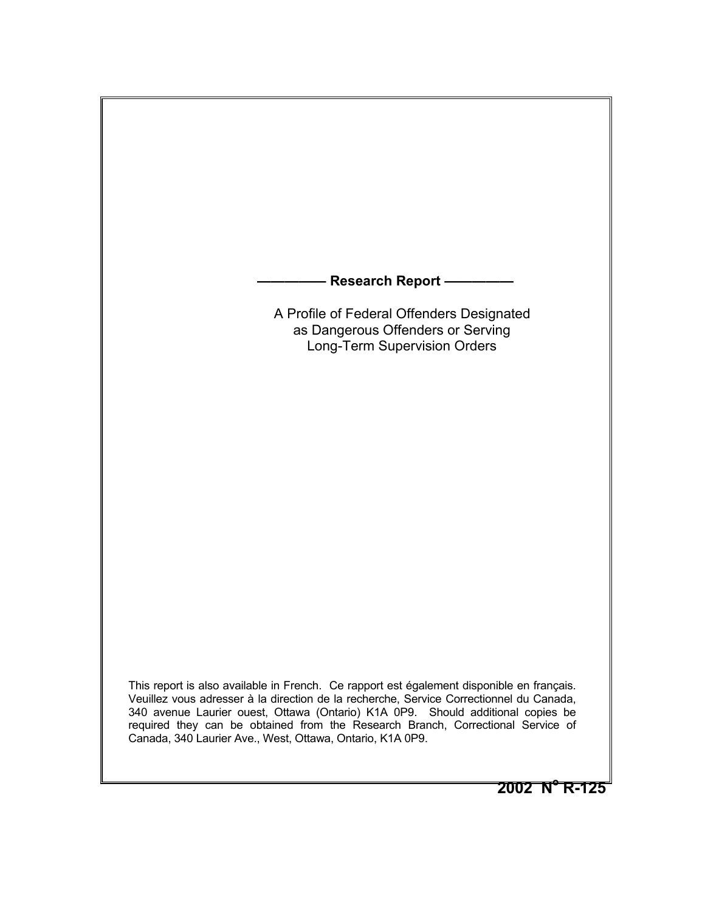**—————— Research Report ——————**

# A Profile of Federal Offenders Designated as Dangerous Offenders or Serving Long-Term Supervision Orders

This report is also available in French. Ce rapport est également disponible en français. Veuillez vous adresser à la direction de la recherche, Service Correctionnel du Canada, 340 avenue Laurier ouest, Ottawa (Ontario) K1A 0P9. Should additional copies be required they can be obtained from the Research Branch, Correctional Service of Canada, 340 Laurier Ave., West, Ottawa, Ontario, K1A 0P9.

**2002 N° R-125**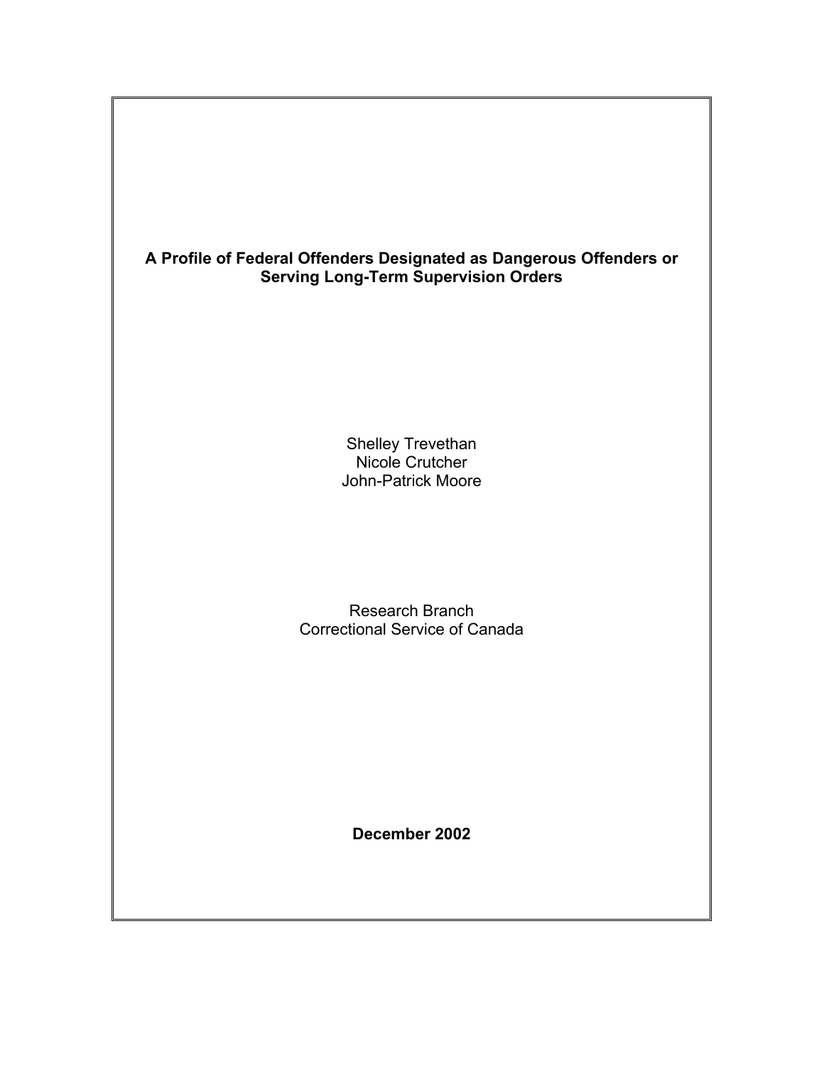**A Profile of Federal Offenders Designated as Dangerous Offenders or Serving Long-Term Supervision Orders**

Shelley Trevethan
Nicole Crutcher
John-Patrick Moore

Research Branch
Correctional Service of Canada

**December 2002**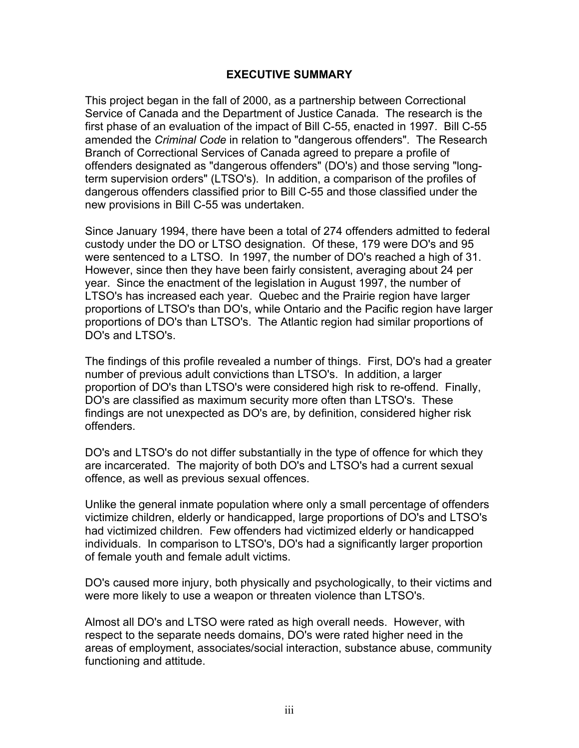## EXECUTIVE SUMMARY

This project began in the fall of 2000, as a partnership between Correctional Service of Canada and the Department of Justice Canada. The research is the first phase of an evaluation of the impact of Bill C-55, enacted in 1997. Bill C-55 amended the *Criminal Code* in relation to "dangerous offenders". The Research Branch of Correctional Services of Canada agreed to prepare a profile of offenders designated as "dangerous offenders" (DO's) and those serving "long-term supervision orders" (LTSO's). In addition, a comparison of the profiles of dangerous offenders classified prior to Bill C-55 and those classified under the new provisions in Bill C-55 was undertaken.

Since January 1994, there have been a total of 274 offenders admitted to federal custody under the DO or LTSO designation. Of these, 179 were DO's and 95 were sentenced to a LTSO. In 1997, the number of DO's reached a high of 31. However, since then they have been fairly consistent, averaging about 24 per year. Since the enactment of the legislation in August 1997, the number of LTSO's has increased each year. Quebec and the Prairie region have larger proportions of LTSO's than DO's, while Ontario and the Pacific region have larger proportions of DO's than LTSO's. The Atlantic region had similar proportions of DO's and LTSO's.

The findings of this profile revealed a number of things. First, DO's had a greater number of previous adult convictions than LTSO's. In addition, a larger proportion of DO's than LTSO's were considered high risk to re-offend. Finally, DO's are classified as maximum security more often than LTSO's. These findings are not unexpected as DO's are, by definition, considered higher risk offenders.

DO's and LTSO's do not differ substantially in the type of offence for which they are incarcerated. The majority of both DO's and LTSO's had a current sexual offence, as well as previous sexual offences.

Unlike the general inmate population where only a small percentage of offenders victimize children, elderly or handicapped, large proportions of DO's and LTSO's had victimized children. Few offenders had victimized elderly or handicapped individuals. In comparison to LTSO's, DO's had a significantly larger proportion of female youth and female adult victims.

DO's caused more injury, both physically and psychologically, to their victims and were more likely to use a weapon or threaten violence than LTSO's.

Almost all DO's and LTSO were rated as high overall needs. However, with respect to the separate needs domains, DO's were rated higher need in the areas of employment, associates/social interaction, substance abuse, community functioning and attitude.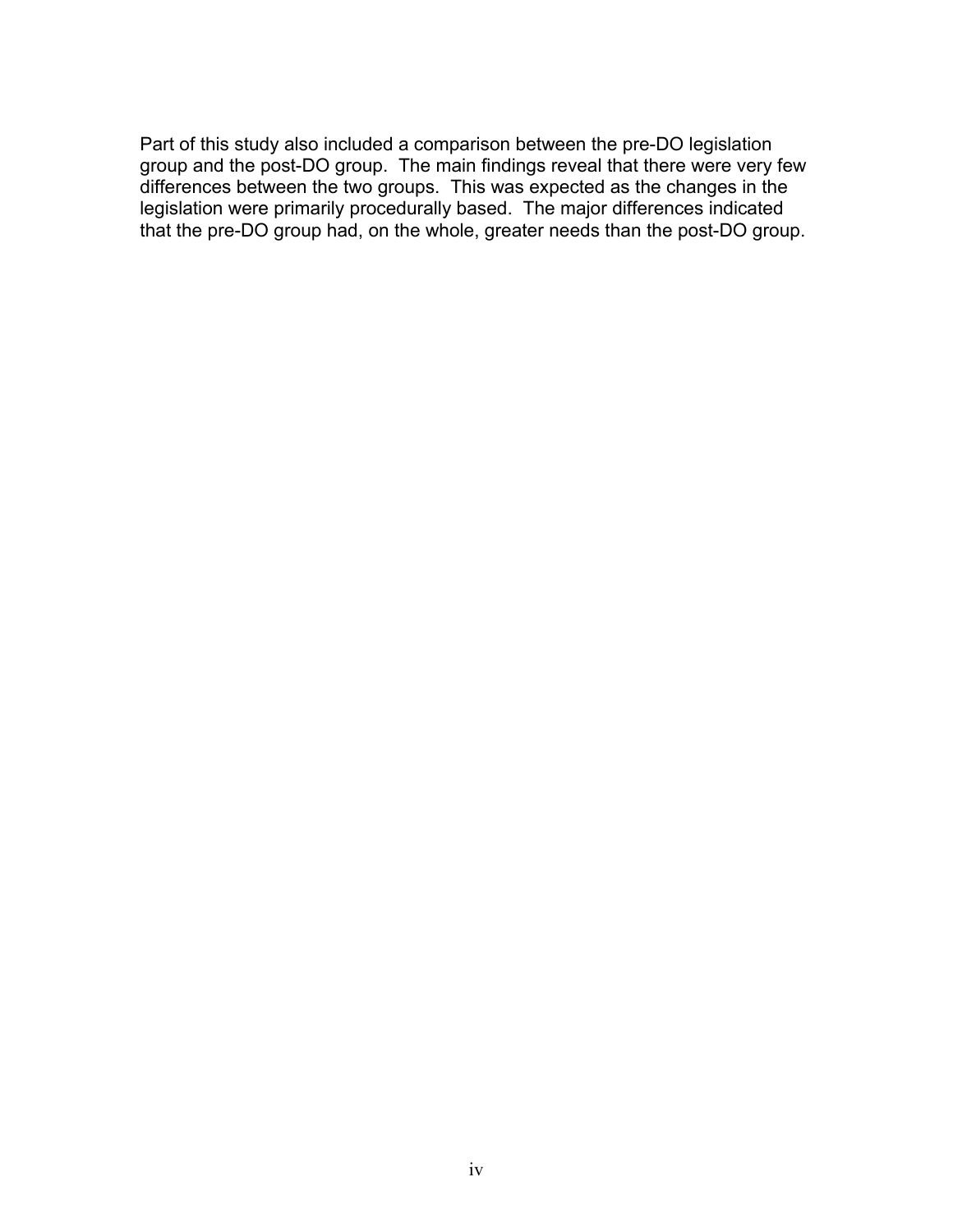Part of this study also included a comparison between the pre-DO legislation group and the post-DO group. The main findings reveal that there were very few differences between the two groups. This was expected as the changes in the legislation were primarily procedurally based. The major differences indicated that the pre-DO group had, on the whole, greater needs than the post-DO group.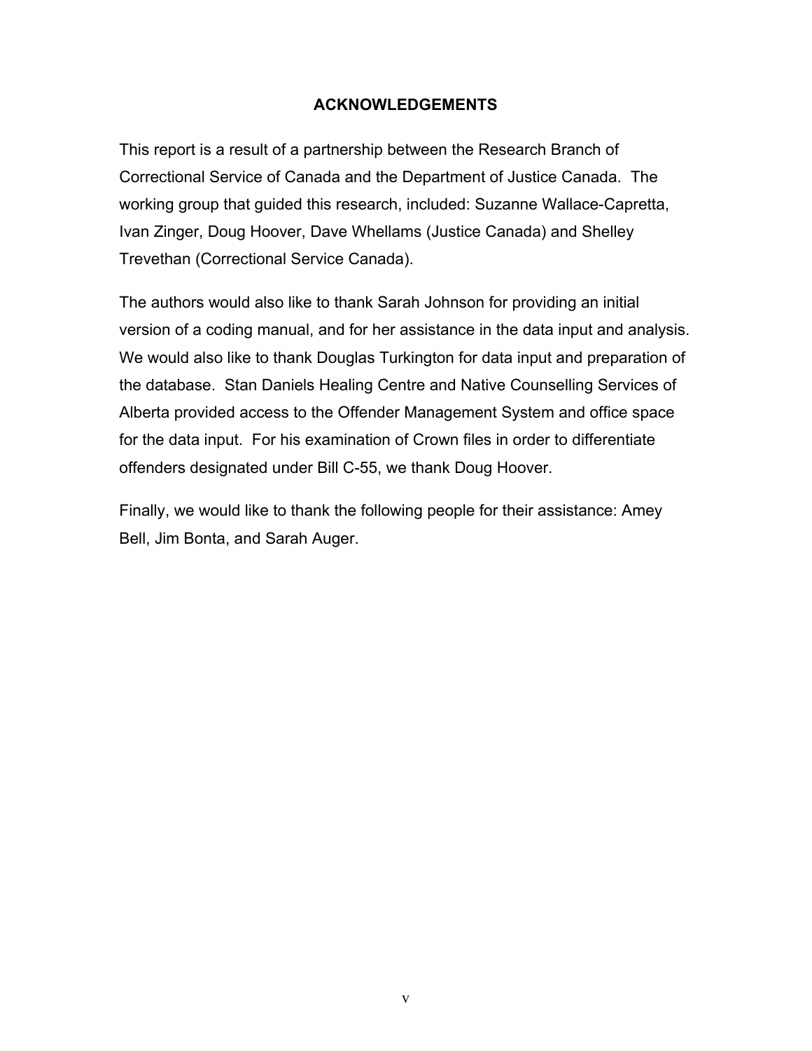# ACKNOWLEDGEMENTS

This report is a result of a partnership between the Research Branch of Correctional Service of Canada and the Department of Justice Canada. The working group that guided this research, included: Suzanne Wallace-Capretta, Ivan Zinger, Doug Hoover, Dave Whellams (Justice Canada) and Shelley Trevethan (Correctional Service Canada).

The authors would also like to thank Sarah Johnson for providing an initial version of a coding manual, and for her assistance in the data input and analysis. We would also like to thank Douglas Turkington for data input and preparation of the database. Stan Daniels Healing Centre and Native Counselling Services of Alberta provided access to the Offender Management System and office space for the data input. For his examination of Crown files in order to differentiate offenders designated under Bill C-55, we thank Doug Hoover.

Finally, we would like to thank the following people for their assistance: Amey Bell, Jim Bonta, and Sarah Auger.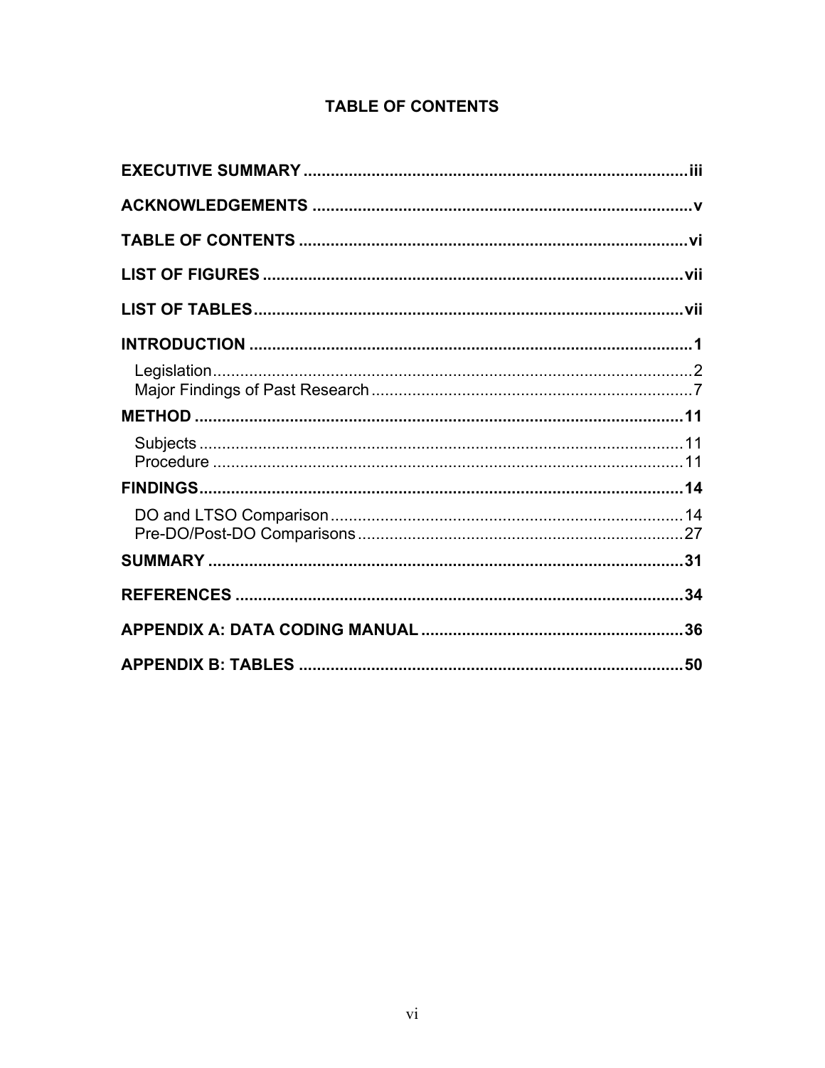# TABLE OF CONTENTS

**EXECUTIVE SUMMARY** .................................................................................... iii

**ACKNOWLEDGEMENTS** ................................................................................... v

**TABLE OF CONTENTS** ..................................................................................... vi

**LIST OF FIGURES** ........................................................................................... vii

**LIST OF TABLES** ............................................................................................. vii

**INTRODUCTION** ................................................................................................ 1

- Legislation ........................................................................................................ 2
- Major Findings of Past Research ...................................................................... 7

**METHOD** ........................................................................................................... 11

- Subjects ........................................................................................................... 11
- Procedure ........................................................................................................ 11

**FINDINGS** ......................................................................................................... 14

- DO and LTSO Comparison ............................................................................. 14
- Pre-DO/Post-DO Comparisons ....................................................................... 27

**SUMMARY** ........................................................................................................ 31

**REFERENCES** .................................................................................................. 34

**APPENDIX A: DATA CODING MANUAL** ......................................................... 36

**APPENDIX B: TABLES** .................................................................................... 50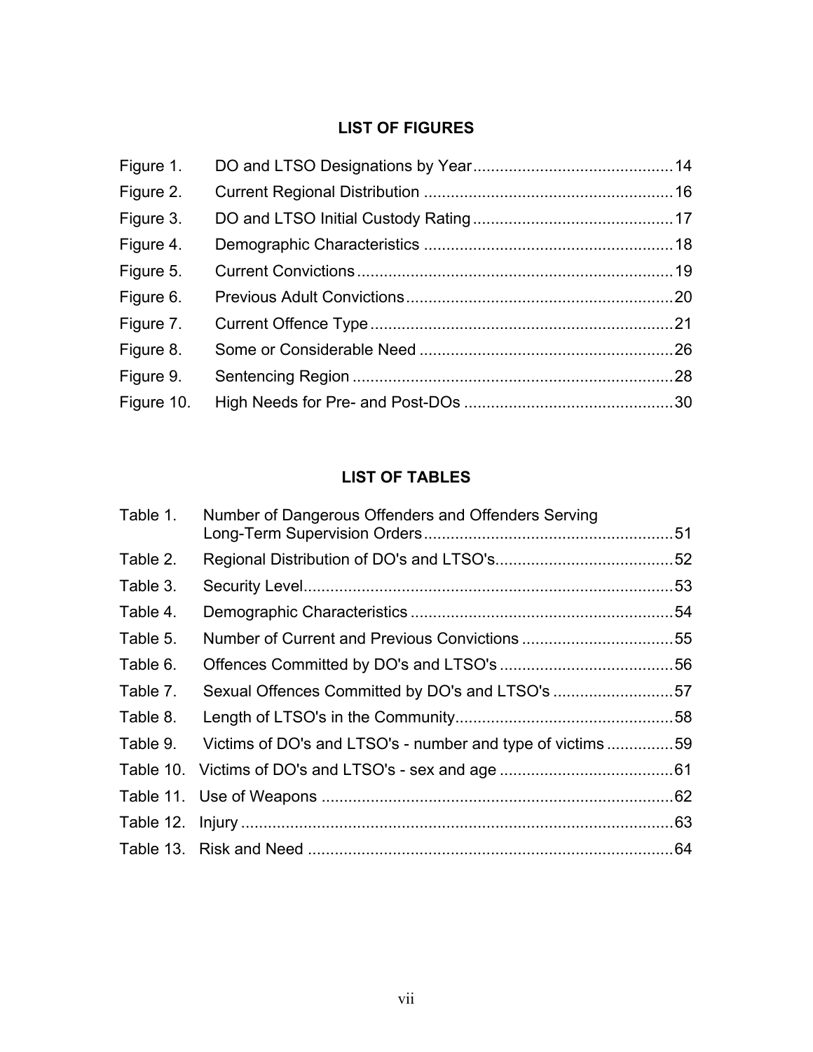## LIST OF FIGURES

| | | |
|---|---|---|
| Figure 1. | DO and LTSO Designations by Year | 14 |
| Figure 2. | Current Regional Distribution | 16 |
| Figure 3. | DO and LTSO Initial Custody Rating | 17 |
| Figure 4. | Demographic Characteristics | 18 |
| Figure 5. | Current Convictions | 19 |
| Figure 6. | Previous Adult Convictions | 20 |
| Figure 7. | Current Offence Type | 21 |
| Figure 8. | Some or Considerable Need | 26 |
| Figure 9. | Sentencing Region | 28 |
| Figure 10. | High Needs for Pre- and Post-DOs | 30 |

## LIST OF TABLES

| | | |
|---|---|---|
| Table 1. | Number of Dangerous Offenders and Offenders Serving Long-Term Supervision Orders | 51 |
| Table 2. | Regional Distribution of DO's and LTSO's | 52 |
| Table 3. | Security Level | 53 |
| Table 4. | Demographic Characteristics | 54 |
| Table 5. | Number of Current and Previous Convictions | 55 |
| Table 6. | Offences Committed by DO's and LTSO's | 56 |
| Table 7. | Sexual Offences Committed by DO's and LTSO's | 57 |
| Table 8. | Length of LTSO's in the Community | 58 |
| Table 9. | Victims of DO's and LTSO's - number and type of victims | 59 |
| Table 10. | Victims of DO's and LTSO's - sex and age | 61 |
| Table 11. | Use of Weapons | 62 |
| Table 12. | Injury | 63 |
| Table 13. | Risk and Need | 64 |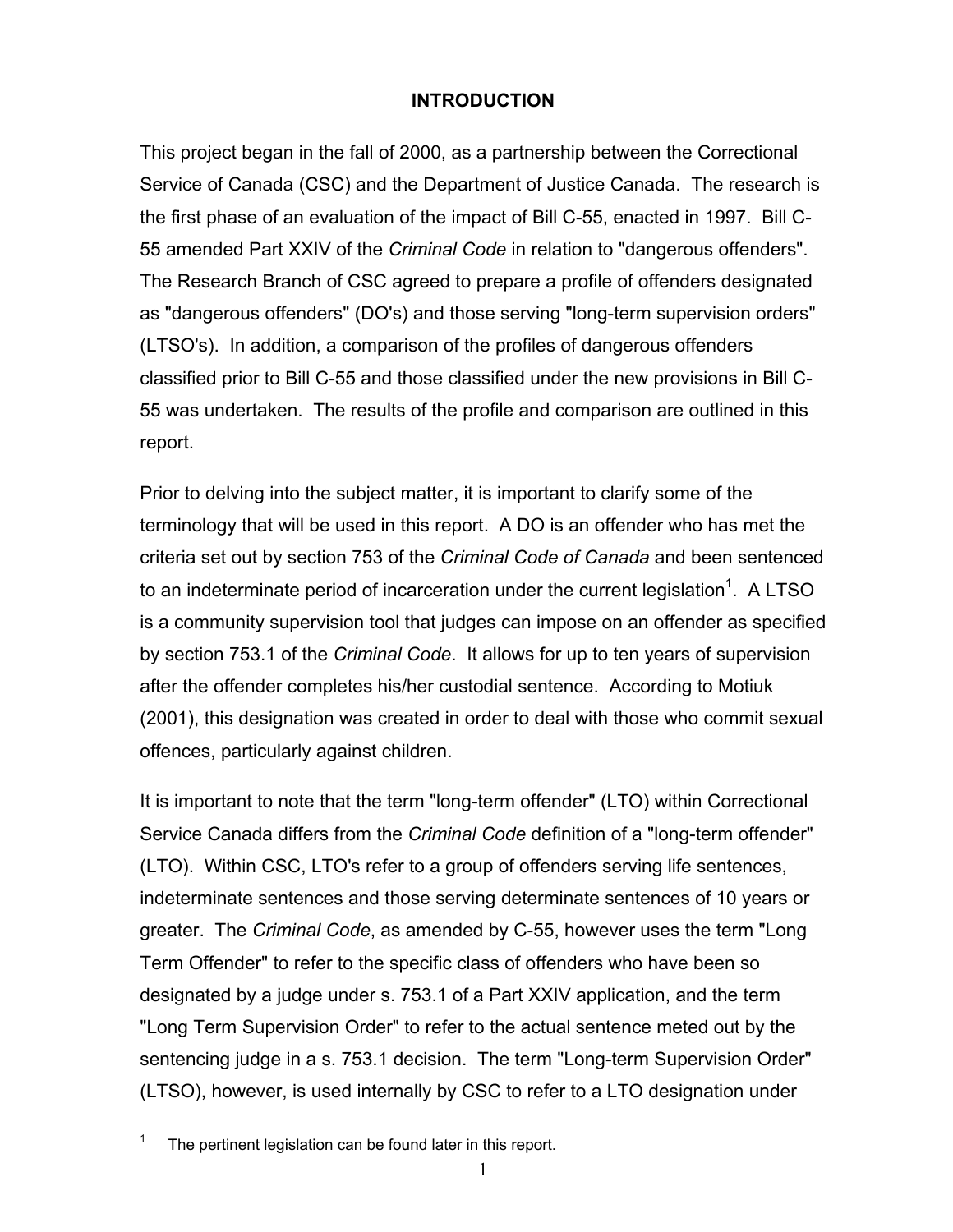# INTRODUCTION

This project began in the fall of 2000, as a partnership between the Correctional Service of Canada (CSC) and the Department of Justice Canada. The research is the first phase of an evaluation of the impact of Bill C-55, enacted in 1997. Bill C-55 amended Part XXIV of the *Criminal Code* in relation to "dangerous offenders". The Research Branch of CSC agreed to prepare a profile of offenders designated as "dangerous offenders" (DO's) and those serving "long-term supervision orders" (LTSO's). In addition, a comparison of the profiles of dangerous offenders classified prior to Bill C-55 and those classified under the new provisions in Bill C-55 was undertaken. The results of the profile and comparison are outlined in this report.

Prior to delving into the subject matter, it is important to clarify some of the terminology that will be used in this report. A DO is an offender who has met the criteria set out by section 753 of the *Criminal Code of Canada* and been sentenced to an indeterminate period of incarceration under the current legislation[1]. A LTSO is a community supervision tool that judges can impose on an offender as specified by section 753.1 of the *Criminal Code*. It allows for up to ten years of supervision after the offender completes his/her custodial sentence. According to Motiuk (2001), this designation was created in order to deal with those who commit sexual offences, particularly against children.

It is important to note that the term "long-term offender" (LTO) within Correctional Service Canada differs from the *Criminal Code* definition of a "long-term offender" (LTO). Within CSC, LTO's refer to a group of offenders serving life sentences, indeterminate sentences and those serving determinate sentences of 10 years or greater. The *Criminal Code*, as amended by C-55, however uses the term "Long Term Offender" to refer to the specific class of offenders who have been so designated by a judge under s. 753.1 of a Part XXIV application, and the term "Long Term Supervision Order" to refer to the actual sentence meted out by the sentencing judge in a s. 753.1 decision. The term "Long-term Supervision Order" (LTSO), however, is used internally by CSC to refer to a LTO designation under

[1] The pertinent legislation can be found later in this report.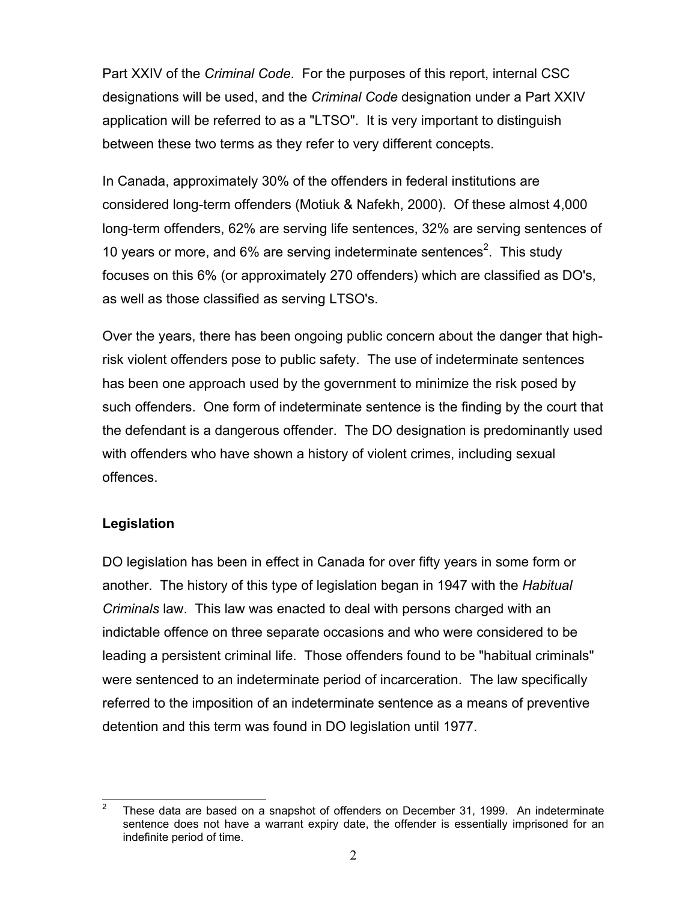Part XXIV of the *Criminal Code*. For the purposes of this report, internal CSC designations will be used, and the *Criminal Code* designation under a Part XXIV application will be referred to as a "LTSO". It is very important to distinguish between these two terms as they refer to very different concepts.

In Canada, approximately 30% of the offenders in federal institutions are considered long-term offenders (Motiuk & Nafekh, 2000). Of these almost 4,000 long-term offenders, 62% are serving life sentences, 32% are serving sentences of 10 years or more, and 6% are serving indeterminate sentences[2]. This study focuses on this 6% (or approximately 270 offenders) which are classified as DO's, as well as those classified as serving LTSO's.

Over the years, there has been ongoing public concern about the danger that high-risk violent offenders pose to public safety. The use of indeterminate sentences has been one approach used by the government to minimize the risk posed by such offenders. One form of indeterminate sentence is the finding by the court that the defendant is a dangerous offender. The DO designation is predominantly used with offenders who have shown a history of violent crimes, including sexual offences.

## Legislation

DO legislation has been in effect in Canada for over fifty years in some form or another. The history of this type of legislation began in 1947 with the *Habitual Criminals* law. This law was enacted to deal with persons charged with an indictable offence on three separate occasions and who were considered to be leading a persistent criminal life. Those offenders found to be "habitual criminals" were sentenced to an indeterminate period of incarceration. The law specifically referred to the imposition of an indeterminate sentence as a means of preventive detention and this term was found in DO legislation until 1977.

[2] These data are based on a snapshot of offenders on December 31, 1999. An indeterminate sentence does not have a warrant expiry date, the offender is essentially imprisoned for an indefinite period of time.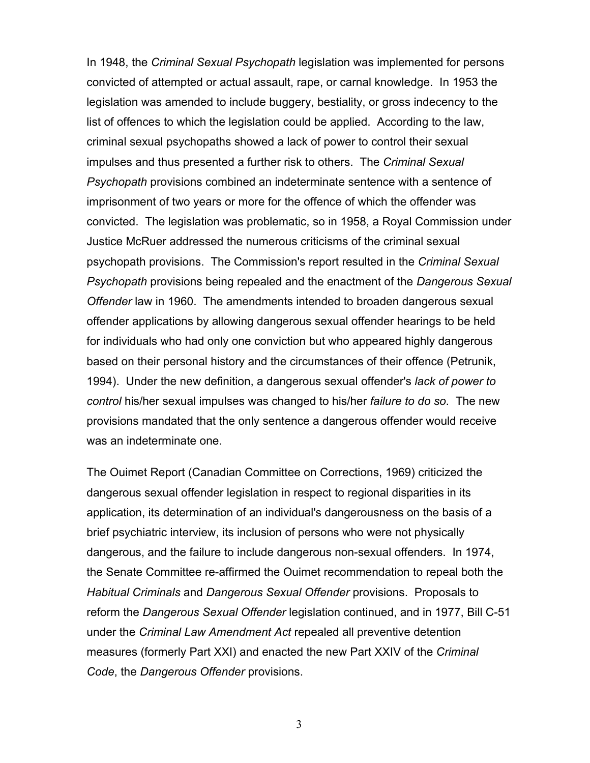In 1948, the *Criminal Sexual Psychopath* legislation was implemented for persons convicted of attempted or actual assault, rape, or carnal knowledge. In 1953 the legislation was amended to include buggery, bestiality, or gross indecency to the list of offences to which the legislation could be applied. According to the law, criminal sexual psychopaths showed a lack of power to control their sexual impulses and thus presented a further risk to others. The *Criminal Sexual Psychopath* provisions combined an indeterminate sentence with a sentence of imprisonment of two years or more for the offence of which the offender was convicted. The legislation was problematic, so in 1958, a Royal Commission under Justice McRuer addressed the numerous criticisms of the criminal sexual psychopath provisions. The Commission's report resulted in the *Criminal Sexual Psychopath* provisions being repealed and the enactment of the *Dangerous Sexual Offender* law in 1960. The amendments intended to broaden dangerous sexual offender applications by allowing dangerous sexual offender hearings to be held for individuals who had only one conviction but who appeared highly dangerous based on their personal history and the circumstances of their offence (Petrunik, 1994). Under the new definition, a dangerous sexual offender's *lack of power to control* his/her sexual impulses was changed to his/her *failure to do so*. The new provisions mandated that the only sentence a dangerous offender would receive was an indeterminate one.

The Ouimet Report (Canadian Committee on Corrections, 1969) criticized the dangerous sexual offender legislation in respect to regional disparities in its application, its determination of an individual's dangerousness on the basis of a brief psychiatric interview, its inclusion of persons who were not physically dangerous, and the failure to include dangerous non-sexual offenders. In 1974, the Senate Committee re-affirmed the Ouimet recommendation to repeal both the *Habitual Criminals* and *Dangerous Sexual Offender* provisions. Proposals to reform the *Dangerous Sexual Offender* legislation continued, and in 1977, Bill C-51 under the *Criminal Law Amendment Act* repealed all preventive detention measures (formerly Part XXI) and enacted the new Part XXIV of the *Criminal Code*, the *Dangerous Offender* provisions.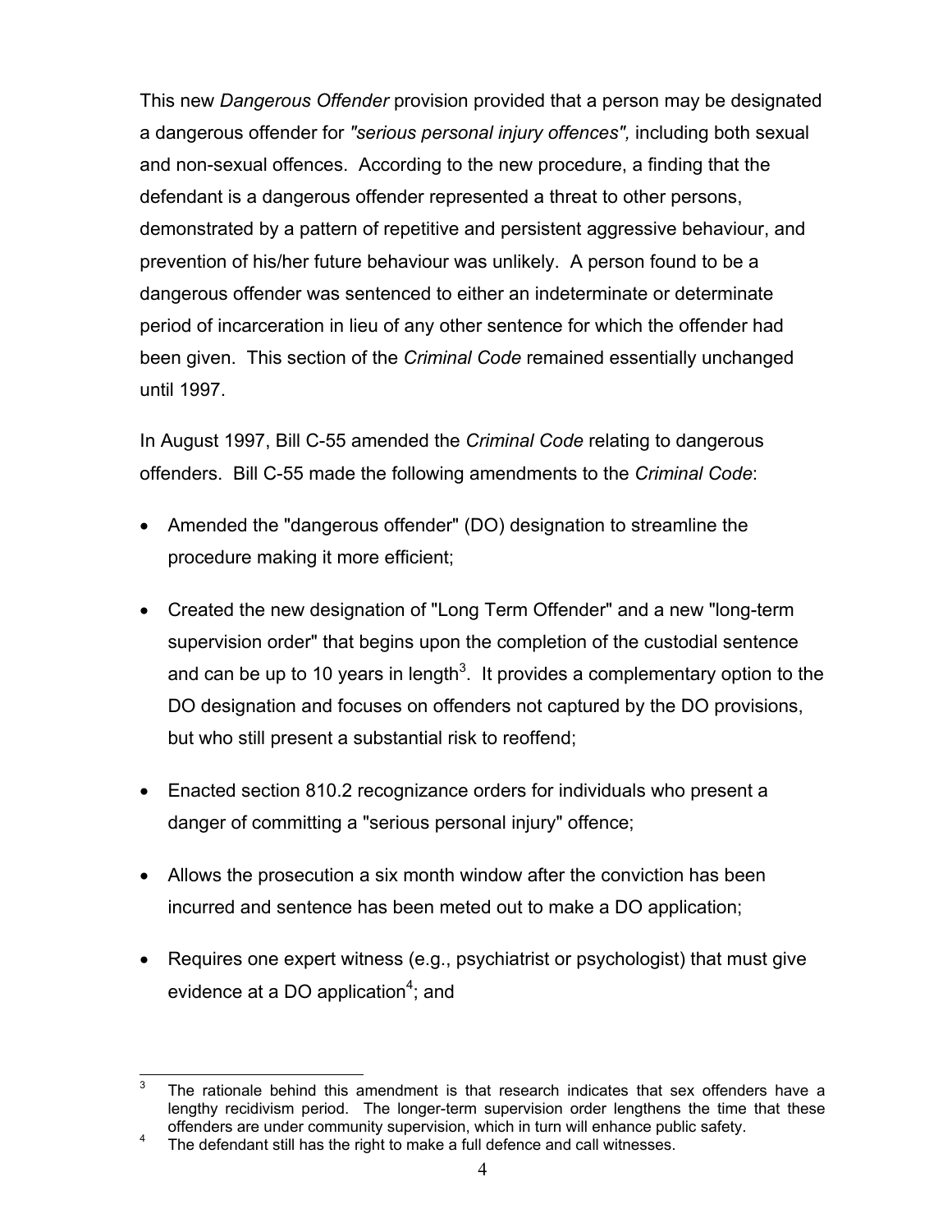This new *Dangerous Offender* provision provided that a person may be designated a dangerous offender for *"serious personal injury offences",* including both sexual and non-sexual offences. According to the new procedure, a finding that the defendant is a dangerous offender represented a threat to other persons, demonstrated by a pattern of repetitive and persistent aggressive behaviour, and prevention of his/her future behaviour was unlikely. A person found to be a dangerous offender was sentenced to either an indeterminate or determinate period of incarceration in lieu of any other sentence for which the offender had been given. This section of the *Criminal Code* remained essentially unchanged until 1997.

In August 1997, Bill C-55 amended the *Criminal Code* relating to dangerous offenders. Bill C-55 made the following amendments to the *Criminal Code*:

- Amended the "dangerous offender" (DO) designation to streamline the procedure making it more efficient;
- Created the new designation of "Long Term Offender" and a new "long-term supervision order" that begins upon the completion of the custodial sentence and can be up to 10 years in length[3]. It provides a complementary option to the DO designation and focuses on offenders not captured by the DO provisions, but who still present a substantial risk to reoffend;
- Enacted section 810.2 recognizance orders for individuals who present a danger of committing a "serious personal injury" offence;
- Allows the prosecution a six month window after the conviction has been incurred and sentence has been meted out to make a DO application;
- Requires one expert witness (e.g., psychiatrist or psychologist) that must give evidence at a DO application[4]; and

---

[3] The rationale behind this amendment is that research indicates that sex offenders have a lengthy recidivism period. The longer-term supervision order lengthens the time that these offenders are under community supervision, which in turn will enhance public safety.

[4] The defendant still has the right to make a full defence and call witnesses.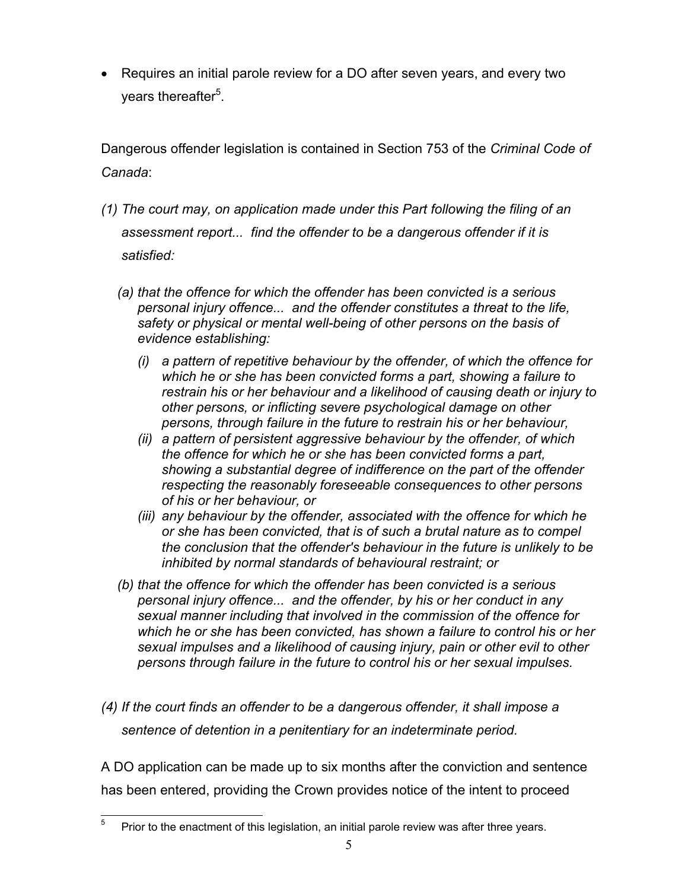- Requires an initial parole review for a DO after seven years, and every two years thereafter[5].

Dangerous offender legislation is contained in Section 753 of the *Criminal Code of Canada*:

*(1) The court may, on application made under this Part following the filing of an assessment report... find the offender to be a dangerous offender if it is satisfied:*

*(a) that the offence for which the offender has been convicted is a serious personal injury offence... and the offender constitutes a threat to the life, safety or physical or mental well-being of other persons on the basis of evidence establishing:*

*(i) a pattern of repetitive behaviour by the offender, of which the offence for which he or she has been convicted forms a part, showing a failure to restrain his or her behaviour and a likelihood of causing death or injury to other persons, or inflicting severe psychological damage on other persons, through failure in the future to restrain his or her behaviour,*

*(ii) a pattern of persistent aggressive behaviour by the offender, of which the offence for which he or she has been convicted forms a part, showing a substantial degree of indifference on the part of the offender respecting the reasonably foreseeable consequences to other persons of his or her behaviour, or*

*(iii) any behaviour by the offender, associated with the offence for which he or she has been convicted, that is of such a brutal nature as to compel the conclusion that the offender's behaviour in the future is unlikely to be inhibited by normal standards of behavioural restraint; or*

*(b) that the offence for which the offender has been convicted is a serious personal injury offence... and the offender, by his or her conduct in any sexual manner including that involved in the commission of the offence for which he or she has been convicted, has shown a failure to control his or her sexual impulses and a likelihood of causing injury, pain or other evil to other persons through failure in the future to control his or her sexual impulses.*

*(4) If the court finds an offender to be a dangerous offender, it shall impose a sentence of detention in a penitentiary for an indeterminate period.*

A DO application can be made up to six months after the conviction and sentence has been entered, providing the Crown provides notice of the intent to proceed

[5] Prior to the enactment of this legislation, an initial parole review was after three years.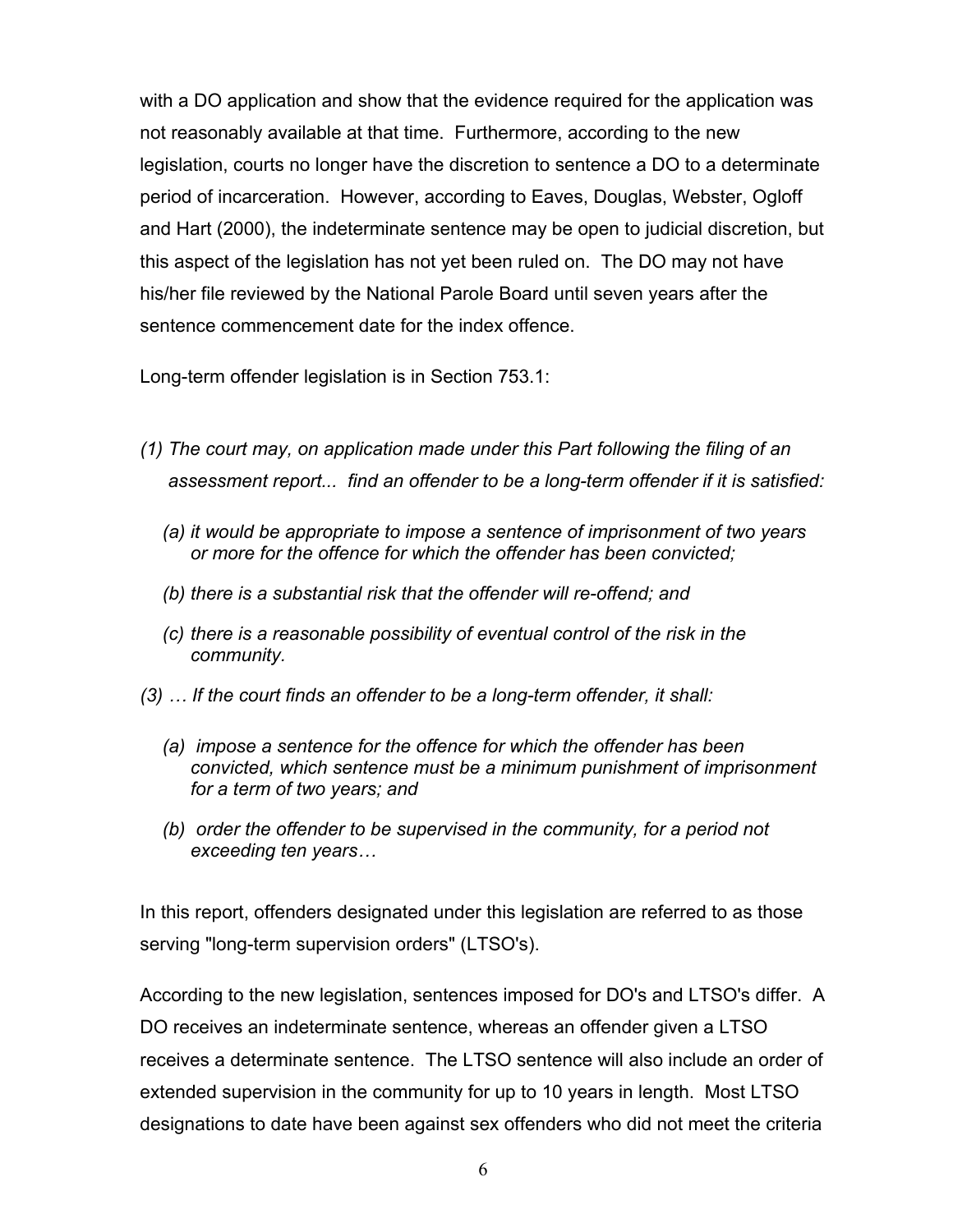with a DO application and show that the evidence required for the application was not reasonably available at that time. Furthermore, according to the new legislation, courts no longer have the discretion to sentence a DO to a determinate period of incarceration. However, according to Eaves, Douglas, Webster, Ogloff and Hart (2000), the indeterminate sentence may be open to judicial discretion, but this aspect of the legislation has not yet been ruled on. The DO may not have his/her file reviewed by the National Parole Board until seven years after the sentence commencement date for the index offence.

Long-term offender legislation is in Section 753.1:

*(1) The court may, on application made under this Part following the filing of an assessment report... find an offender to be a long-term offender if it is satisfied:*

> *(a) it would be appropriate to impose a sentence of imprisonment of two years or more for the offence for which the offender has been convicted;*
>
> *(b) there is a substantial risk that the offender will re-offend; and*
>
> *(c) there is a reasonable possibility of eventual control of the risk in the community.*

*(3) … If the court finds an offender to be a long-term offender, it shall:*

> *(a) impose a sentence for the offence for which the offender has been convicted, which sentence must be a minimum punishment of imprisonment for a term of two years; and*
>
> *(b) order the offender to be supervised in the community, for a period not exceeding ten years…*

In this report, offenders designated under this legislation are referred to as those serving "long-term supervision orders" (LTSO's).

According to the new legislation, sentences imposed for DO's and LTSO's differ. A DO receives an indeterminate sentence, whereas an offender given a LTSO receives a determinate sentence. The LTSO sentence will also include an order of extended supervision in the community for up to 10 years in length. Most LTSO designations to date have been against sex offenders who did not meet the criteria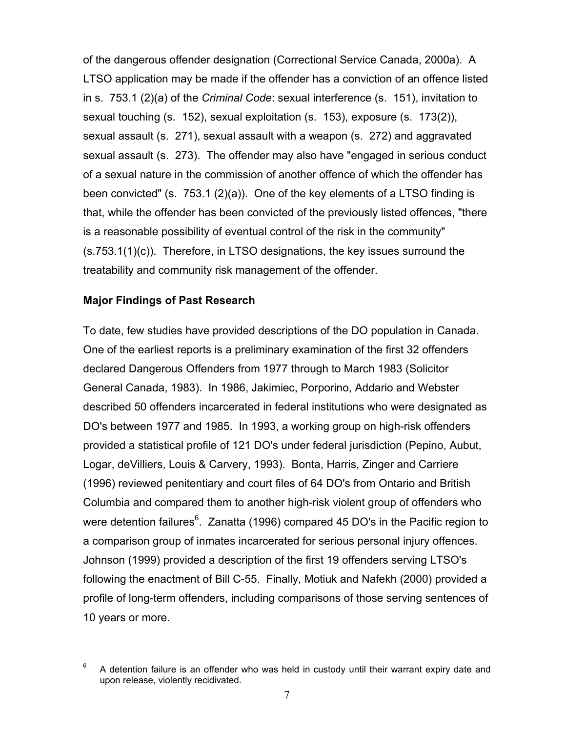of the dangerous offender designation (Correctional Service Canada, 2000a). A LTSO application may be made if the offender has a conviction of an offence listed in s. 753.1 (2)(a) of the *Criminal Code*: sexual interference (s. 151), invitation to sexual touching (s. 152), sexual exploitation (s. 153), exposure (s. 173(2)), sexual assault (s. 271), sexual assault with a weapon (s. 272) and aggravated sexual assault (s. 273). The offender may also have "engaged in serious conduct of a sexual nature in the commission of another offence of which the offender has been convicted" (s. 753.1 (2)(a)). One of the key elements of a LTSO finding is that, while the offender has been convicted of the previously listed offences, "there is a reasonable possibility of eventual control of the risk in the community" (s.753.1(1)(c)). Therefore, in LTSO designations, the key issues surround the treatability and community risk management of the offender.

**Major Findings of Past Research**

To date, few studies have provided descriptions of the DO population in Canada. One of the earliest reports is a preliminary examination of the first 32 offenders declared Dangerous Offenders from 1977 through to March 1983 (Solicitor General Canada, 1983). In 1986, Jakimiec, Porporino, Addario and Webster described 50 offenders incarcerated in federal institutions who were designated as DO's between 1977 and 1985. In 1993, a working group on high-risk offenders provided a statistical profile of 121 DO's under federal jurisdiction (Pepino, Aubut, Logar, deVilliers, Louis & Carvery, 1993). Bonta, Harris, Zinger and Carriere (1996) reviewed penitentiary and court files of 64 DO's from Ontario and British Columbia and compared them to another high-risk violent group of offenders who were detention failures[6]. Zanatta (1996) compared 45 DO's in the Pacific region to a comparison group of inmates incarcerated for serious personal injury offences. Johnson (1999) provided a description of the first 19 offenders serving LTSO's following the enactment of Bill C-55. Finally, Motiuk and Nafekh (2000) provided a profile of long-term offenders, including comparisons of those serving sentences of 10 years or more.

[6] A detention failure is an offender who was held in custody until their warrant expiry date and upon release, violently recidivated.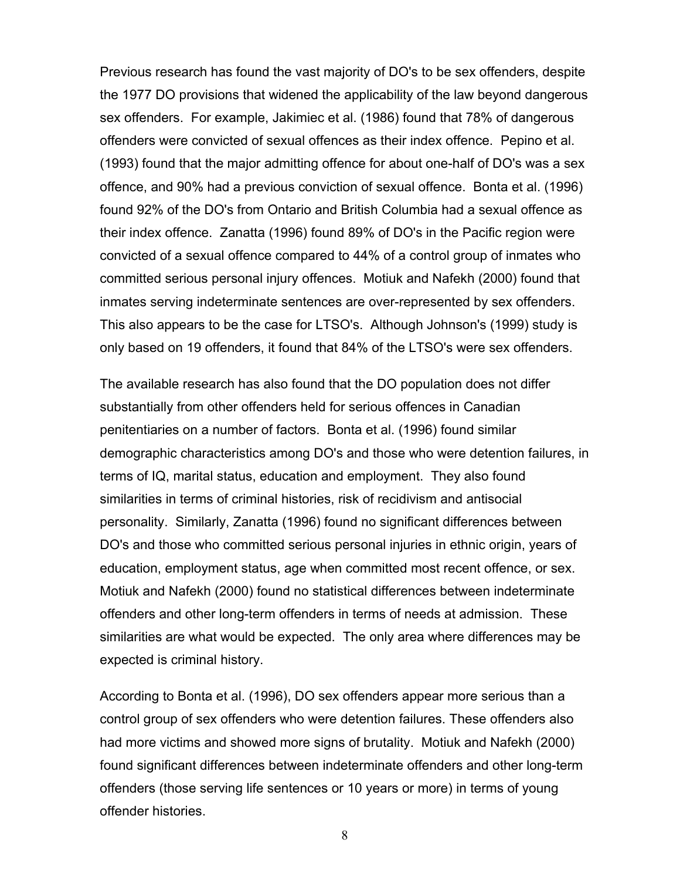Previous research has found the vast majority of DO's to be sex offenders, despite the 1977 DO provisions that widened the applicability of the law beyond dangerous sex offenders. For example, Jakimiec et al. (1986) found that 78% of dangerous offenders were convicted of sexual offences as their index offence. Pepino et al. (1993) found that the major admitting offence for about one-half of DO's was a sex offence, and 90% had a previous conviction of sexual offence. Bonta et al. (1996) found 92% of the DO's from Ontario and British Columbia had a sexual offence as their index offence. Zanatta (1996) found 89% of DO's in the Pacific region were convicted of a sexual offence compared to 44% of a control group of inmates who committed serious personal injury offences. Motiuk and Nafekh (2000) found that inmates serving indeterminate sentences are over-represented by sex offenders. This also appears to be the case for LTSO's. Although Johnson's (1999) study is only based on 19 offenders, it found that 84% of the LTSO's were sex offenders.

The available research has also found that the DO population does not differ substantially from other offenders held for serious offences in Canadian penitentiaries on a number of factors. Bonta et al. (1996) found similar demographic characteristics among DO's and those who were detention failures, in terms of IQ, marital status, education and employment. They also found similarities in terms of criminal histories, risk of recidivism and antisocial personality. Similarly, Zanatta (1996) found no significant differences between DO's and those who committed serious personal injuries in ethnic origin, years of education, employment status, age when committed most recent offence, or sex. Motiuk and Nafekh (2000) found no statistical differences between indeterminate offenders and other long-term offenders in terms of needs at admission. These similarities are what would be expected. The only area where differences may be expected is criminal history.

According to Bonta et al. (1996), DO sex offenders appear more serious than a control group of sex offenders who were detention failures. These offenders also had more victims and showed more signs of brutality. Motiuk and Nafekh (2000) found significant differences between indeterminate offenders and other long-term offenders (those serving life sentences or 10 years or more) in terms of young offender histories.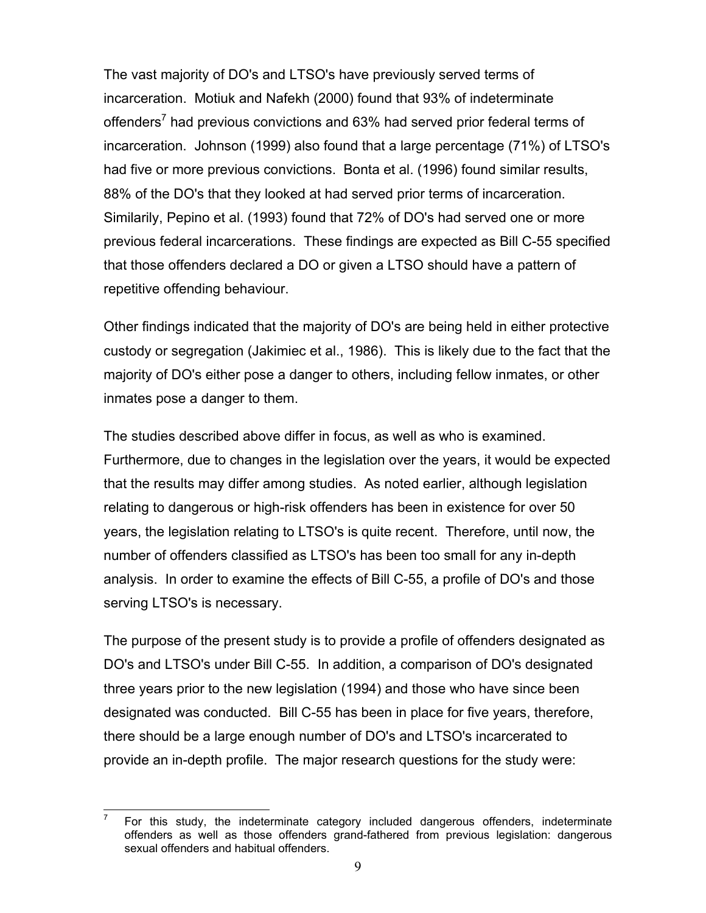The vast majority of DO's and LTSO's have previously served terms of incarceration. Motiuk and Nafekh (2000) found that 93% of indeterminate offenders[7] had previous convictions and 63% had served prior federal terms of incarceration. Johnson (1999) also found that a large percentage (71%) of LTSO's had five or more previous convictions. Bonta et al. (1996) found similar results, 88% of the DO's that they looked at had served prior terms of incarceration. Similarily, Pepino et al. (1993) found that 72% of DO's had served one or more previous federal incarcerations. These findings are expected as Bill C-55 specified that those offenders declared a DO or given a LTSO should have a pattern of repetitive offending behaviour.

Other findings indicated that the majority of DO's are being held in either protective custody or segregation (Jakimiec et al., 1986). This is likely due to the fact that the majority of DO's either pose a danger to others, including fellow inmates, or other inmates pose a danger to them.

The studies described above differ in focus, as well as who is examined. Furthermore, due to changes in the legislation over the years, it would be expected that the results may differ among studies. As noted earlier, although legislation relating to dangerous or high-risk offenders has been in existence for over 50 years, the legislation relating to LTSO's is quite recent. Therefore, until now, the number of offenders classified as LTSO's has been too small for any in-depth analysis. In order to examine the effects of Bill C-55, a profile of DO's and those serving LTSO's is necessary.

The purpose of the present study is to provide a profile of offenders designated as DO's and LTSO's under Bill C-55. In addition, a comparison of DO's designated three years prior to the new legislation (1994) and those who have since been designated was conducted. Bill C-55 has been in place for five years, therefore, there should be a large enough number of DO's and LTSO's incarcerated to provide an in-depth profile. The major research questions for the study were:

[7] For this study, the indeterminate category included dangerous offenders, indeterminate offenders as well as those offenders grand-fathered from previous legislation: dangerous sexual offenders and habitual offenders.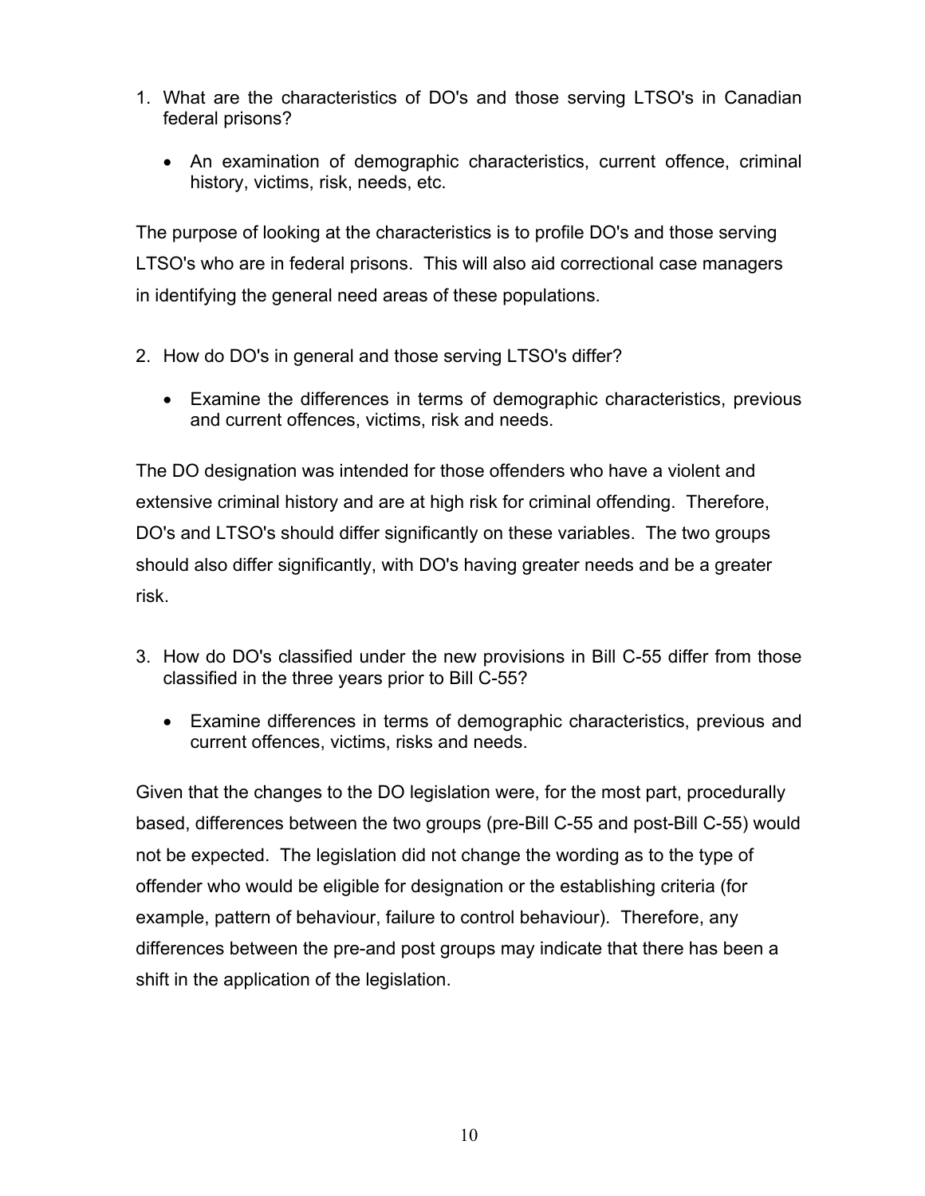1. What are the characteristics of DO's and those serving LTSO's in Canadian federal prisons?

   - An examination of demographic characteristics, current offence, criminal history, victims, risk, needs, etc.

The purpose of looking at the characteristics is to profile DO's and those serving LTSO's who are in federal prisons. This will also aid correctional case managers in identifying the general need areas of these populations.

2. How do DO's in general and those serving LTSO's differ?

   - Examine the differences in terms of demographic characteristics, previous and current offences, victims, risk and needs.

The DO designation was intended for those offenders who have a violent and extensive criminal history and are at high risk for criminal offending. Therefore, DO's and LTSO's should differ significantly on these variables. The two groups should also differ significantly, with DO's having greater needs and be a greater risk.

3. How do DO's classified under the new provisions in Bill C-55 differ from those classified in the three years prior to Bill C-55?

   - Examine differences in terms of demographic characteristics, previous and current offences, victims, risks and needs.

Given that the changes to the DO legislation were, for the most part, procedurally based, differences between the two groups (pre-Bill C-55 and post-Bill C-55) would not be expected. The legislation did not change the wording as to the type of offender who would be eligible for designation or the establishing criteria (for example, pattern of behaviour, failure to control behaviour). Therefore, any differences between the pre-and post groups may indicate that there has been a shift in the application of the legislation.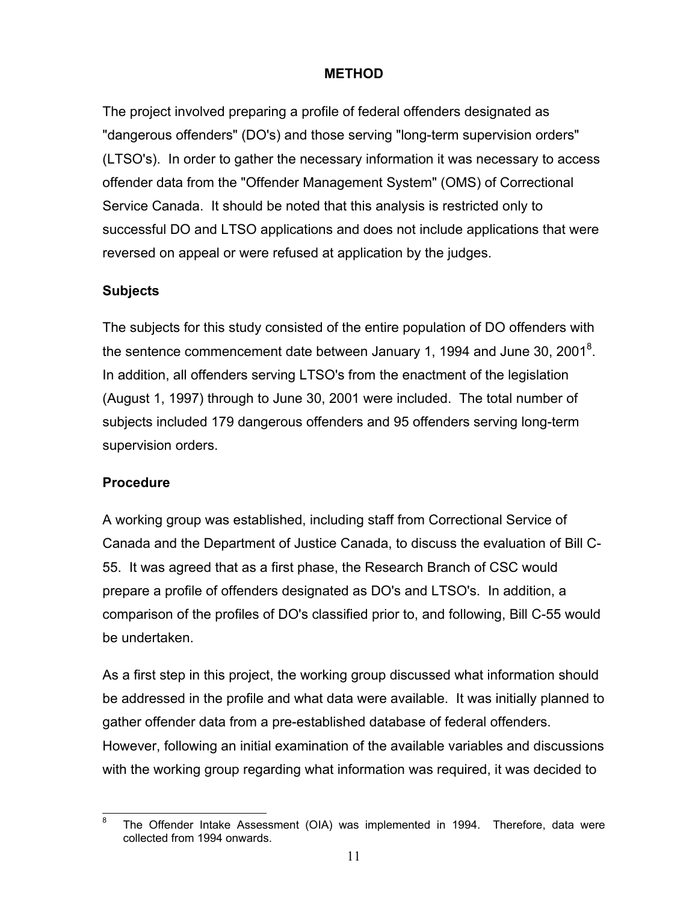# METHOD

The project involved preparing a profile of federal offenders designated as "dangerous offenders" (DO's) and those serving "long-term supervision orders" (LTSO's). In order to gather the necessary information it was necessary to access offender data from the "Offender Management System" (OMS) of Correctional Service Canada. It should be noted that this analysis is restricted only to successful DO and LTSO applications and does not include applications that were reversed on appeal or were refused at application by the judges.

## Subjects

The subjects for this study consisted of the entire population of DO offenders with the sentence commencement date between January 1, 1994 and June 30, 2001[8]. In addition, all offenders serving LTSO's from the enactment of the legislation (August 1, 1997) through to June 30, 2001 were included. The total number of subjects included 179 dangerous offenders and 95 offenders serving long-term supervision orders.

## Procedure

A working group was established, including staff from Correctional Service of Canada and the Department of Justice Canada, to discuss the evaluation of Bill C-55. It was agreed that as a first phase, the Research Branch of CSC would prepare a profile of offenders designated as DO's and LTSO's. In addition, a comparison of the profiles of DO's classified prior to, and following, Bill C-55 would be undertaken.

As a first step in this project, the working group discussed what information should be addressed in the profile and what data were available. It was initially planned to gather offender data from a pre-established database of federal offenders. However, following an initial examination of the available variables and discussions with the working group regarding what information was required, it was decided to

[8] The Offender Intake Assessment (OIA) was implemented in 1994. Therefore, data were collected from 1994 onwards.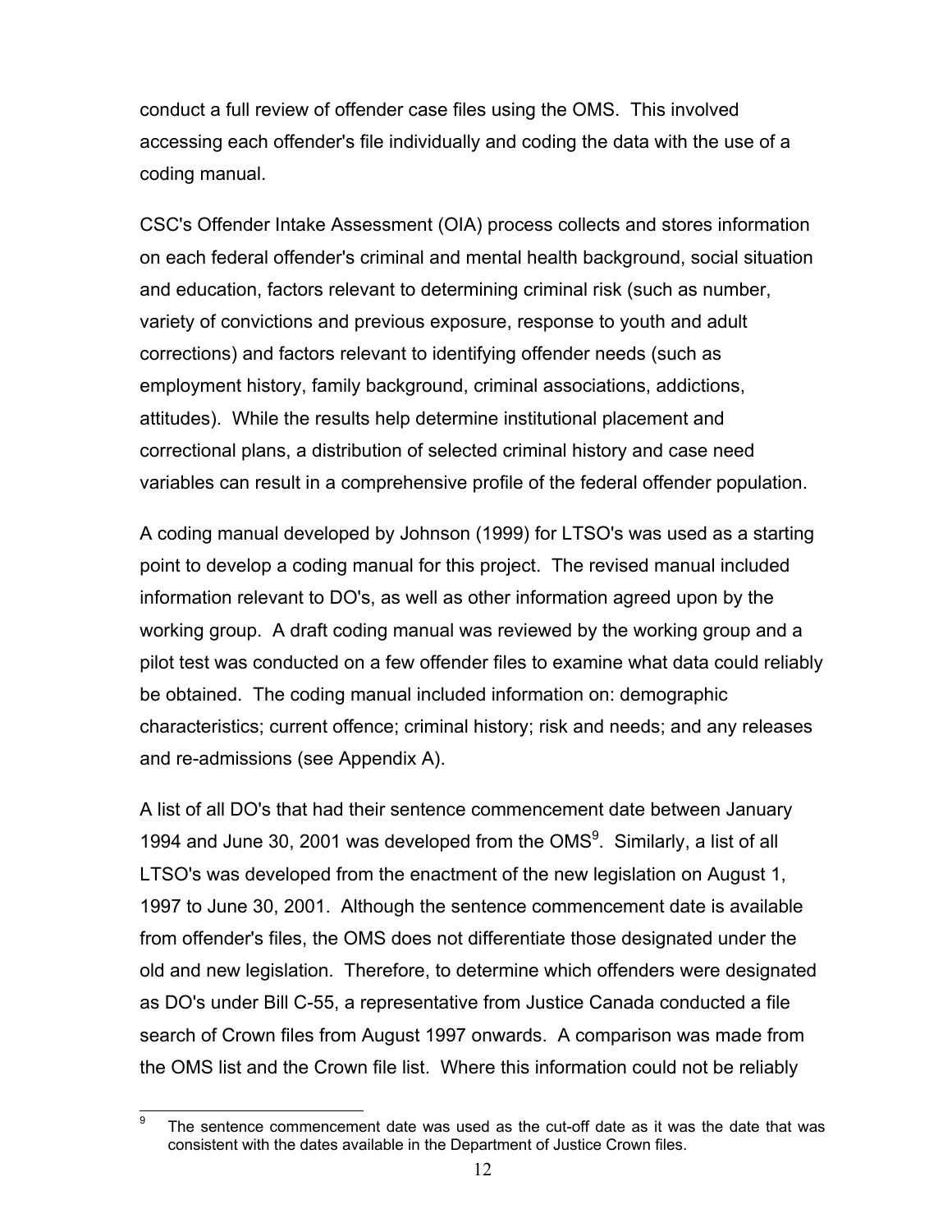conduct a full review of offender case files using the OMS. This involved accessing each offender's file individually and coding the data with the use of a coding manual.

CSC's Offender Intake Assessment (OIA) process collects and stores information on each federal offender's criminal and mental health background, social situation and education, factors relevant to determining criminal risk (such as number, variety of convictions and previous exposure, response to youth and adult corrections) and factors relevant to identifying offender needs (such as employment history, family background, criminal associations, addictions, attitudes). While the results help determine institutional placement and correctional plans, a distribution of selected criminal history and case need variables can result in a comprehensive profile of the federal offender population.

A coding manual developed by Johnson (1999) for LTSO's was used as a starting point to develop a coding manual for this project. The revised manual included information relevant to DO's, as well as other information agreed upon by the working group. A draft coding manual was reviewed by the working group and a pilot test was conducted on a few offender files to examine what data could reliably be obtained. The coding manual included information on: demographic characteristics; current offence; criminal history; risk and needs; and any releases and re-admissions (see Appendix A).

A list of all DO's that had their sentence commencement date between January 1994 and June 30, 2001 was developed from the OMS[9]. Similarly, a list of all LTSO's was developed from the enactment of the new legislation on August 1, 1997 to June 30, 2001. Although the sentence commencement date is available from offender's files, the OMS does not differentiate those designated under the old and new legislation. Therefore, to determine which offenders were designated as DO's under Bill C-55, a representative from Justice Canada conducted a file search of Crown files from August 1997 onwards. A comparison was made from the OMS list and the Crown file list. Where this information could not be reliably

---

[9] The sentence commencement date was used as the cut-off date as it was the date that was consistent with the dates available in the Department of Justice Crown files.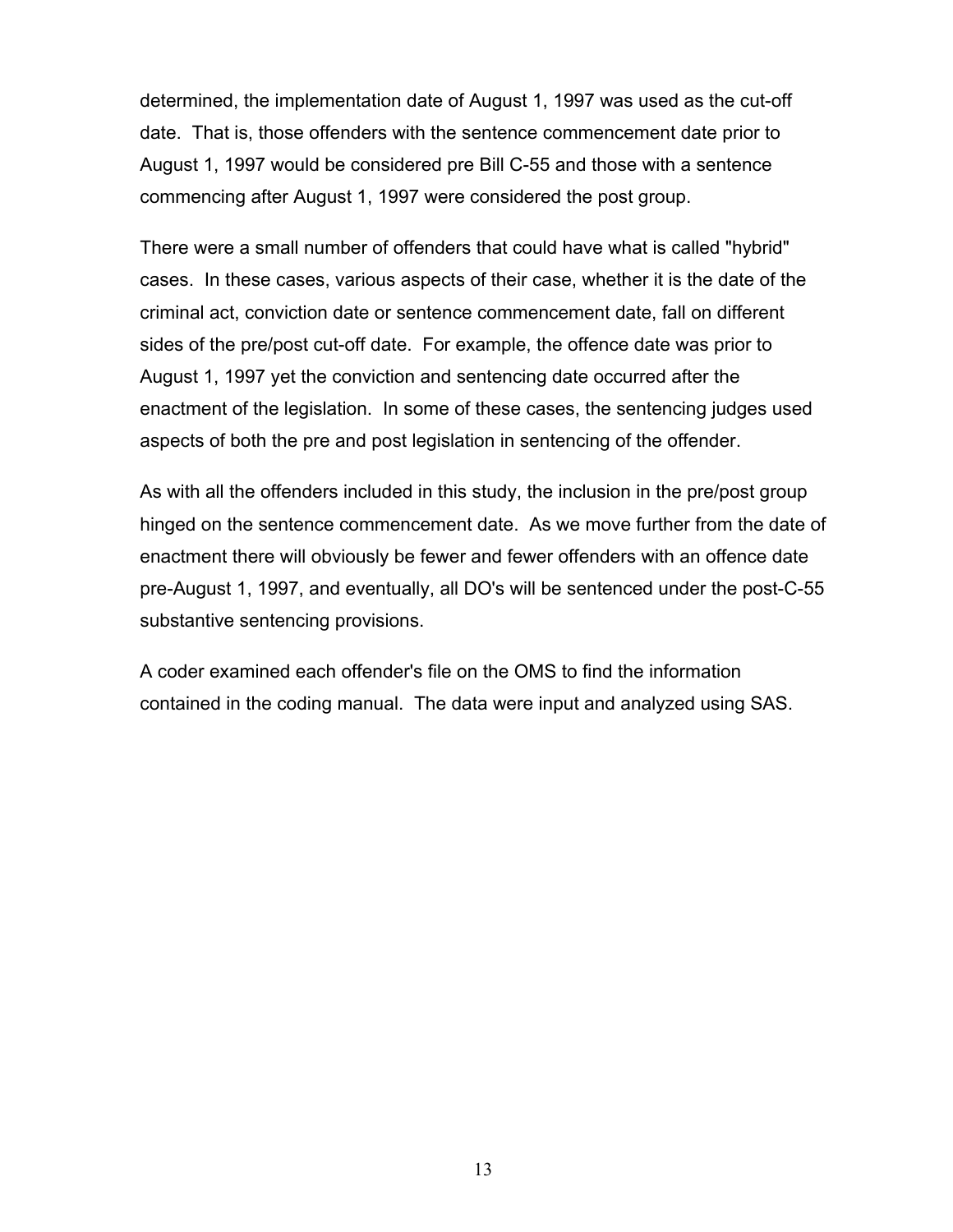determined, the implementation date of August 1, 1997 was used as the cut-off date. That is, those offenders with the sentence commencement date prior to August 1, 1997 would be considered pre Bill C-55 and those with a sentence commencing after August 1, 1997 were considered the post group.

There were a small number of offenders that could have what is called "hybrid" cases. In these cases, various aspects of their case, whether it is the date of the criminal act, conviction date or sentence commencement date, fall on different sides of the pre/post cut-off date. For example, the offence date was prior to August 1, 1997 yet the conviction and sentencing date occurred after the enactment of the legislation. In some of these cases, the sentencing judges used aspects of both the pre and post legislation in sentencing of the offender.

As with all the offenders included in this study, the inclusion in the pre/post group hinged on the sentence commencement date. As we move further from the date of enactment there will obviously be fewer and fewer offenders with an offence date pre-August 1, 1997, and eventually, all DO's will be sentenced under the post-C-55 substantive sentencing provisions.

A coder examined each offender's file on the OMS to find the information contained in the coding manual. The data were input and analyzed using SAS.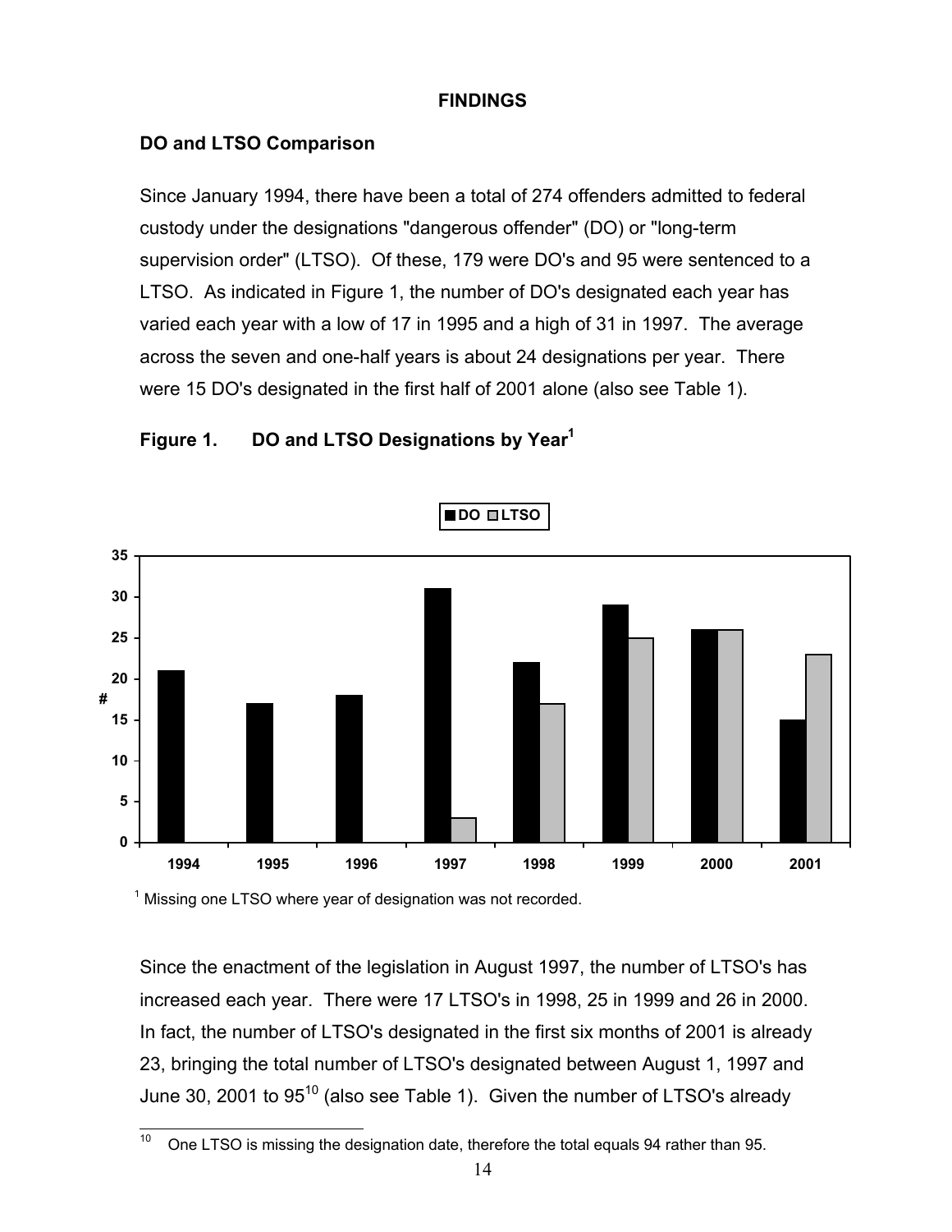**FINDINGS**

**DO and LTSO Comparison**

Since January 1994, there have been a total of 274 offenders admitted to federal custody under the designations "dangerous offender" (DO) or "long-term supervision order" (LTSO). Of these, 179 were DO's and 95 were sentenced to a LTSO. As indicated in Figure 1, the number of DO's designated each year has varied each year with a low of 17 in 1995 and a high of 31 in 1997. The average across the seven and one-half years is about 24 designations per year. There were 15 DO's designated in the first half of 2001 alone (also see Table 1).

**Figure 1. DO and LTSO Designations by Year[1]**

| Year | DO | LTSO |
|---|---|---|
| 1994 | 21 | 0 |
| 1995 | 17 | 0 |
| 1996 | 18 | 0 |
| 1997 | 31 | 3 |
| 1998 | 22 | 17 |
| 1999 | 29 | 25 |
| 2000 | 26 | 26 |
| 2001 | 15 | 23 |

[1] Missing one LTSO where year of designation was not recorded.

Since the enactment of the legislation in August 1997, the number of LTSO's has increased each year. There were 17 LTSO's in 1998, 25 in 1999 and 26 in 2000. In fact, the number of LTSO's designated in the first six months of 2001 is already 23, bringing the total number of LTSO's designated between August 1, 1997 and June 30, 2001 to 95[10] (also see Table 1). Given the number of LTSO's already

[10] One LTSO is missing the designation date, therefore the total equals 94 rather than 95.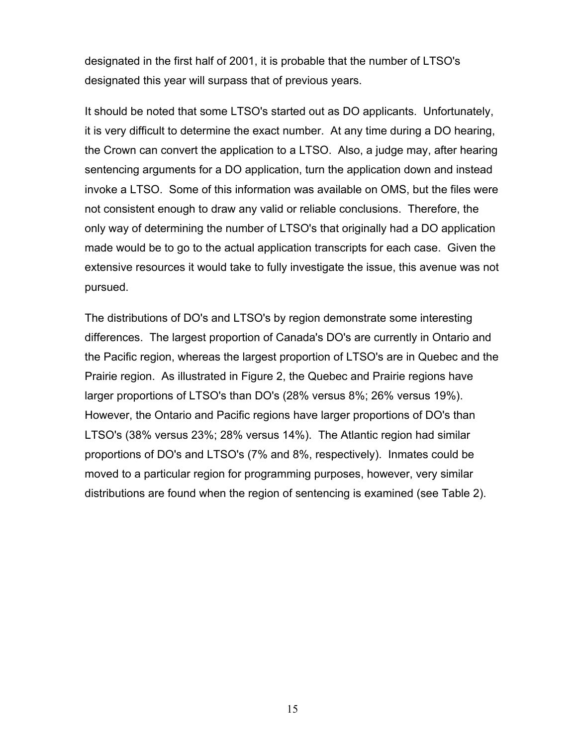designated in the first half of 2001, it is probable that the number of LTSO's designated this year will surpass that of previous years.

It should be noted that some LTSO's started out as DO applicants. Unfortunately, it is very difficult to determine the exact number. At any time during a DO hearing, the Crown can convert the application to a LTSO. Also, a judge may, after hearing sentencing arguments for a DO application, turn the application down and instead invoke a LTSO. Some of this information was available on OMS, but the files were not consistent enough to draw any valid or reliable conclusions. Therefore, the only way of determining the number of LTSO's that originally had a DO application made would be to go to the actual application transcripts for each case. Given the extensive resources it would take to fully investigate the issue, this avenue was not pursued.

The distributions of DO's and LTSO's by region demonstrate some interesting differences. The largest proportion of Canada's DO's are currently in Ontario and the Pacific region, whereas the largest proportion of LTSO's are in Quebec and the Prairie region. As illustrated in Figure 2, the Quebec and Prairie regions have larger proportions of LTSO's than DO's (28% versus 8%; 26% versus 19%). However, the Ontario and Pacific regions have larger proportions of DO's than LTSO's (38% versus 23%; 28% versus 14%). The Atlantic region had similar proportions of DO's and LTSO's (7% and 8%, respectively). Inmates could be moved to a particular region for programming purposes, however, very similar distributions are found when the region of sentencing is examined (see Table 2).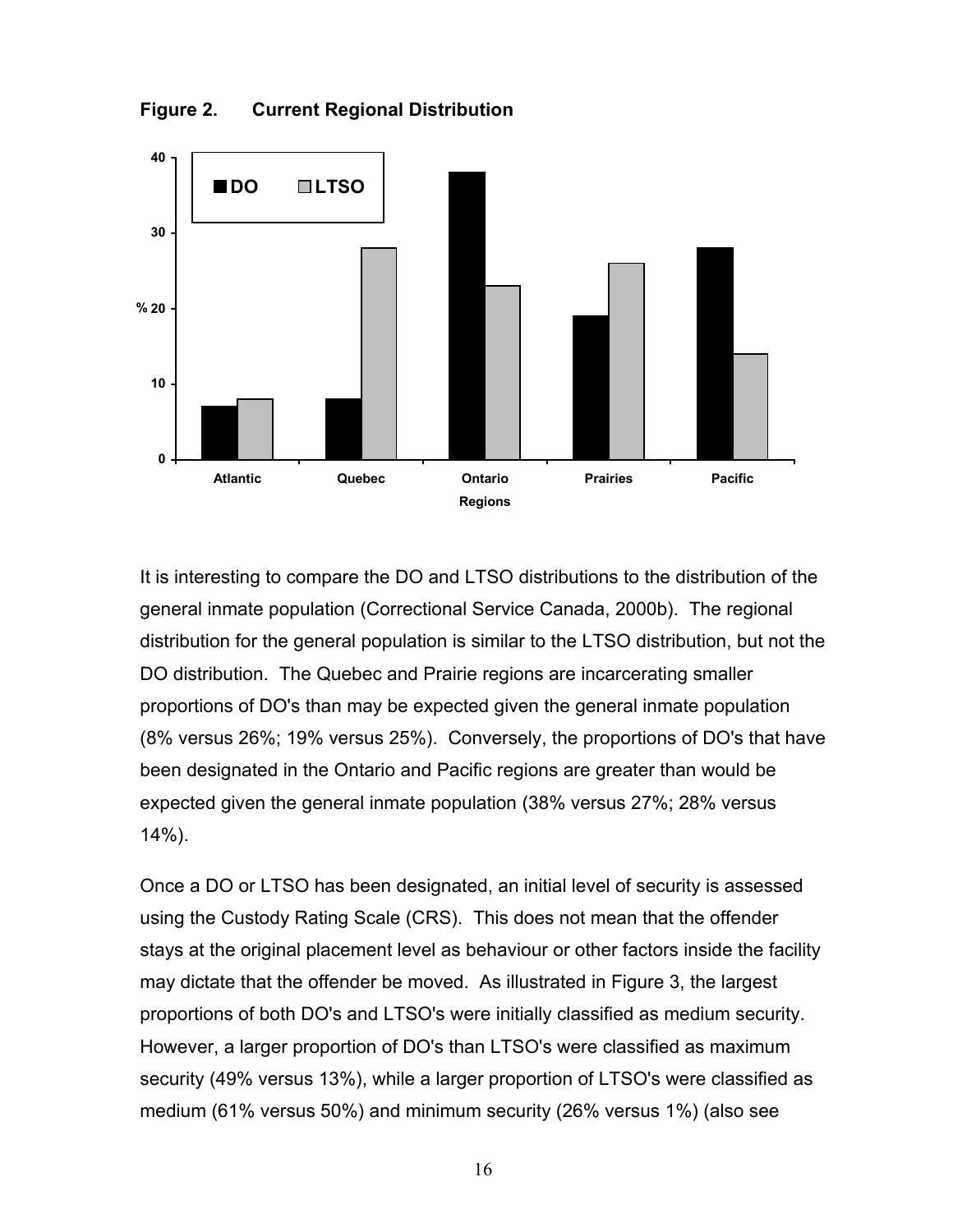**Figure 2. Current Regional Distribution**

It is interesting to compare the DO and LTSO distributions to the distribution of the general inmate population (Correctional Service Canada, 2000b). The regional distribution for the general population is similar to the LTSO distribution, but not the DO distribution. The Quebec and Prairie regions are incarcerating smaller proportions of DO's than may be expected given the general inmate population (8% versus 26%; 19% versus 25%). Conversely, the proportions of DO's that have been designated in the Ontario and Pacific regions are greater than would be expected given the general inmate population (38% versus 27%; 28% versus 14%).

Once a DO or LTSO has been designated, an initial level of security is assessed using the Custody Rating Scale (CRS). This does not mean that the offender stays at the original placement level as behaviour or other factors inside the facility may dictate that the offender be moved. As illustrated in Figure 3, the largest proportions of both DO's and LTSO's were initially classified as medium security. However, a larger proportion of DO's than LTSO's were classified as maximum security (49% versus 13%), while a larger proportion of LTSO's were classified as medium (61% versus 50%) and minimum security (26% versus 1%) (also see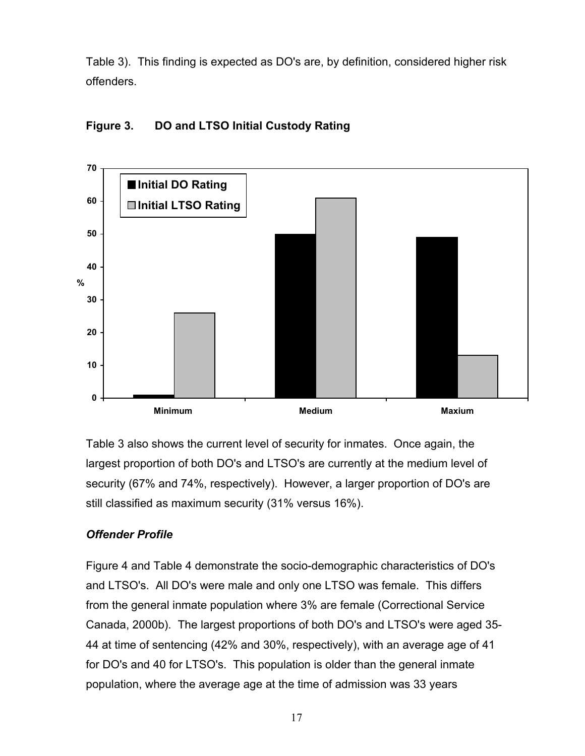Table 3). This finding is expected as DO's are, by definition, considered higher risk offenders.

**Figure 3. DO and LTSO Initial Custody Rating**

Table 3 also shows the current level of security for inmates. Once again, the largest proportion of both DO's and LTSO's are currently at the medium level of security (67% and 74%, respectively). However, a larger proportion of DO's are still classified as maximum security (31% versus 16%).

### *Offender Profile*

Figure 4 and Table 4 demonstrate the socio-demographic characteristics of DO's and LTSO's. All DO's were male and only one LTSO was female. This differs from the general inmate population where 3% are female (Correctional Service Canada, 2000b). The largest proportions of both DO's and LTSO's were aged 35-44 at time of sentencing (42% and 30%, respectively), with an average age of 41 for DO's and 40 for LTSO's. This population is older than the general inmate population, where the average age at the time of admission was 33 years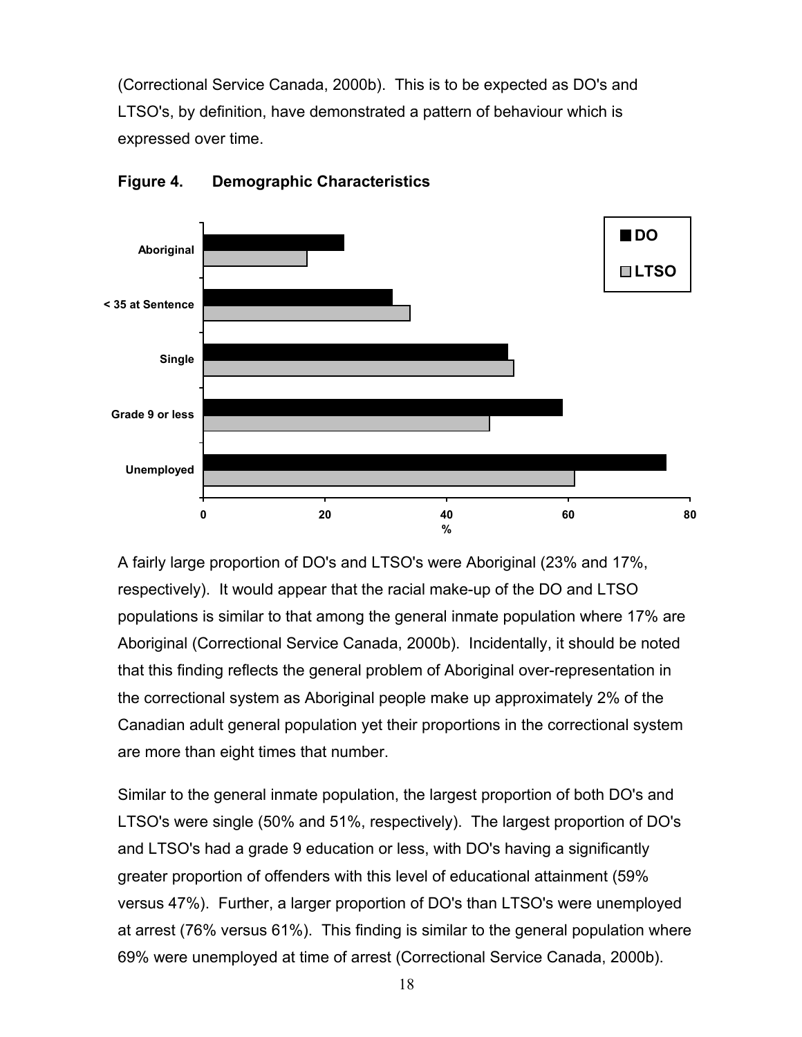(Correctional Service Canada, 2000b). This is to be expected as DO's and LTSO's, by definition, have demonstrated a pattern of behaviour which is expressed over time.

**Figure 4. Demographic Characteristics**

A fairly large proportion of DO's and LTSO's were Aboriginal (23% and 17%, respectively). It would appear that the racial make-up of the DO and LTSO populations is similar to that among the general inmate population where 17% are Aboriginal (Correctional Service Canada, 2000b). Incidentally, it should be noted that this finding reflects the general problem of Aboriginal over-representation in the correctional system as Aboriginal people make up approximately 2% of the Canadian adult general population yet their proportions in the correctional system are more than eight times that number.

Similar to the general inmate population, the largest proportion of both DO's and LTSO's were single (50% and 51%, respectively). The largest proportion of DO's and LTSO's had a grade 9 education or less, with DO's having a significantly greater proportion of offenders with this level of educational attainment (59% versus 47%). Further, a larger proportion of DO's than LTSO's were unemployed at arrest (76% versus 61%). This finding is similar to the general population where 69% were unemployed at time of arrest (Correctional Service Canada, 2000b).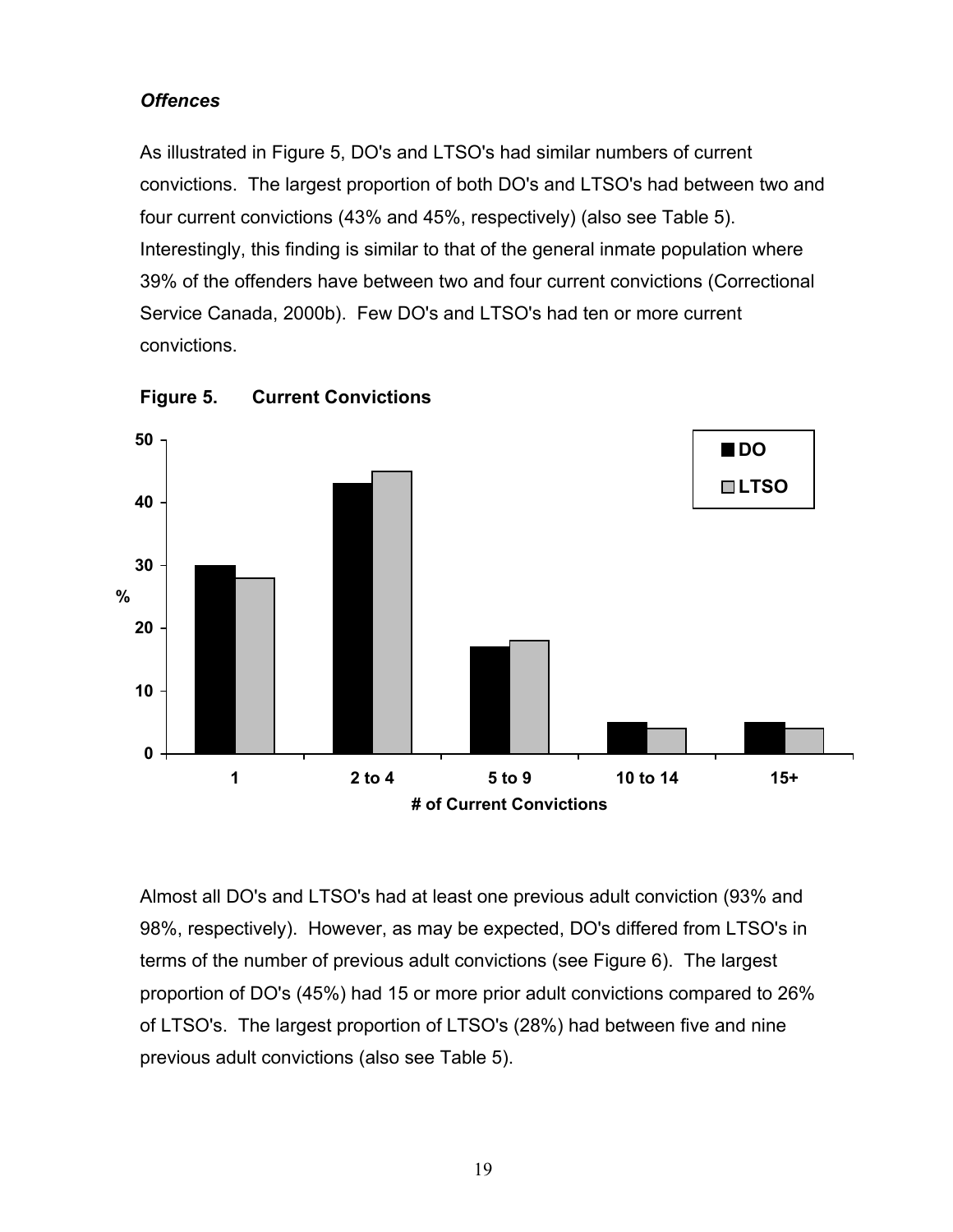### *Offences*

As illustrated in Figure 5, DO's and LTSO's had similar numbers of current convictions. The largest proportion of both DO's and LTSO's had between two and four current convictions (43% and 45%, respectively) (also see Table 5). Interestingly, this finding is similar to that of the general inmate population where 39% of the offenders have between two and four current convictions (Correctional Service Canada, 2000b). Few DO's and LTSO's had ten or more current convictions.

**Figure 5. Current Convictions**

Almost all DO's and LTSO's had at least one previous adult conviction (93% and 98%, respectively). However, as may be expected, DO's differed from LTSO's in terms of the number of previous adult convictions (see Figure 6). The largest proportion of DO's (45%) had 15 or more prior adult convictions compared to 26% of LTSO's. The largest proportion of LTSO's (28%) had between five and nine previous adult convictions (also see Table 5).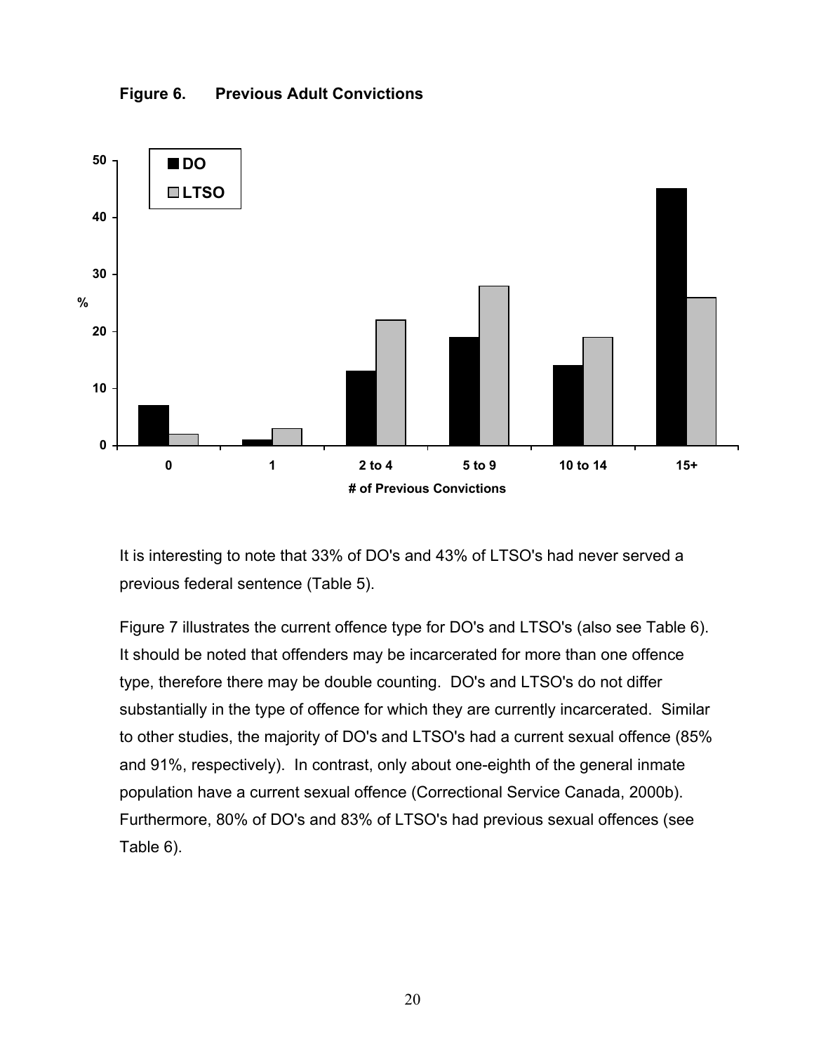**Figure 6. Previous Adult Convictions**

It is interesting to note that 33% of DO's and 43% of LTSO's had never served a previous federal sentence (Table 5).

Figure 7 illustrates the current offence type for DO's and LTSO's (also see Table 6). It should be noted that offenders may be incarcerated for more than one offence type, therefore there may be double counting. DO's and LTSO's do not differ substantially in the type of offence for which they are currently incarcerated. Similar to other studies, the majority of DO's and LTSO's had a current sexual offence (85% and 91%, respectively). In contrast, only about one-eighth of the general inmate population have a current sexual offence (Correctional Service Canada, 2000b). Furthermore, 80% of DO's and 83% of LTSO's had previous sexual offences (see Table 6).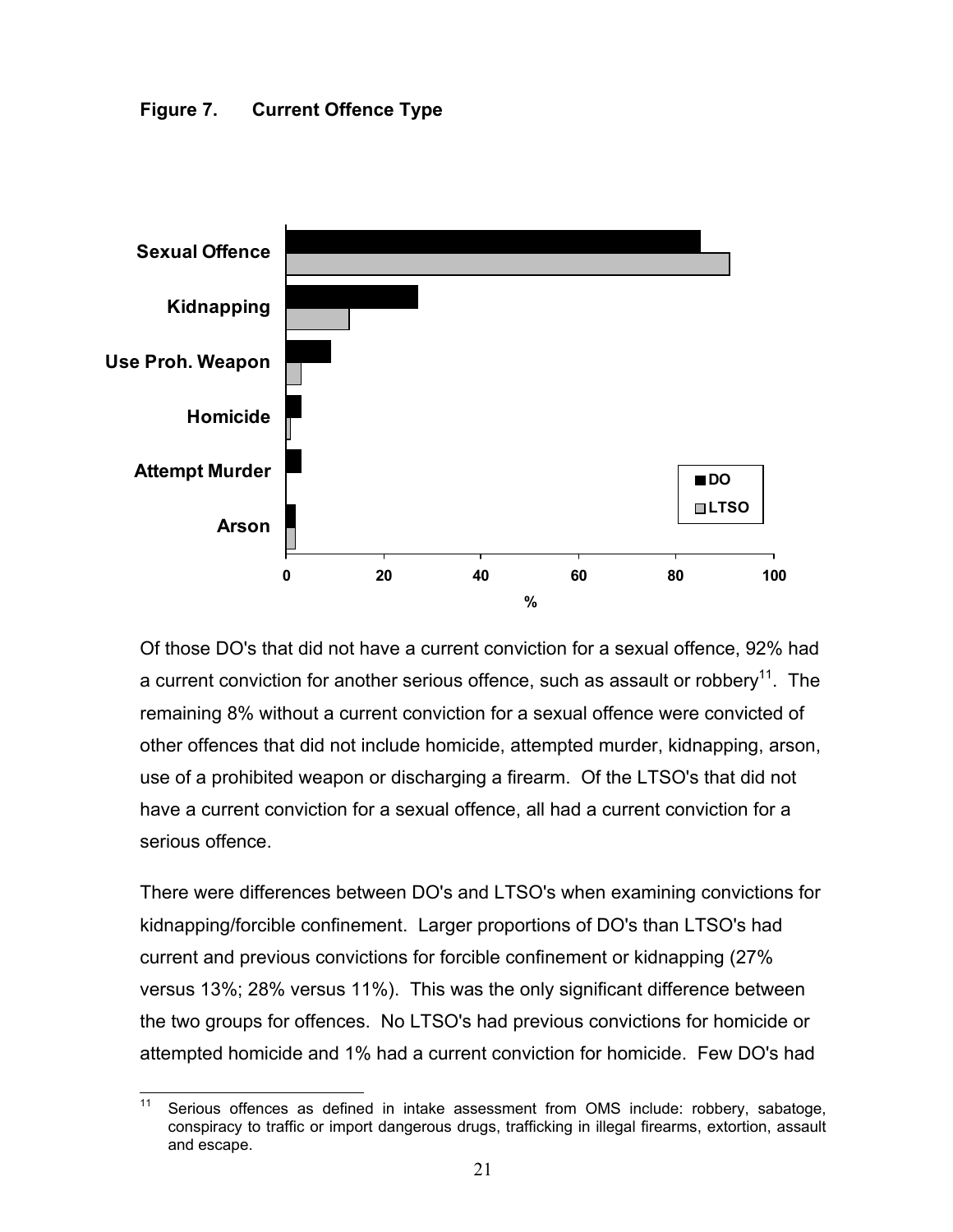**Figure 7. Current Offence Type**

Of those DO's that did not have a current conviction for a sexual offence, 92% had a current conviction for another serious offence, such as assault or robbery[11]. The remaining 8% without a current conviction for a sexual offence were convicted of other offences that did not include homicide, attempted murder, kidnapping, arson, use of a prohibited weapon or discharging a firearm. Of the LTSO's that did not have a current conviction for a sexual offence, all had a current conviction for a serious offence.

There were differences between DO's and LTSO's when examining convictions for kidnapping/forcible confinement. Larger proportions of DO's than LTSO's had current and previous convictions for forcible confinement or kidnapping (27% versus 13%; 28% versus 11%). This was the only significant difference between the two groups for offences. No LTSO's had previous convictions for homicide or attempted homicide and 1% had a current conviction for homicide. Few DO's had

[11] Serious offences as defined in intake assessment from OMS include: robbery, sabatoge, conspiracy to traffic or import dangerous drugs, trafficking in illegal firearms, extortion, assault and escape.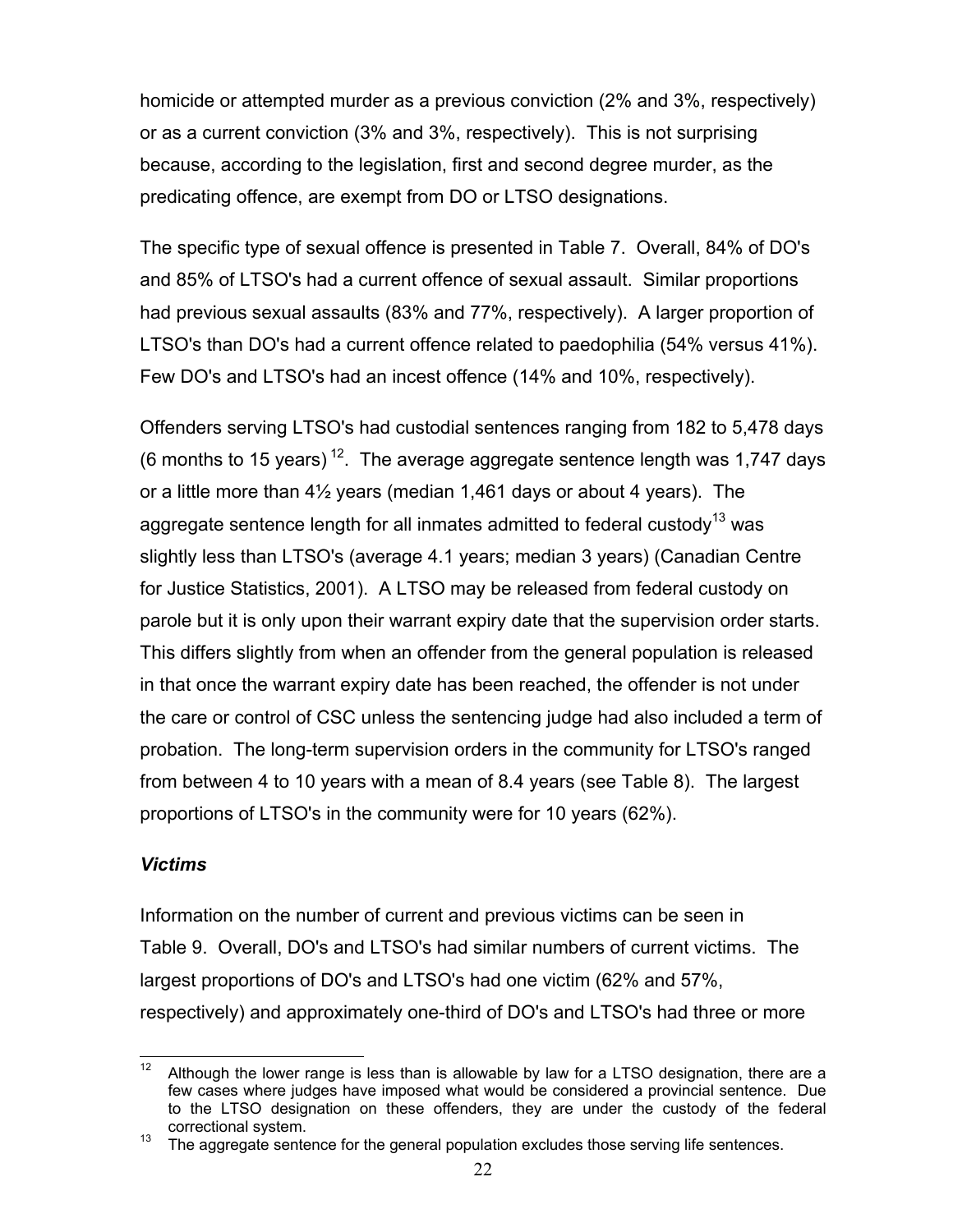homicide or attempted murder as a previous conviction (2% and 3%, respectively) or as a current conviction (3% and 3%, respectively). This is not surprising because, according to the legislation, first and second degree murder, as the predicating offence, are exempt from DO or LTSO designations.

The specific type of sexual offence is presented in Table 7. Overall, 84% of DO's and 85% of LTSO's had a current offence of sexual assault. Similar proportions had previous sexual assaults (83% and 77%, respectively). A larger proportion of LTSO's than DO's had a current offence related to paedophilia (54% versus 41%). Few DO's and LTSO's had an incest offence (14% and 10%, respectively).

Offenders serving LTSO's had custodial sentences ranging from 182 to 5,478 days (6 months to 15 years) [12]. The average aggregate sentence length was 1,747 days or a little more than 4½ years (median 1,461 days or about 4 years). The aggregate sentence length for all inmates admitted to federal custody[13] was slightly less than LTSO's (average 4.1 years; median 3 years) (Canadian Centre for Justice Statistics, 2001). A LTSO may be released from federal custody on parole but it is only upon their warrant expiry date that the supervision order starts. This differs slightly from when an offender from the general population is released in that once the warrant expiry date has been reached, the offender is not under the care or control of CSC unless the sentencing judge had also included a term of probation. The long-term supervision orders in the community for LTSO's ranged from between 4 to 10 years with a mean of 8.4 years (see Table 8). The largest proportions of LTSO's in the community were for 10 years (62%).

### *Victims*

Information on the number of current and previous victims can be seen in Table 9. Overall, DO's and LTSO's had similar numbers of current victims. The largest proportions of DO's and LTSO's had one victim (62% and 57%, respectively) and approximately one-third of DO's and LTSO's had three or more

---

[12] Although the lower range is less than is allowable by law for a LTSO designation, there are a few cases where judges have imposed what would be considered a provincial sentence. Due to the LTSO designation on these offenders, they are under the custody of the federal correctional system.

[13] The aggregate sentence for the general population excludes those serving life sentences.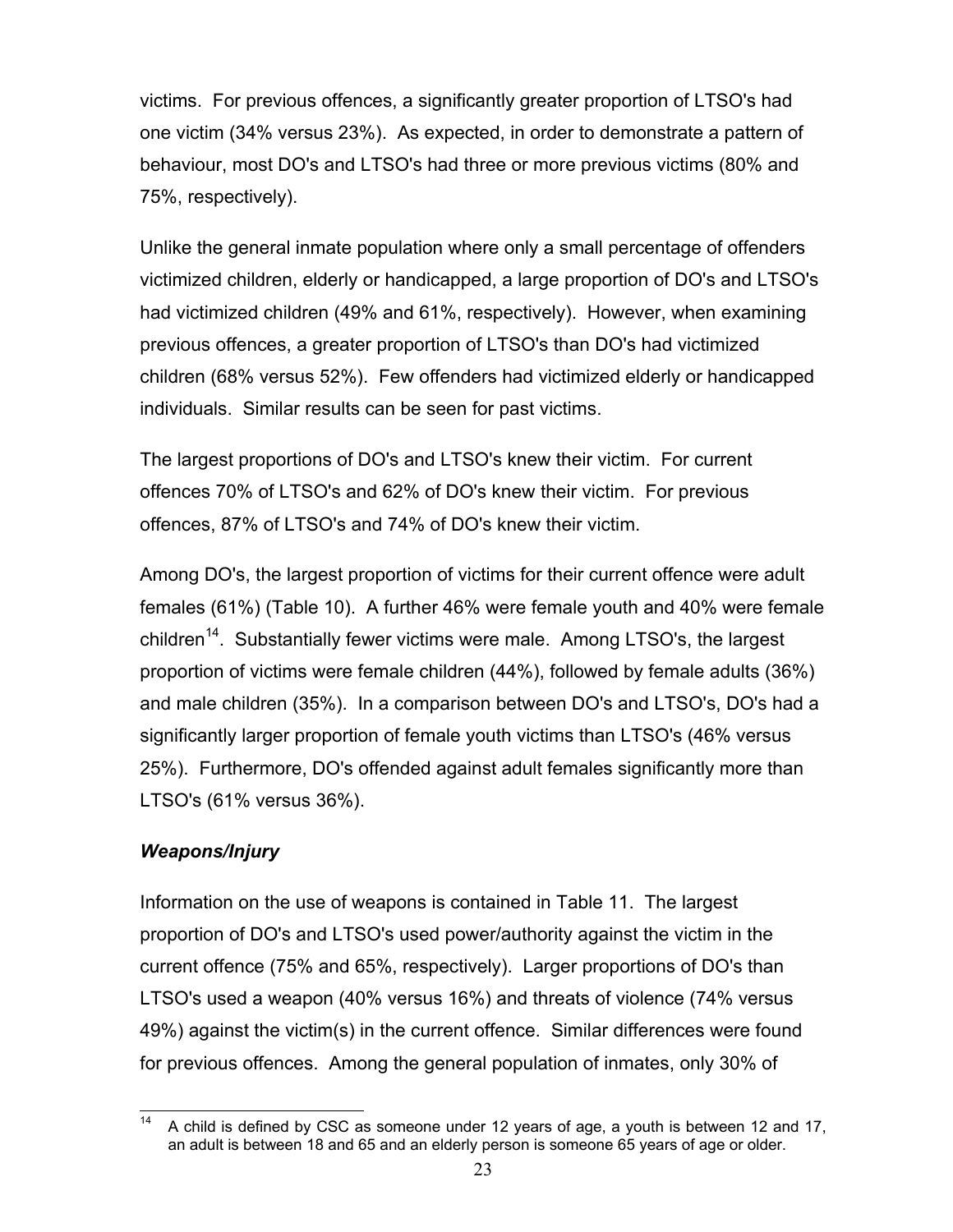victims. For previous offences, a significantly greater proportion of LTSO's had one victim (34% versus 23%). As expected, in order to demonstrate a pattern of behaviour, most DO's and LTSO's had three or more previous victims (80% and 75%, respectively).

Unlike the general inmate population where only a small percentage of offenders victimized children, elderly or handicapped, a large proportion of DO's and LTSO's had victimized children (49% and 61%, respectively). However, when examining previous offences, a greater proportion of LTSO's than DO's had victimized children (68% versus 52%). Few offenders had victimized elderly or handicapped individuals. Similar results can be seen for past victims.

The largest proportions of DO's and LTSO's knew their victim. For current offences 70% of LTSO's and 62% of DO's knew their victim. For previous offences, 87% of LTSO's and 74% of DO's knew their victim.

Among DO's, the largest proportion of victims for their current offence were adult females (61%) (Table 10). A further 46% were female youth and 40% were female children[14]. Substantially fewer victims were male. Among LTSO's, the largest proportion of victims were female children (44%), followed by female adults (36%) and male children (35%). In a comparison between DO's and LTSO's, DO's had a significantly larger proportion of female youth victims than LTSO's (46% versus 25%). Furthermore, DO's offended against adult females significantly more than LTSO's (61% versus 36%).

### *Weapons/Injury*

Information on the use of weapons is contained in Table 11. The largest proportion of DO's and LTSO's used power/authority against the victim in the current offence (75% and 65%, respectively). Larger proportions of DO's than LTSO's used a weapon (40% versus 16%) and threats of violence (74% versus 49%) against the victim(s) in the current offence. Similar differences were found for previous offences. Among the general population of inmates, only 30% of

[14] A child is defined by CSC as someone under 12 years of age, a youth is between 12 and 17, an adult is between 18 and 65 and an elderly person is someone 65 years of age or older.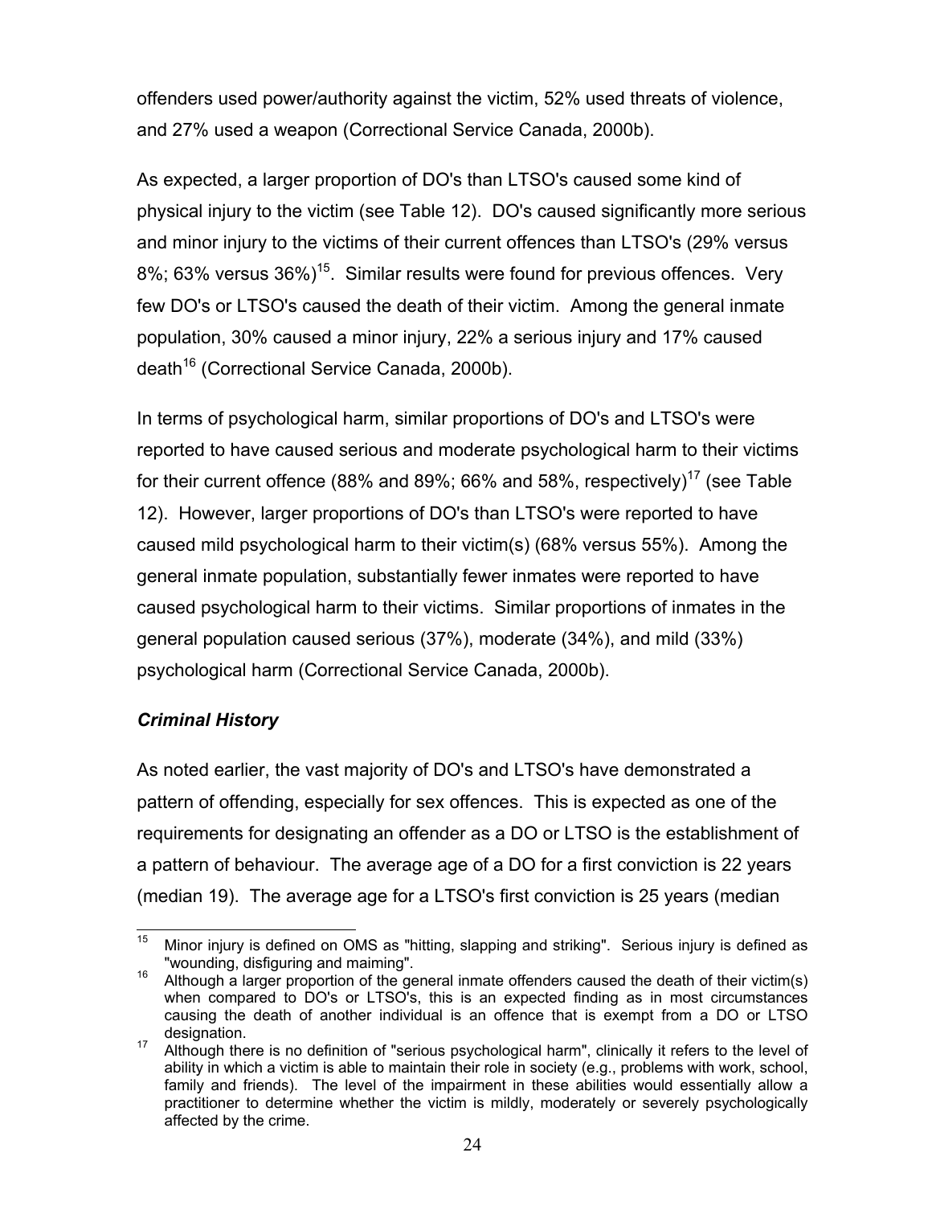offenders used power/authority against the victim, 52% used threats of violence, and 27% used a weapon (Correctional Service Canada, 2000b).

As expected, a larger proportion of DO's than LTSO's caused some kind of physical injury to the victim (see Table 12). DO's caused significantly more serious and minor injury to the victims of their current offences than LTSO's (29% versus 8%; 63% versus 36%)[15]. Similar results were found for previous offences. Very few DO's or LTSO's caused the death of their victim. Among the general inmate population, 30% caused a minor injury, 22% a serious injury and 17% caused death[16] (Correctional Service Canada, 2000b).

In terms of psychological harm, similar proportions of DO's and LTSO's were reported to have caused serious and moderate psychological harm to their victims for their current offence (88% and 89%; 66% and 58%, respectively)[17] (see Table 12). However, larger proportions of DO's than LTSO's were reported to have caused mild psychological harm to their victim(s) (68% versus 55%). Among the general inmate population, substantially fewer inmates were reported to have caused psychological harm to their victims. Similar proportions of inmates in the general population caused serious (37%), moderate (34%), and mild (33%) psychological harm (Correctional Service Canada, 2000b).

### *Criminal History*

As noted earlier, the vast majority of DO's and LTSO's have demonstrated a pattern of offending, especially for sex offences. This is expected as one of the requirements for designating an offender as a DO or LTSO is the establishment of a pattern of behaviour. The average age of a DO for a first conviction is 22 years (median 19). The average age for a LTSO's first conviction is 25 years (median

---

[15] Minor injury is defined on OMS as "hitting, slapping and striking". Serious injury is defined as "wounding, disfiguring and maiming".

[16] Although a larger proportion of the general inmate offenders caused the death of their victim(s) when compared to DO's or LTSO's, this is an expected finding as in most circumstances causing the death of another individual is an offence that is exempt from a DO or LTSO designation.

[17] Although there is no definition of "serious psychological harm", clinically it refers to the level of ability in which a victim is able to maintain their role in society (e.g., problems with work, school, family and friends). The level of the impairment in these abilities would essentially allow a practitioner to determine whether the victim is mildly, moderately or severely psychologically affected by the crime.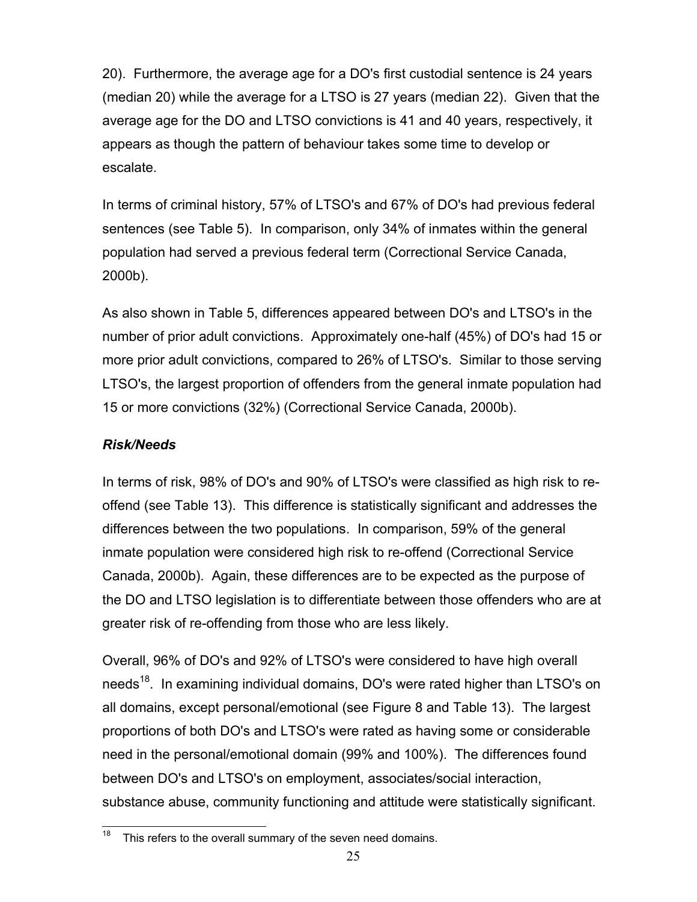20). Furthermore, the average age for a DO's first custodial sentence is 24 years (median 20) while the average for a LTSO is 27 years (median 22). Given that the average age for the DO and LTSO convictions is 41 and 40 years, respectively, it appears as though the pattern of behaviour takes some time to develop or escalate.

In terms of criminal history, 57% of LTSO's and 67% of DO's had previous federal sentences (see Table 5). In comparison, only 34% of inmates within the general population had served a previous federal term (Correctional Service Canada, 2000b).

As also shown in Table 5, differences appeared between DO's and LTSO's in the number of prior adult convictions. Approximately one-half (45%) of DO's had 15 or more prior adult convictions, compared to 26% of LTSO's. Similar to those serving LTSO's, the largest proportion of offenders from the general inmate population had 15 or more convictions (32%) (Correctional Service Canada, 2000b).

### *Risk/Needs*

In terms of risk, 98% of DO's and 90% of LTSO's were classified as high risk to re-offend (see Table 13). This difference is statistically significant and addresses the differences between the two populations. In comparison, 59% of the general inmate population were considered high risk to re-offend (Correctional Service Canada, 2000b). Again, these differences are to be expected as the purpose of the DO and LTSO legislation is to differentiate between those offenders who are at greater risk of re-offending from those who are less likely.

Overall, 96% of DO's and 92% of LTSO's were considered to have high overall needs[18]. In examining individual domains, DO's were rated higher than LTSO's on all domains, except personal/emotional (see Figure 8 and Table 13). The largest proportions of both DO's and LTSO's were rated as having some or considerable need in the personal/emotional domain (99% and 100%). The differences found between DO's and LTSO's on employment, associates/social interaction, substance abuse, community functioning and attitude were statistically significant.

[18] This refers to the overall summary of the seven need domains.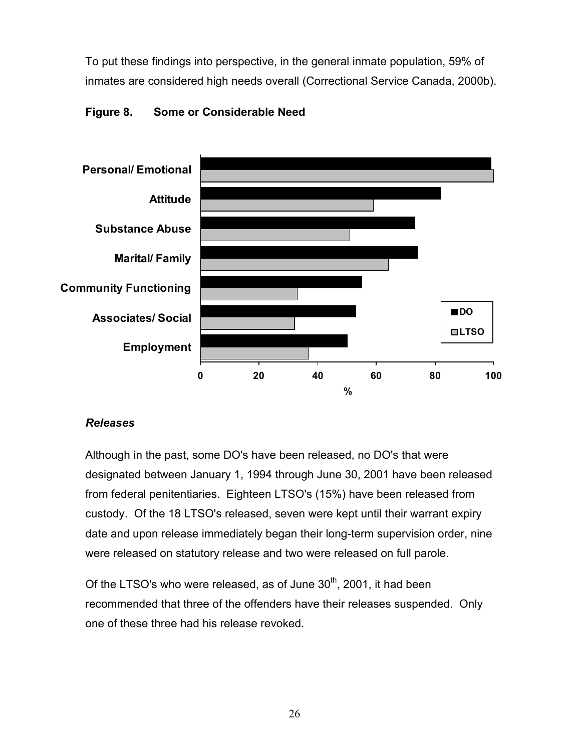To put these findings into perspective, in the general inmate population, 59% of inmates are considered high needs overall (Correctional Service Canada, 2000b).

**Figure 8. Some or Considerable Need**

### *Releases*

Although in the past, some DO's have been released, no DO's that were designated between January 1, 1994 through June 30, 2001 have been released from federal penitentiaries. Eighteen LTSO's (15%) have been released from custody. Of the 18 LTSO's released, seven were kept until their warrant expiry date and upon release immediately began their long-term supervision order, nine were released on statutory release and two were released on full parole.

Of the LTSO's who were released, as of June 30th, 2001, it had been recommended that three of the offenders have their releases suspended. Only one of these three had his release revoked.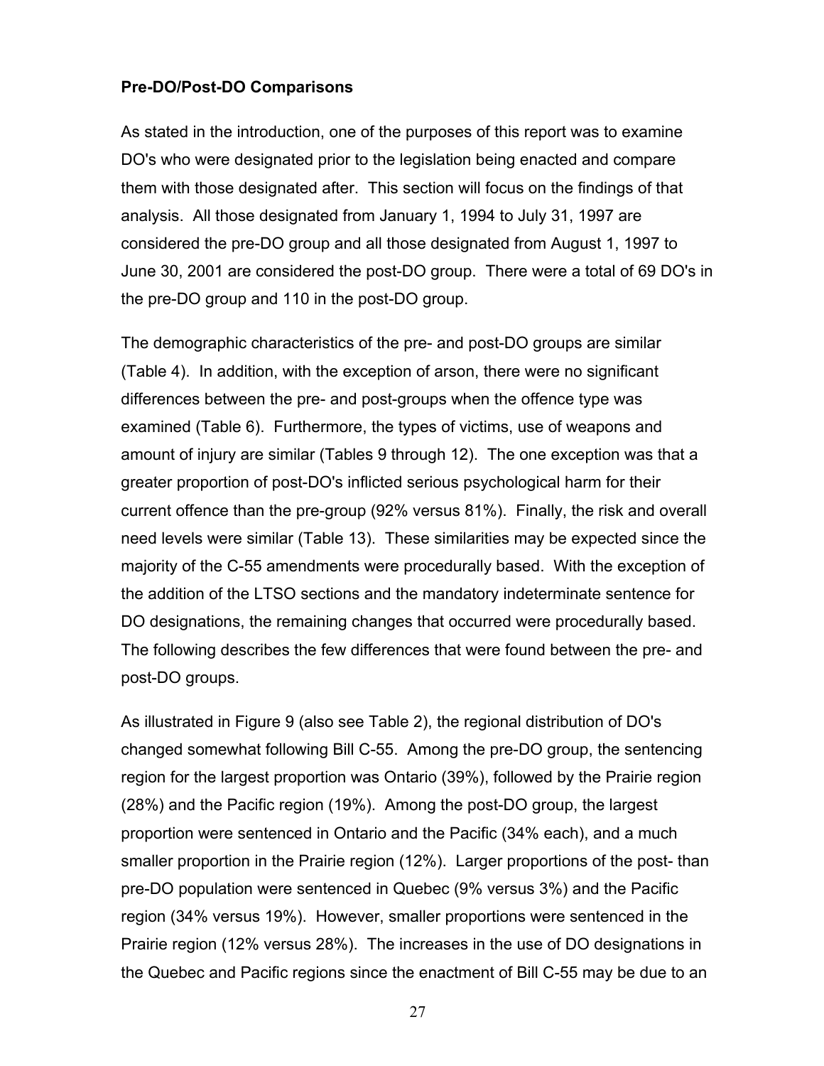**Pre-DO/Post-DO Comparisons**

As stated in the introduction, one of the purposes of this report was to examine DO's who were designated prior to the legislation being enacted and compare them with those designated after. This section will focus on the findings of that analysis. All those designated from January 1, 1994 to July 31, 1997 are considered the pre-DO group and all those designated from August 1, 1997 to June 30, 2001 are considered the post-DO group. There were a total of 69 DO's in the pre-DO group and 110 in the post-DO group.

The demographic characteristics of the pre- and post-DO groups are similar (Table 4). In addition, with the exception of arson, there were no significant differences between the pre- and post-groups when the offence type was examined (Table 6). Furthermore, the types of victims, use of weapons and amount of injury are similar (Tables 9 through 12). The one exception was that a greater proportion of post-DO's inflicted serious psychological harm for their current offence than the pre-group (92% versus 81%). Finally, the risk and overall need levels were similar (Table 13). These similarities may be expected since the majority of the C-55 amendments were procedurally based. With the exception of the addition of the LTSO sections and the mandatory indeterminate sentence for DO designations, the remaining changes that occurred were procedurally based. The following describes the few differences that were found between the pre- and post-DO groups.

As illustrated in Figure 9 (also see Table 2), the regional distribution of DO's changed somewhat following Bill C-55. Among the pre-DO group, the sentencing region for the largest proportion was Ontario (39%), followed by the Prairie region (28%) and the Pacific region (19%). Among the post-DO group, the largest proportion were sentenced in Ontario and the Pacific (34% each), and a much smaller proportion in the Prairie region (12%). Larger proportions of the post- than pre-DO population were sentenced in Quebec (9% versus 3%) and the Pacific region (34% versus 19%). However, smaller proportions were sentenced in the Prairie region (12% versus 28%). The increases in the use of DO designations in the Quebec and Pacific regions since the enactment of Bill C-55 may be due to an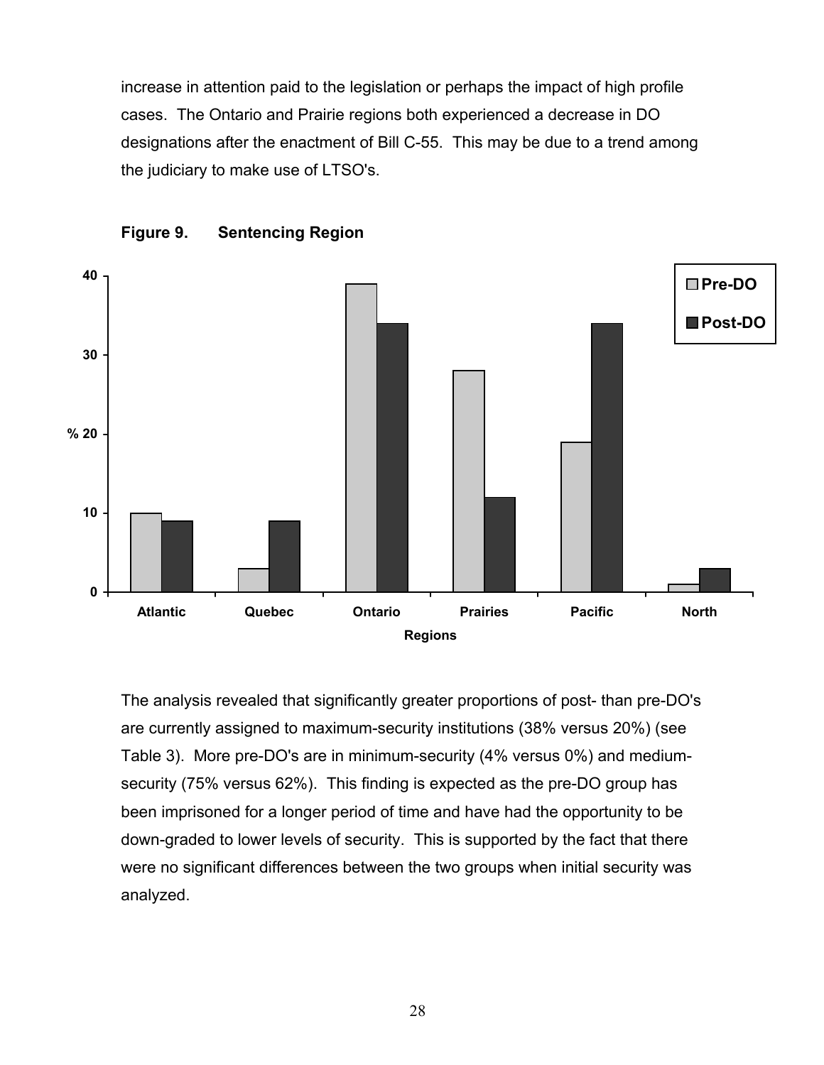increase in attention paid to the legislation or perhaps the impact of high profile cases. The Ontario and Prairie regions both experienced a decrease in DO designations after the enactment of Bill C-55. This may be due to a trend among the judiciary to make use of LTSO's.

**Figure 9. Sentencing Region**

The analysis revealed that significantly greater proportions of post- than pre-DO's are currently assigned to maximum-security institutions (38% versus 20%) (see Table 3). More pre-DO's are in minimum-security (4% versus 0%) and medium-security (75% versus 62%). This finding is expected as the pre-DO group has been imprisoned for a longer period of time and have had the opportunity to be down-graded to lower levels of security. This is supported by the fact that there were no significant differences between the two groups when initial security was analyzed.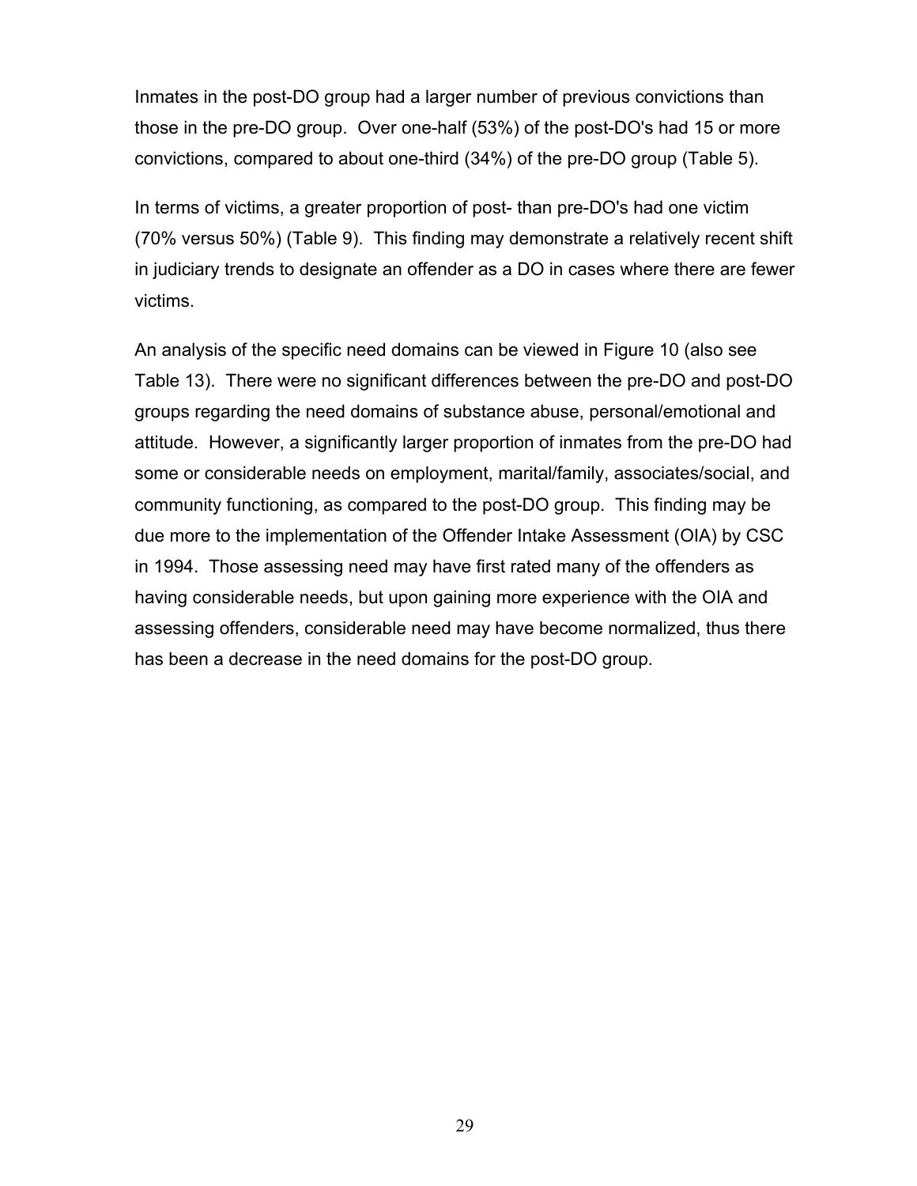Inmates in the post-DO group had a larger number of previous convictions than those in the pre-DO group. Over one-half (53%) of the post-DO's had 15 or more convictions, compared to about one-third (34%) of the pre-DO group (Table 5).

In terms of victims, a greater proportion of post- than pre-DO's had one victim (70% versus 50%) (Table 9). This finding may demonstrate a relatively recent shift in judiciary trends to designate an offender as a DO in cases where there are fewer victims.

An analysis of the specific need domains can be viewed in Figure 10 (also see Table 13). There were no significant differences between the pre-DO and post-DO groups regarding the need domains of substance abuse, personal/emotional and attitude. However, a significantly larger proportion of inmates from the pre-DO had some or considerable needs on employment, marital/family, associates/social, and community functioning, as compared to the post-DO group. This finding may be due more to the implementation of the Offender Intake Assessment (OIA) by CSC in 1994. Those assessing need may have first rated many of the offenders as having considerable needs, but upon gaining more experience with the OIA and assessing offenders, considerable need may have become normalized, thus there has been a decrease in the need domains for the post-DO group.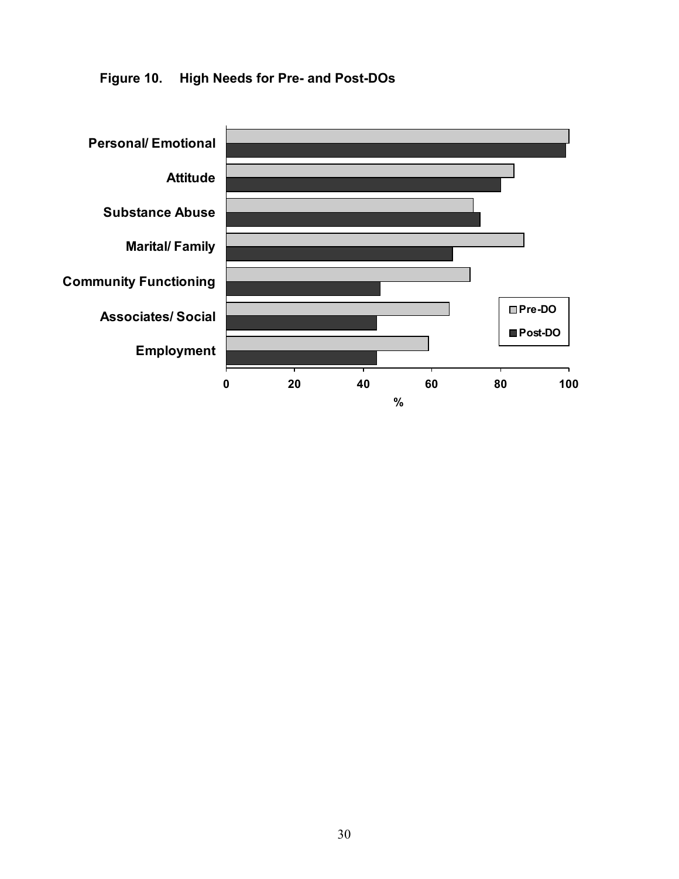**Figure 10. High Needs for Pre- and Post-DOs**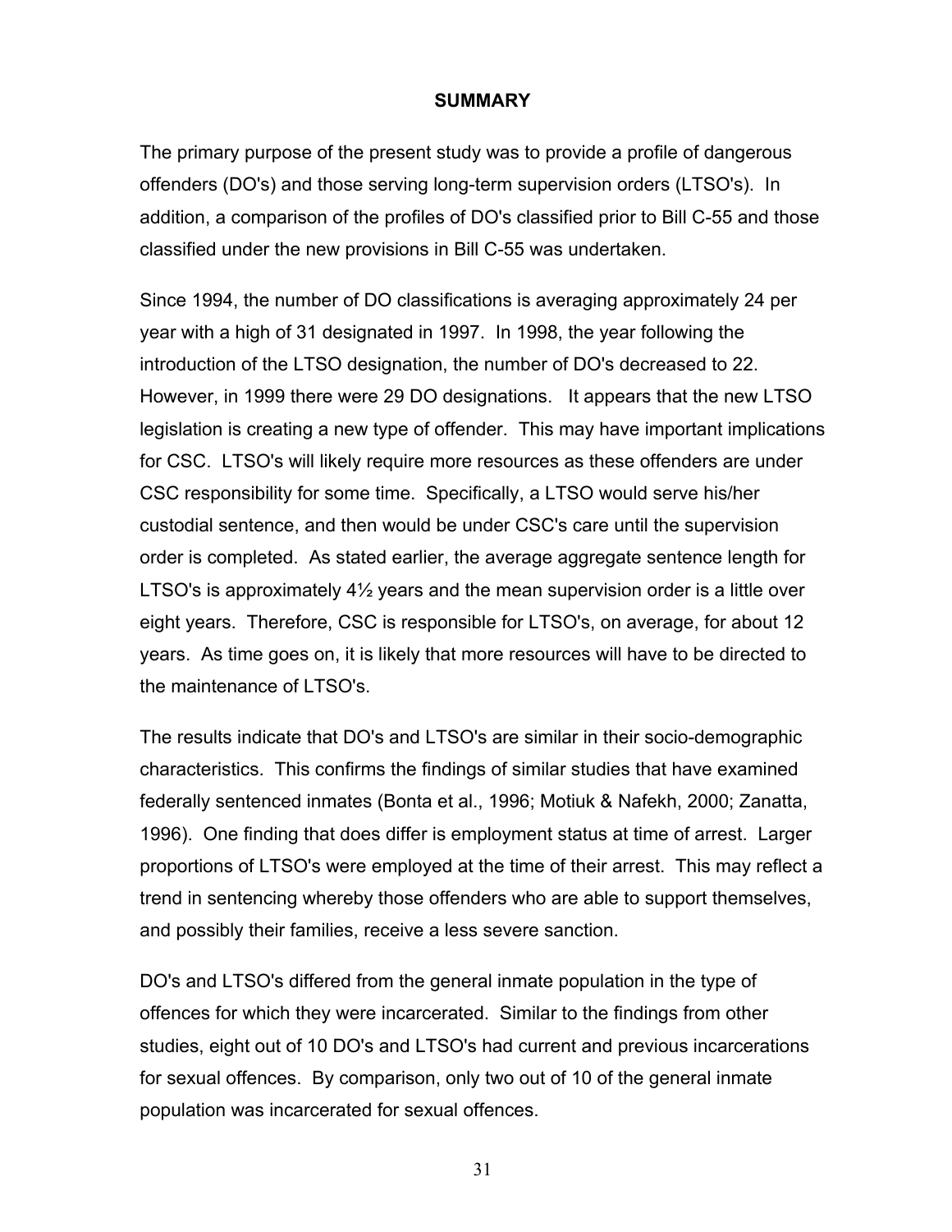## SUMMARY

The primary purpose of the present study was to provide a profile of dangerous offenders (DO's) and those serving long-term supervision orders (LTSO's). In addition, a comparison of the profiles of DO's classified prior to Bill C-55 and those classified under the new provisions in Bill C-55 was undertaken.

Since 1994, the number of DO classifications is averaging approximately 24 per year with a high of 31 designated in 1997. In 1998, the year following the introduction of the LTSO designation, the number of DO's decreased to 22. However, in 1999 there were 29 DO designations. It appears that the new LTSO legislation is creating a new type of offender. This may have important implications for CSC. LTSO's will likely require more resources as these offenders are under CSC responsibility for some time. Specifically, a LTSO would serve his/her custodial sentence, and then would be under CSC's care until the supervision order is completed. As stated earlier, the average aggregate sentence length for LTSO's is approximately 4½ years and the mean supervision order is a little over eight years. Therefore, CSC is responsible for LTSO's, on average, for about 12 years. As time goes on, it is likely that more resources will have to be directed to the maintenance of LTSO's.

The results indicate that DO's and LTSO's are similar in their socio-demographic characteristics. This confirms the findings of similar studies that have examined federally sentenced inmates (Bonta et al., 1996; Motiuk & Nafekh, 2000; Zanatta, 1996). One finding that does differ is employment status at time of arrest. Larger proportions of LTSO's were employed at the time of their arrest. This may reflect a trend in sentencing whereby those offenders who are able to support themselves, and possibly their families, receive a less severe sanction.

DO's and LTSO's differed from the general inmate population in the type of offences for which they were incarcerated. Similar to the findings from other studies, eight out of 10 DO's and LTSO's had current and previous incarcerations for sexual offences. By comparison, only two out of 10 of the general inmate population was incarcerated for sexual offences.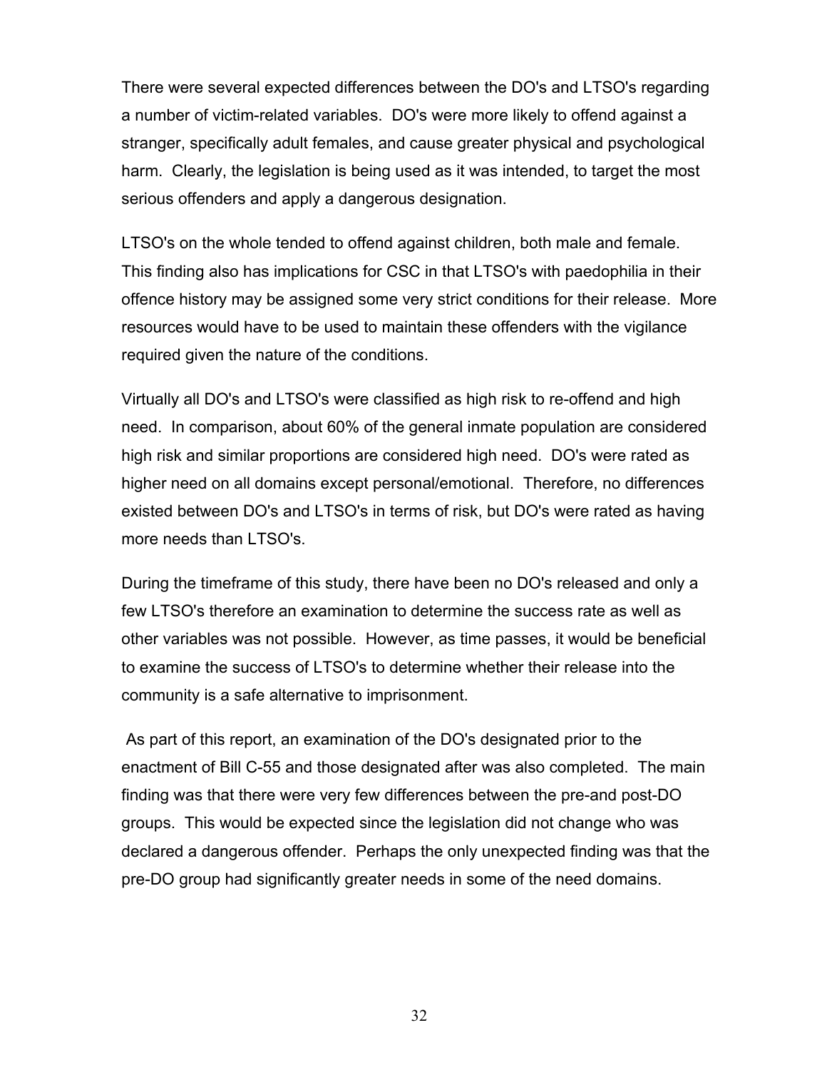There were several expected differences between the DO's and LTSO's regarding a number of victim-related variables. DO's were more likely to offend against a stranger, specifically adult females, and cause greater physical and psychological harm. Clearly, the legislation is being used as it was intended, to target the most serious offenders and apply a dangerous designation.

LTSO's on the whole tended to offend against children, both male and female. This finding also has implications for CSC in that LTSO's with paedophilia in their offence history may be assigned some very strict conditions for their release. More resources would have to be used to maintain these offenders with the vigilance required given the nature of the conditions.

Virtually all DO's and LTSO's were classified as high risk to re-offend and high need. In comparison, about 60% of the general inmate population are considered high risk and similar proportions are considered high need. DO's were rated as higher need on all domains except personal/emotional. Therefore, no differences existed between DO's and LTSO's in terms of risk, but DO's were rated as having more needs than LTSO's.

During the timeframe of this study, there have been no DO's released and only a few LTSO's therefore an examination to determine the success rate as well as other variables was not possible. However, as time passes, it would be beneficial to examine the success of LTSO's to determine whether their release into the community is a safe alternative to imprisonment.

As part of this report, an examination of the DO's designated prior to the enactment of Bill C-55 and those designated after was also completed. The main finding was that there were very few differences between the pre-and post-DO groups. This would be expected since the legislation did not change who was declared a dangerous offender. Perhaps the only unexpected finding was that the pre-DO group had significantly greater needs in some of the need domains.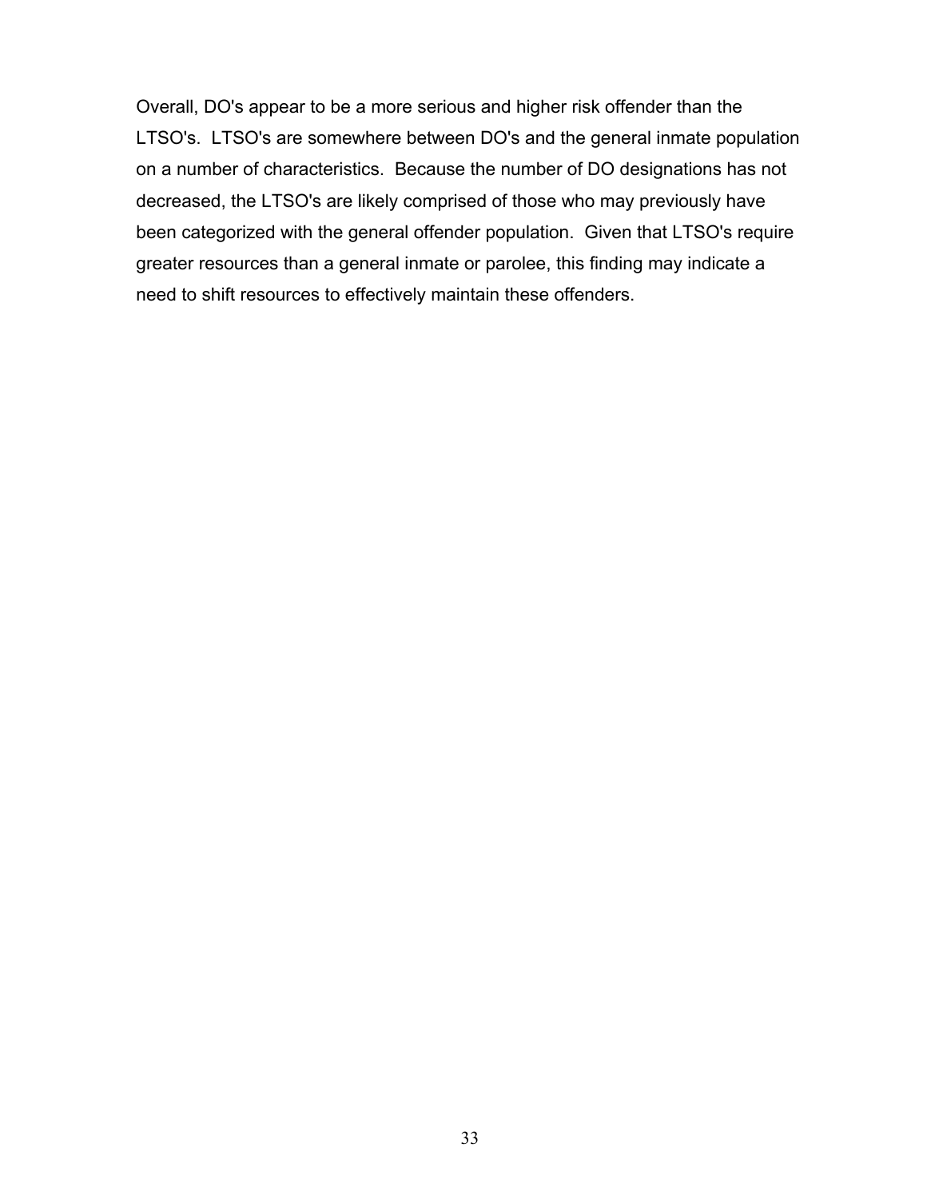Overall, DO's appear to be a more serious and higher risk offender than the LTSO's. LTSO's are somewhere between DO's and the general inmate population on a number of characteristics. Because the number of DO designations has not decreased, the LTSO's are likely comprised of those who may previously have been categorized with the general offender population. Given that LTSO's require greater resources than a general inmate or parolee, this finding may indicate a need to shift resources to effectively maintain these offenders.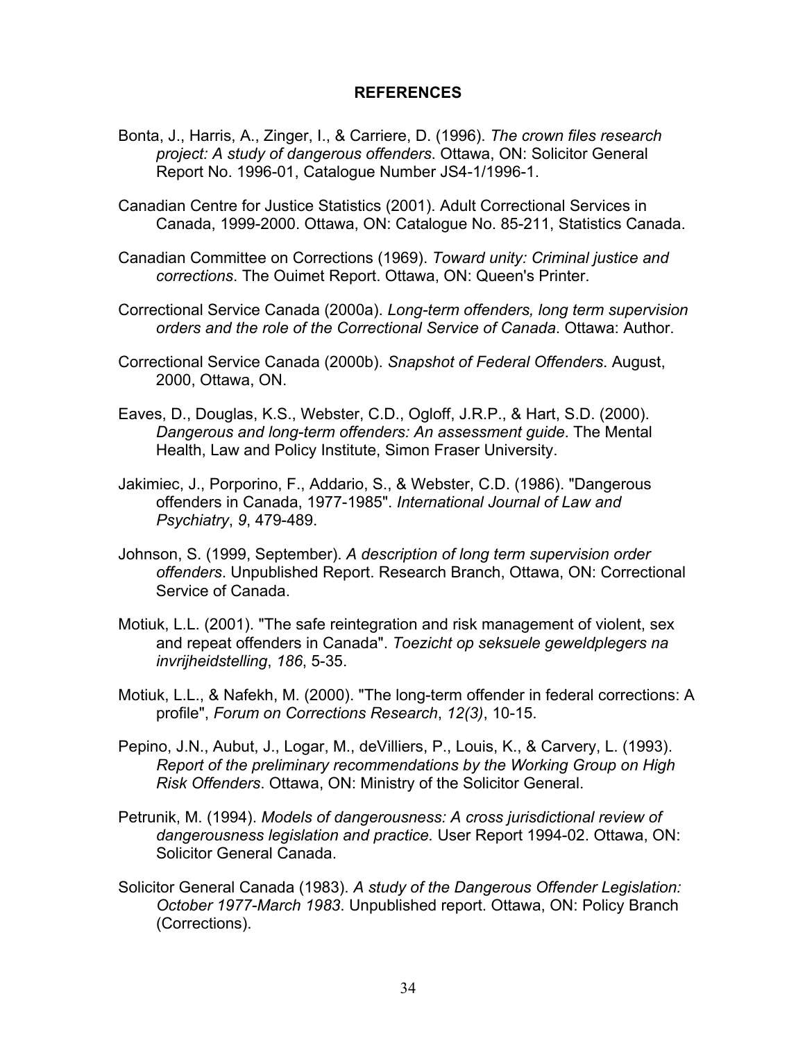## REFERENCES

Bonta, J., Harris, A., Zinger, I., & Carriere, D. (1996). *The crown files research project: A study of dangerous offenders*. Ottawa, ON: Solicitor General Report No. 1996-01, Catalogue Number JS4-1/1996-1.

Canadian Centre for Justice Statistics (2001). Adult Correctional Services in Canada, 1999-2000. Ottawa, ON: Catalogue No. 85-211, Statistics Canada.

Canadian Committee on Corrections (1969). *Toward unity: Criminal justice and corrections*. The Ouimet Report. Ottawa, ON: Queen's Printer.

Correctional Service Canada (2000a). *Long-term offenders, long term supervision orders and the role of the Correctional Service of Canada*. Ottawa: Author.

Correctional Service Canada (2000b). *Snapshot of Federal Offenders*. August, 2000, Ottawa, ON.

Eaves, D., Douglas, K.S., Webster, C.D., Ogloff, J.R.P., & Hart, S.D. (2000). *Dangerous and long-term offenders: An assessment guide*. The Mental Health, Law and Policy Institute, Simon Fraser University.

Jakimiec, J., Porporino, F., Addario, S., & Webster, C.D. (1986). "Dangerous offenders in Canada, 1977-1985". *International Journal of Law and Psychiatry*, *9*, 479-489.

Johnson, S. (1999, September). *A description of long term supervision order offenders*. Unpublished Report. Research Branch, Ottawa, ON: Correctional Service of Canada.

Motiuk, L.L. (2001). "The safe reintegration and risk management of violent, sex and repeat offenders in Canada". *Toezicht op seksuele geweldplegers na invrijheidstelling*, *186*, 5-35.

Motiuk, L.L., & Nafekh, M. (2000). "The long-term offender in federal corrections: A profile", *Forum on Corrections Research*, *12(3)*, 10-15.

Pepino, J.N., Aubut, J., Logar, M., deVilliers, P., Louis, K., & Carvery, L. (1993). *Report of the preliminary recommendations by the Working Group on High Risk Offenders*. Ottawa, ON: Ministry of the Solicitor General.

Petrunik, M. (1994). *Models of dangerousness: A cross jurisdictional review of dangerousness legislation and practice.* User Report 1994-02. Ottawa, ON: Solicitor General Canada.

Solicitor General Canada (1983). *A study of the Dangerous Offender Legislation: October 1977-March 1983*. Unpublished report. Ottawa, ON: Policy Branch (Corrections).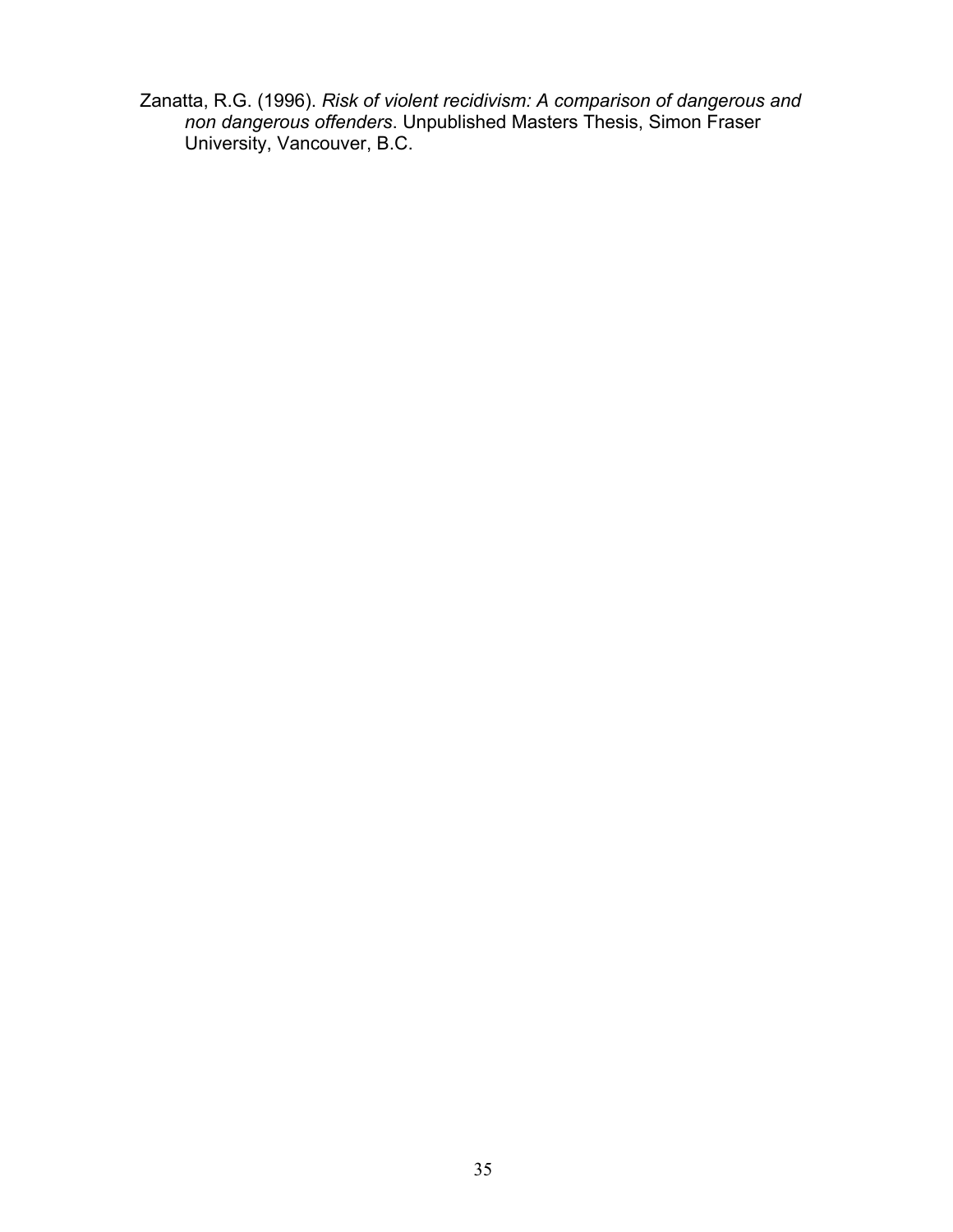Zanatta, R.G. (1996). *Risk of violent recidivism: A comparison of dangerous and non dangerous offenders*. Unpublished Masters Thesis, Simon Fraser University, Vancouver, B.C.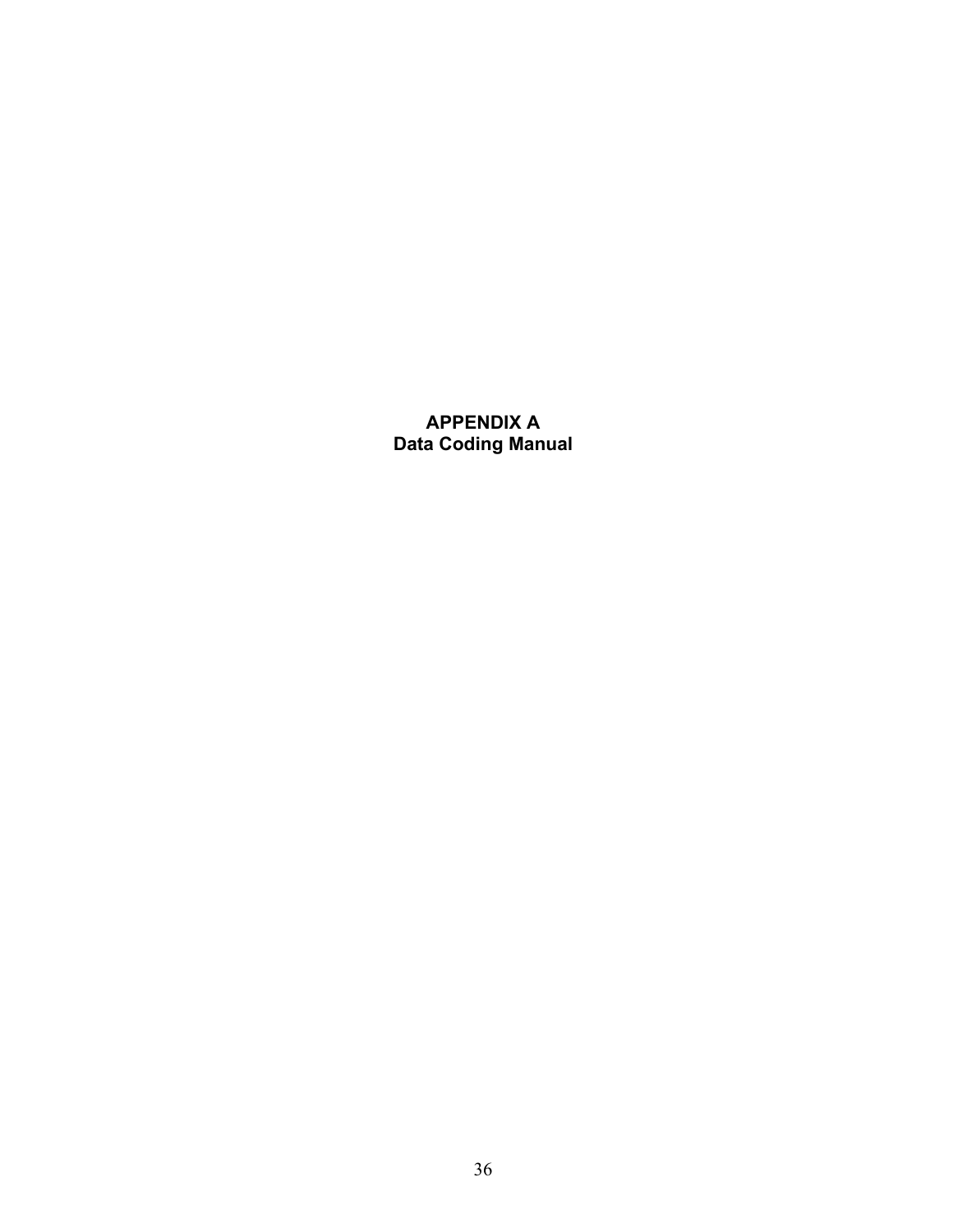# APPENDIX A
# Data Coding Manual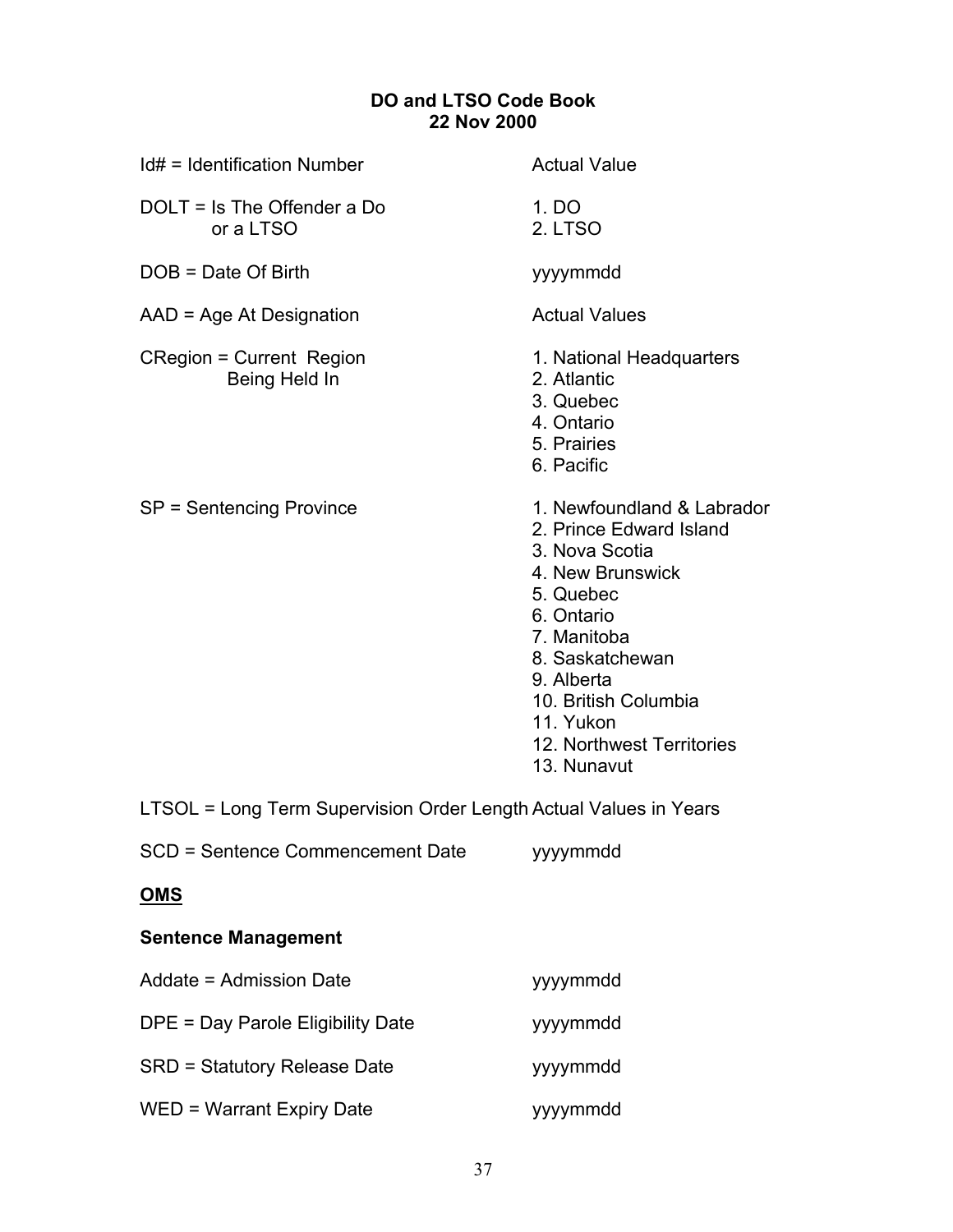**DO and LTSO Code Book**
**22 Nov 2000**

| | |
|---|---|
| Id# = Identification Number | Actual Value |
| DOLT = Is The Offender a Do or a LTSO | 1. DO<br>2. LTSO |
| DOB = Date Of Birth | yyyymmdd |
| AAD = Age At Designation | Actual Values |
| CRegion = Current Region Being Held In | 1. National Headquarters<br>2. Atlantic<br>3. Quebec<br>4. Ontario<br>5. Prairies<br>6. Pacific |
| SP = Sentencing Province | 1. Newfoundland & Labrador<br>2. Prince Edward Island<br>3. Nova Scotia<br>4. New Brunswick<br>5. Quebec<br>6. Ontario<br>7. Manitoba<br>8. Saskatchewan<br>9. Alberta<br>10. British Columbia<br>11. Yukon<br>12. Northwest Territories<br>13. Nunavut |
| LTSOL = Long Term Supervision Order Length | Actual Values in Years |
| SCD = Sentence Commencement Date | yyyymmdd |

**OMS**

**Sentence Management**

| | |
|---|---|
| Addate = Admission Date | yyyymmdd |
| DPE = Day Parole Eligibility Date | yyyymmdd |
| SRD = Statutory Release Date | yyyymmdd |
| WED = Warrant Expiry Date | yyyymmdd |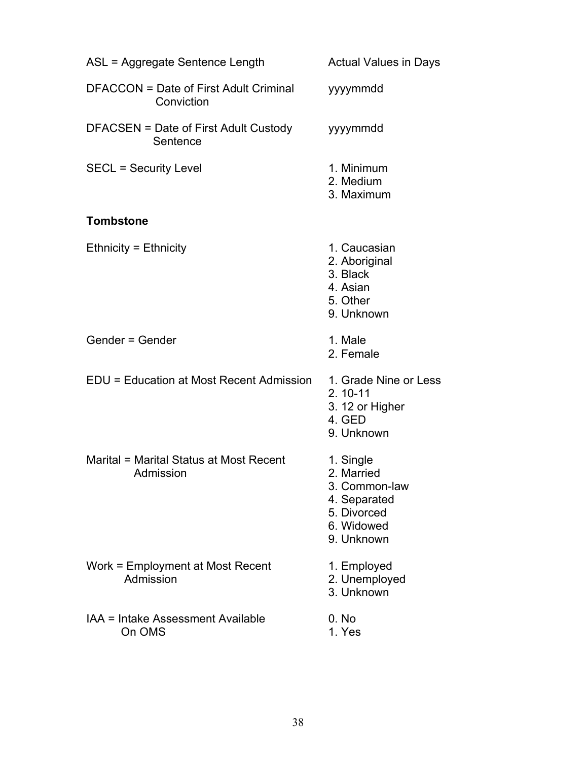| Variable | Values |
| --- | --- |
| ASL = Aggregate Sentence Length | Actual Values in Days |
| DFACCON = Date of First Adult Criminal Conviction | yyyymmdd |
| DFACSEN = Date of First Adult Custody Sentence | yyyymmdd |
| SECL = Security Level | 1. Minimum<br>2. Medium<br>3. Maximum |

**Tombstone**

| Variable | Values |
| --- | --- |
| Ethnicity = Ethnicity | 1. Caucasian<br>2. Aboriginal<br>3. Black<br>4. Asian<br>5. Other<br>9. Unknown |
| Gender = Gender | 1. Male<br>2. Female |
| EDU = Education at Most Recent Admission | 1. Grade Nine or Less<br>2. 10-11<br>3. 12 or Higher<br>4. GED<br>9. Unknown |
| Marital = Marital Status at Most Recent Admission | 1. Single<br>2. Married<br>3. Common-law<br>4. Separated<br>5. Divorced<br>6. Widowed<br>9. Unknown |
| Work = Employment at Most Recent Admission | 1. Employed<br>2. Unemployed<br>3. Unknown |
| IAA = Intake Assessment Available On OMS | 0. No<br>1. Yes |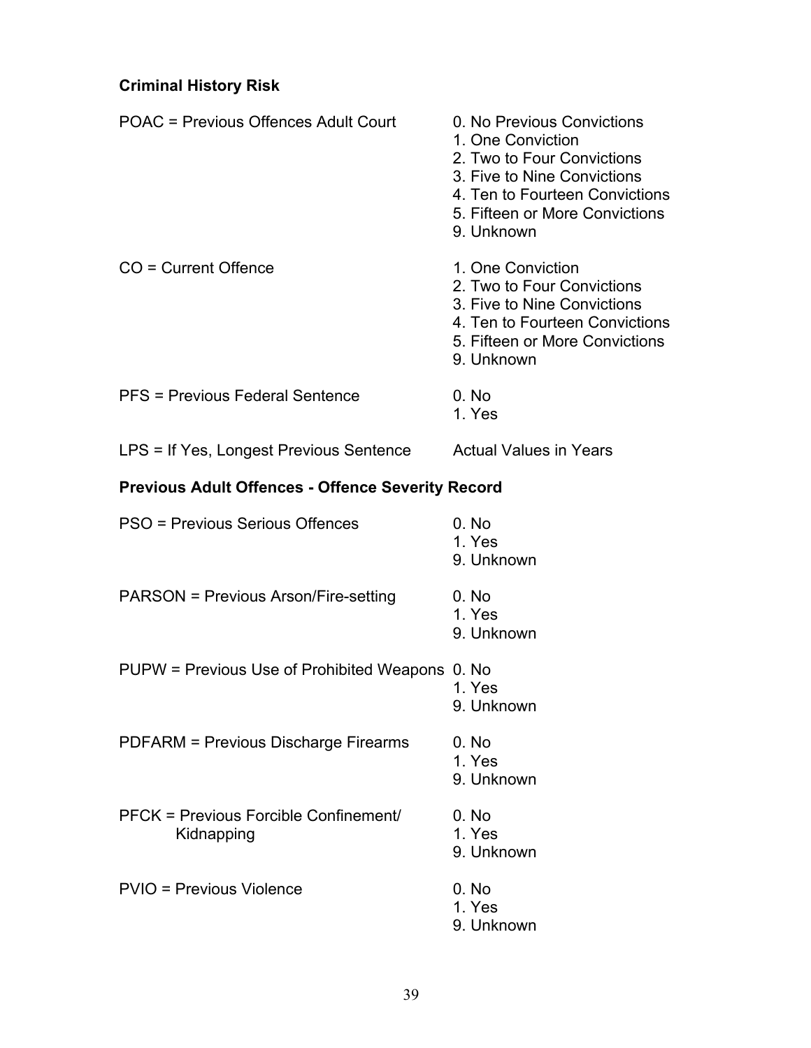**Criminal History Risk**

| | |
|---|---|
| POAC = Previous Offences Adult Court | 0. No Previous Convictions<br>1. One Conviction<br>2. Two to Four Convictions<br>3. Five to Nine Convictions<br>4. Ten to Fourteen Convictions<br>5. Fifteen or More Convictions<br>9. Unknown |
| CO = Current Offence | 1. One Conviction<br>2. Two to Four Convictions<br>3. Five to Nine Convictions<br>4. Ten to Fourteen Convictions<br>5. Fifteen or More Convictions<br>9. Unknown |
| PFS = Previous Federal Sentence | 0. No<br>1. Yes |
| LPS = If Yes, Longest Previous Sentence | Actual Values in Years |

**Previous Adult Offences - Offence Severity Record**

| | |
|---|---|
| PSO = Previous Serious Offences | 0. No<br>1. Yes<br>9. Unknown |
| PARSON = Previous Arson/Fire-setting | 0. No<br>1. Yes<br>9. Unknown |
| PUPW = Previous Use of Prohibited Weapons | 0. No<br>1. Yes<br>9. Unknown |
| PDFARM = Previous Discharge Firearms | 0. No<br>1. Yes<br>9. Unknown |
| PFCK = Previous Forcible Confinement/ Kidnapping | 0. No<br>1. Yes<br>9. Unknown |
| PVIO = Previous Violence | 0. No<br>1. Yes<br>9. Unknown |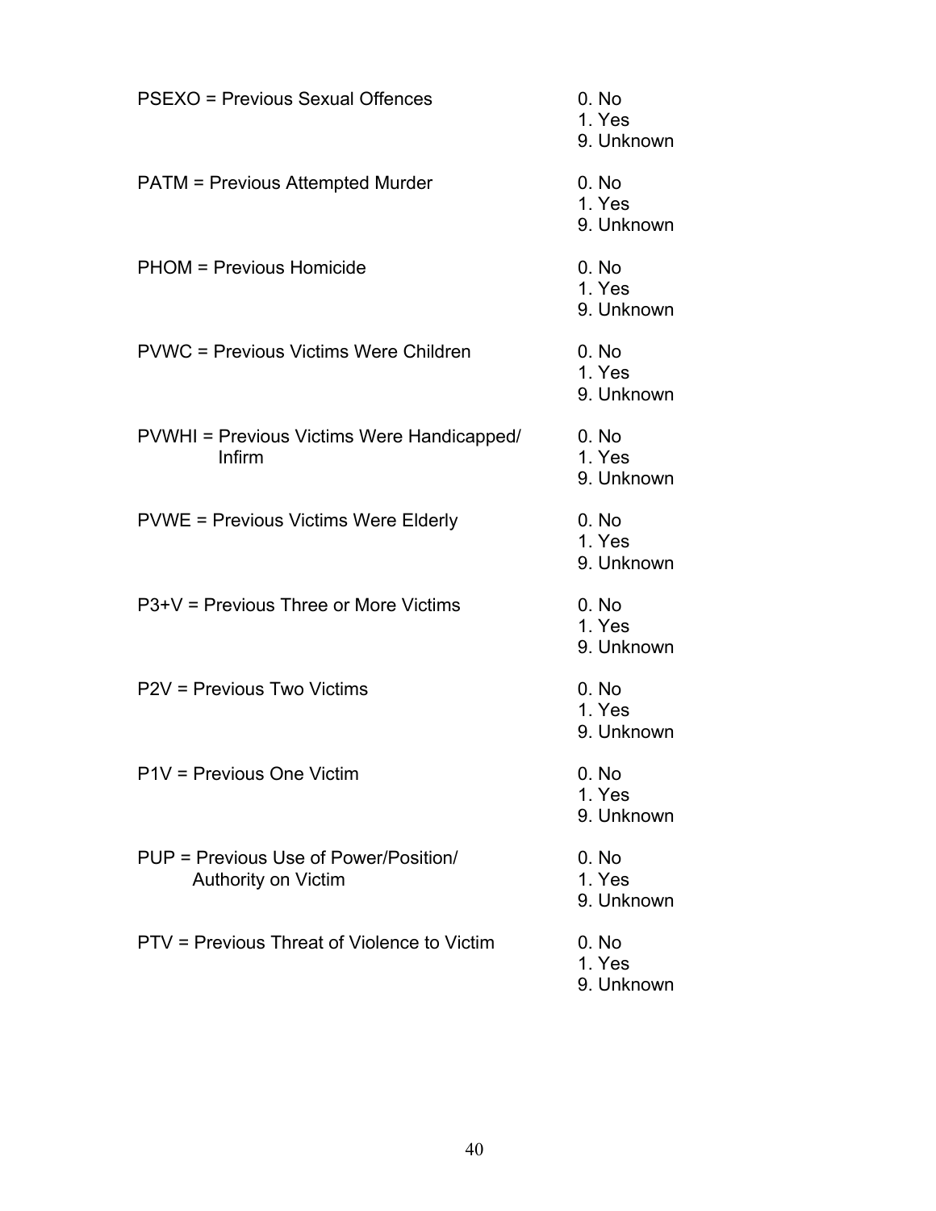PSEXO = Previous Sexual Offences
0. No
1. Yes
9. Unknown

PATM = Previous Attempted Murder
0. No
1. Yes
9. Unknown

PHOM = Previous Homicide
0. No
1. Yes
9. Unknown

PVWC = Previous Victims Were Children
0. No
1. Yes
9. Unknown

PVWHI = Previous Victims Were Handicapped/ Infirm
0. No
1. Yes
9. Unknown

PVWE = Previous Victims Were Elderly
0. No
1. Yes
9. Unknown

P3+V = Previous Three or More Victims
0. No
1. Yes
9. Unknown

P2V = Previous Two Victims
0. No
1. Yes
9. Unknown

P1V = Previous One Victim
0. No
1. Yes
9. Unknown

PUP = Previous Use of Power/Position/ Authority on Victim
0. No
1. Yes
9. Unknown

PTV = Previous Threat of Violence to Victim
0. No
1. Yes
9. Unknown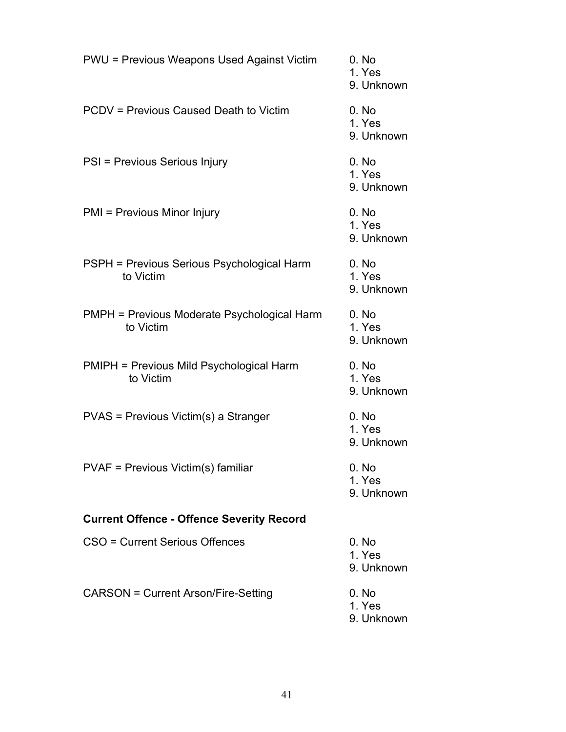PWU = Previous Weapons Used Against Victim
0. No
1. Yes
9. Unknown

PCDV = Previous Caused Death to Victim
0. No
1. Yes
9. Unknown

PSI = Previous Serious Injury
0. No
1. Yes
9. Unknown

PMI = Previous Minor Injury
0. No
1. Yes
9. Unknown

PSPH = Previous Serious Psychological Harm to Victim
0. No
1. Yes
9. Unknown

PMPH = Previous Moderate Psychological Harm to Victim
0. No
1. Yes
9. Unknown

PMIPH = Previous Mild Psychological Harm to Victim
0. No
1. Yes
9. Unknown

PVAS = Previous Victim(s) a Stranger
0. No
1. Yes
9. Unknown

PVAF = Previous Victim(s) familiar
0. No
1. Yes
9. Unknown

**Current Offence - Offence Severity Record**

CSO = Current Serious Offences
0. No
1. Yes
9. Unknown

CARSON = Current Arson/Fire-Setting
0. No
1. Yes
9. Unknown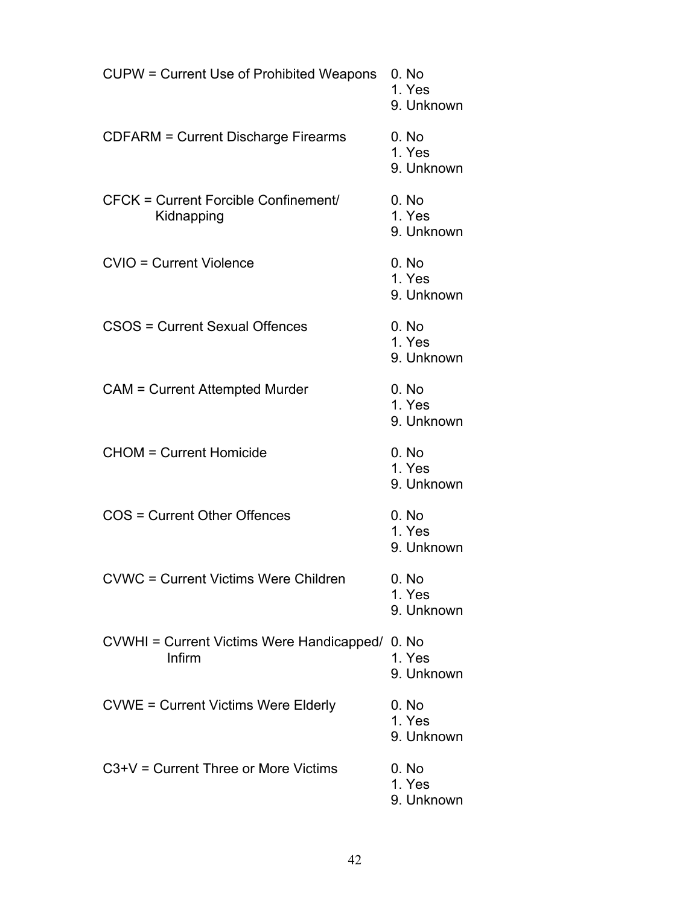| Variable | Codes |
| --- | --- |
| CUPW = Current Use of Prohibited Weapons | 0. No<br>1. Yes<br>9. Unknown |
| CDFARM = Current Discharge Firearms | 0. No<br>1. Yes<br>9. Unknown |
| CFCK = Current Forcible Confinement/ Kidnapping | 0. No<br>1. Yes<br>9. Unknown |
| CVIO = Current Violence | 0. No<br>1. Yes<br>9. Unknown |
| CSOS = Current Sexual Offences | 0. No<br>1. Yes<br>9. Unknown |
| CAM = Current Attempted Murder | 0. No<br>1. Yes<br>9. Unknown |
| CHOM = Current Homicide | 0. No<br>1. Yes<br>9. Unknown |
| COS = Current Other Offences | 0. No<br>1. Yes<br>9. Unknown |
| CVWC = Current Victims Were Children | 0. No<br>1. Yes<br>9. Unknown |
| CVWHI = Current Victims Were Handicapped/ Infirm | 0. No<br>1. Yes<br>9. Unknown |
| CVWE = Current Victims Were Elderly | 0. No<br>1. Yes<br>9. Unknown |
| C3+V = Current Three or More Victims | 0. No<br>1. Yes<br>9. Unknown |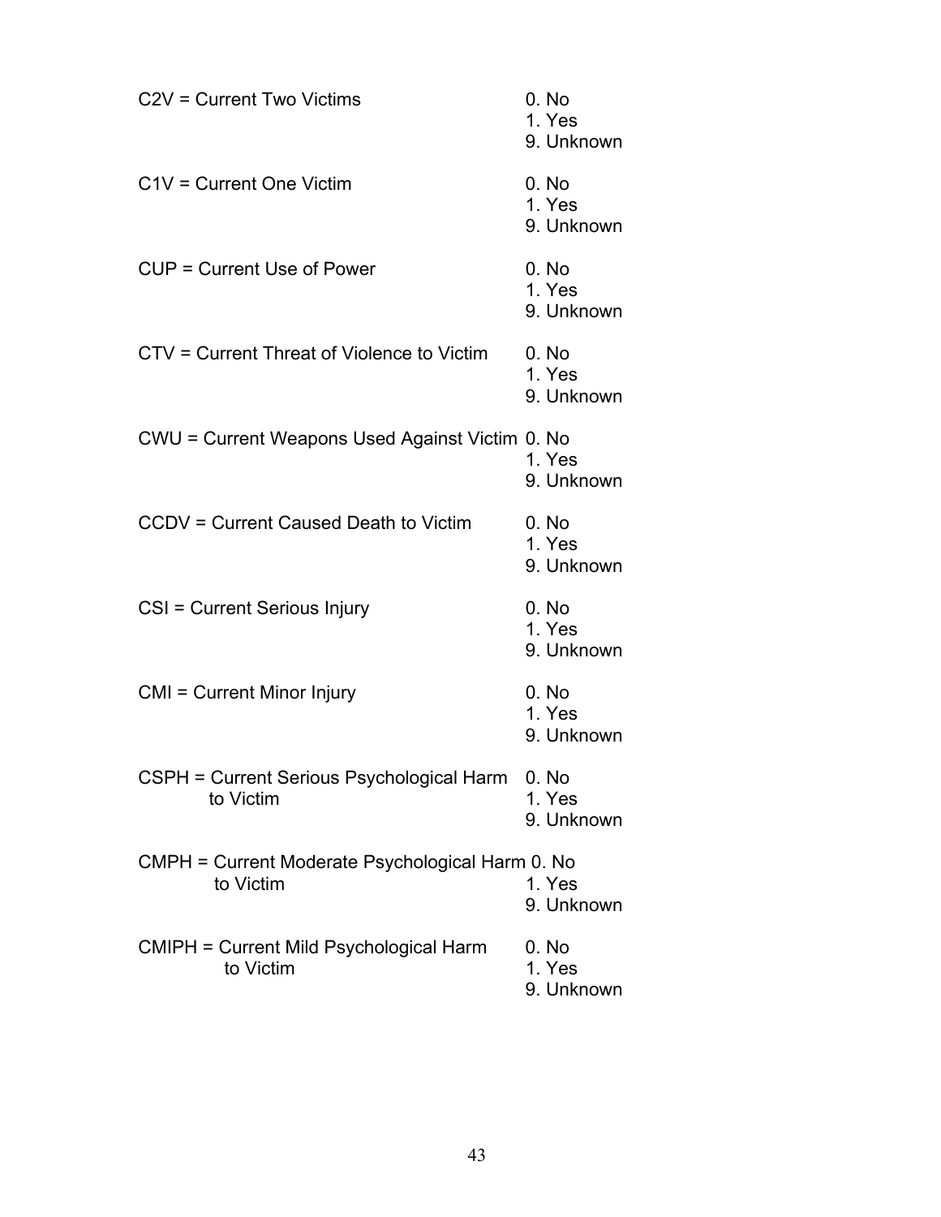C2V = Current Two Victims
0. No
1. Yes
9. Unknown

C1V = Current One Victim
0. No
1. Yes
9. Unknown

CUP = Current Use of Power
0. No
1. Yes
9. Unknown

CTV = Current Threat of Violence to Victim
0. No
1. Yes
9. Unknown

CWU = Current Weapons Used Against Victim
0. No
1. Yes
9. Unknown

CCDV = Current Caused Death to Victim
0. No
1. Yes
9. Unknown

CSI = Current Serious Injury
0. No
1. Yes
9. Unknown

CMI = Current Minor Injury
0. No
1. Yes
9. Unknown

CSPH = Current Serious Psychological Harm to Victim
0. No
1. Yes
9. Unknown

CMPH = Current Moderate Psychological Harm to Victim
0. No
1. Yes
9. Unknown

CMIPH = Current Mild Psychological Harm to Victim
0. No
1. Yes
9. Unknown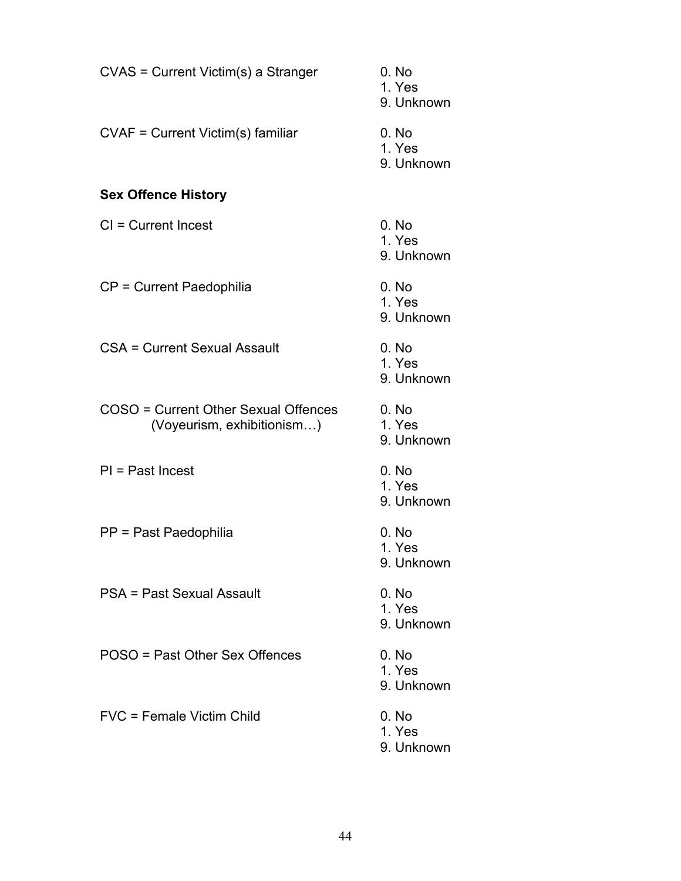CVAS = Current Victim(s) a Stranger

0. No
1. Yes
9. Unknown

CVAF = Current Victim(s) familiar

0. No
1. Yes
9. Unknown

**Sex Offence History**

CI = Current Incest

0. No
1. Yes
9. Unknown

CP = Current Paedophilia

0. No
1. Yes
9. Unknown

CSA = Current Sexual Assault

0. No
1. Yes
9. Unknown

COSO = Current Other Sexual Offences (Voyeurism, exhibitionism…)

0. No
1. Yes
9. Unknown

PI = Past Incest

0. No
1. Yes
9. Unknown

PP = Past Paedophilia

0. No
1. Yes
9. Unknown

PSA = Past Sexual Assault

0. No
1. Yes
9. Unknown

POSO = Past Other Sex Offences

0. No
1. Yes
9. Unknown

FVC = Female Victim Child

0. No
1. Yes
9. Unknown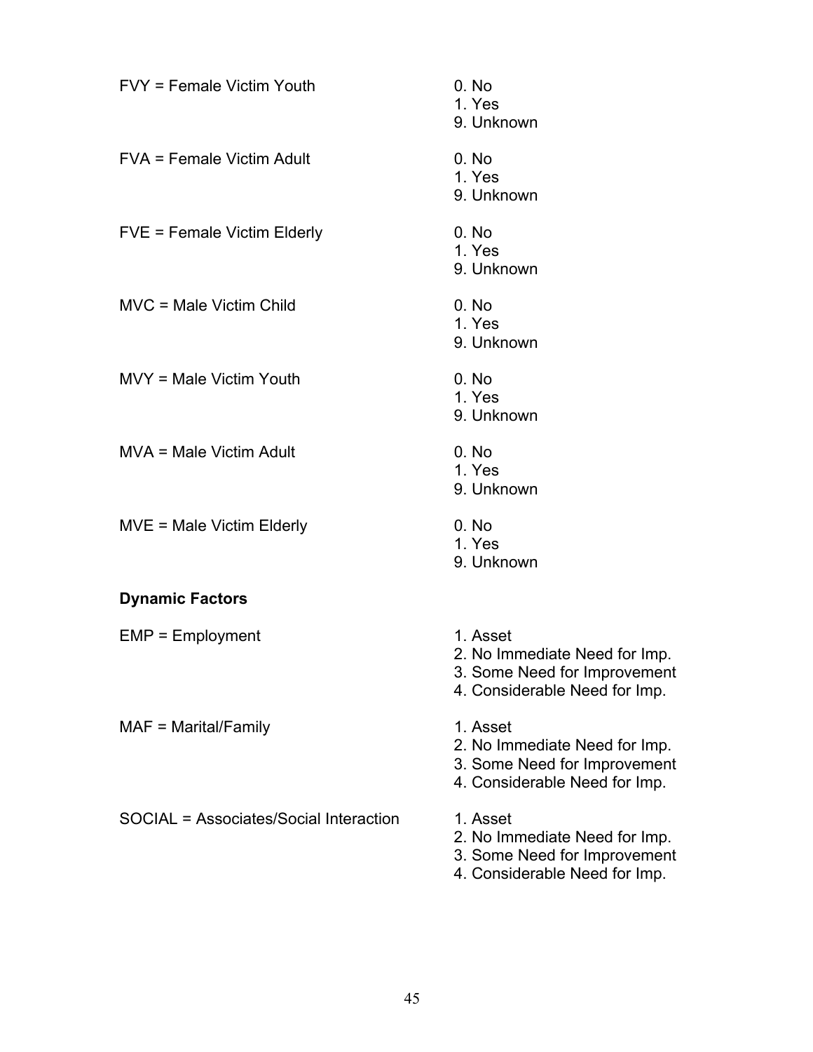FVY = Female Victim Youth
0. No
1. Yes
9. Unknown

FVA = Female Victim Adult
0. No
1. Yes
9. Unknown

FVE = Female Victim Elderly
0. No
1. Yes
9. Unknown

MVC = Male Victim Child
0. No
1. Yes
9. Unknown

MVY = Male Victim Youth
0. No
1. Yes
9. Unknown

MVA = Male Victim Adult
0. No
1. Yes
9. Unknown

MVE = Male Victim Elderly
0. No
1. Yes
9. Unknown

**Dynamic Factors**

EMP = Employment
1. Asset
2. No Immediate Need for Imp.
3. Some Need for Improvement
4. Considerable Need for Imp.

MAF = Marital/Family
1. Asset
2. No Immediate Need for Imp.
3. Some Need for Improvement
4. Considerable Need for Imp.

SOCIAL = Associates/Social Interaction
1. Asset
2. No Immediate Need for Imp.
3. Some Need for Improvement
4. Considerable Need for Imp.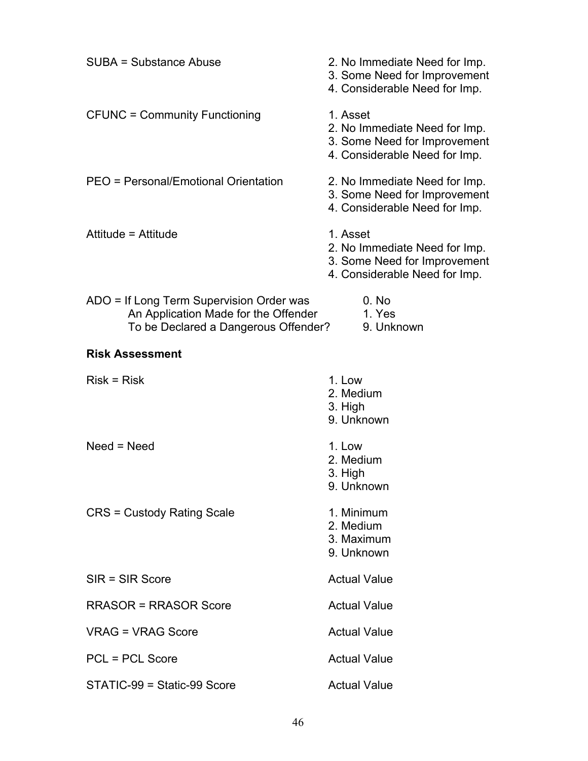SUBA = Substance Abuse

2. No Immediate Need for Imp.
3. Some Need for Improvement
4. Considerable Need for Imp.

CFUNC = Community Functioning

1. Asset
2. No Immediate Need for Imp.
3. Some Need for Improvement
4. Considerable Need for Imp.

PEO = Personal/Emotional Orientation

2. No Immediate Need for Imp.
3. Some Need for Improvement
4. Considerable Need for Imp.

Attitude = Attitude

1. Asset
2. No Immediate Need for Imp.
3. Some Need for Improvement
4. Considerable Need for Imp.

ADO = If Long Term Supervision Order was An Application Made for the Offender To be Declared a Dangerous Offender?

0. No
1. Yes
9. Unknown

**Risk Assessment**

Risk = Risk

1. Low
2. Medium
3. High
9. Unknown

Need = Need

1. Low
2. Medium
3. High
9. Unknown

CRS = Custody Rating Scale

1. Minimum
2. Medium
3. Maximum
9. Unknown

SIR = SIR Score — Actual Value

RRASOR = RRASOR Score — Actual Value

VRAG = VRAG Score — Actual Value

PCL = PCL Score — Actual Value

STATIC-99 = Static-99 Score — Actual Value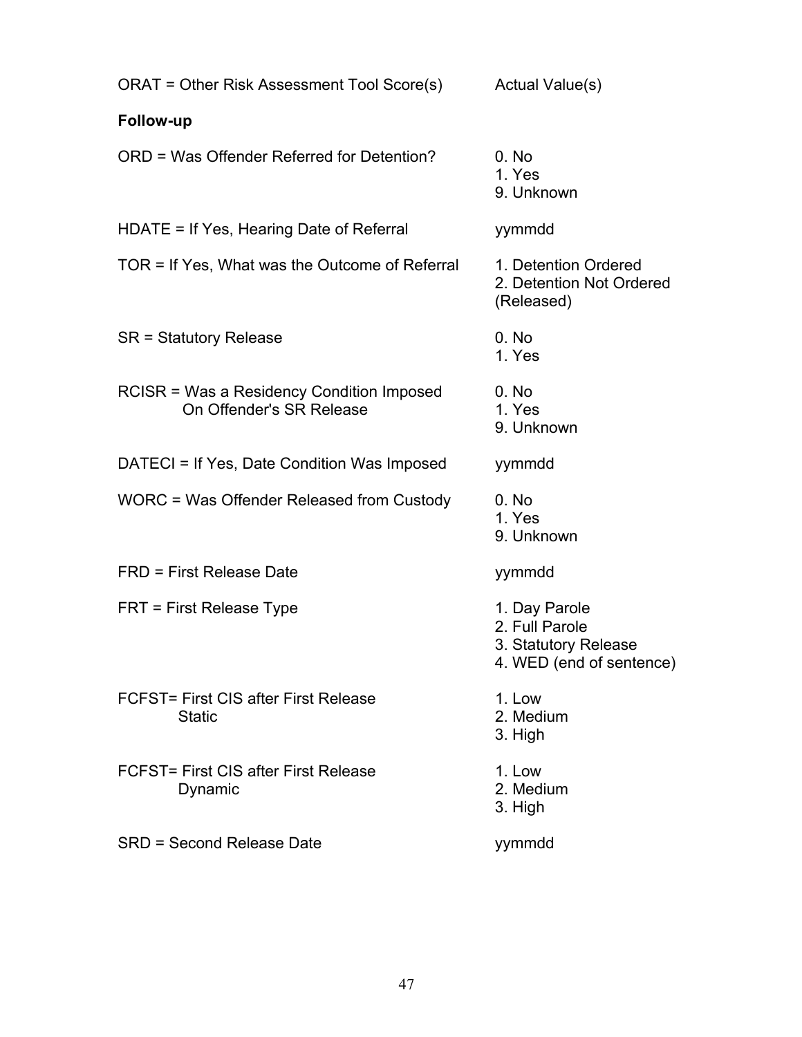ORAT = Other Risk Assessment Tool Score(s) Actual Value(s)

**Follow-up**

ORD = Was Offender Referred for Detention?
0. No
1. Yes
9. Unknown

HDATE = If Yes, Hearing Date of Referral yymmdd

TOR = If Yes, What was the Outcome of Referral
1. Detention Ordered
2. Detention Not Ordered (Released)

SR = Statutory Release
0. No
1. Yes

RCISR = Was a Residency Condition Imposed On Offender's SR Release
0. No
1. Yes
9. Unknown

DATECI = If Yes, Date Condition Was Imposed yymmdd

WORC = Was Offender Released from Custody
0. No
1. Yes
9. Unknown

FRD = First Release Date yymmdd

FRT = First Release Type
1. Day Parole
2. Full Parole
3. Statutory Release
4. WED (end of sentence)

FCFST= First CIS after First Release Static
1. Low
2. Medium
3. High

FCFST= First CIS after First Release Dynamic
1. Low
2. Medium
3. High

SRD = Second Release Date yymmdd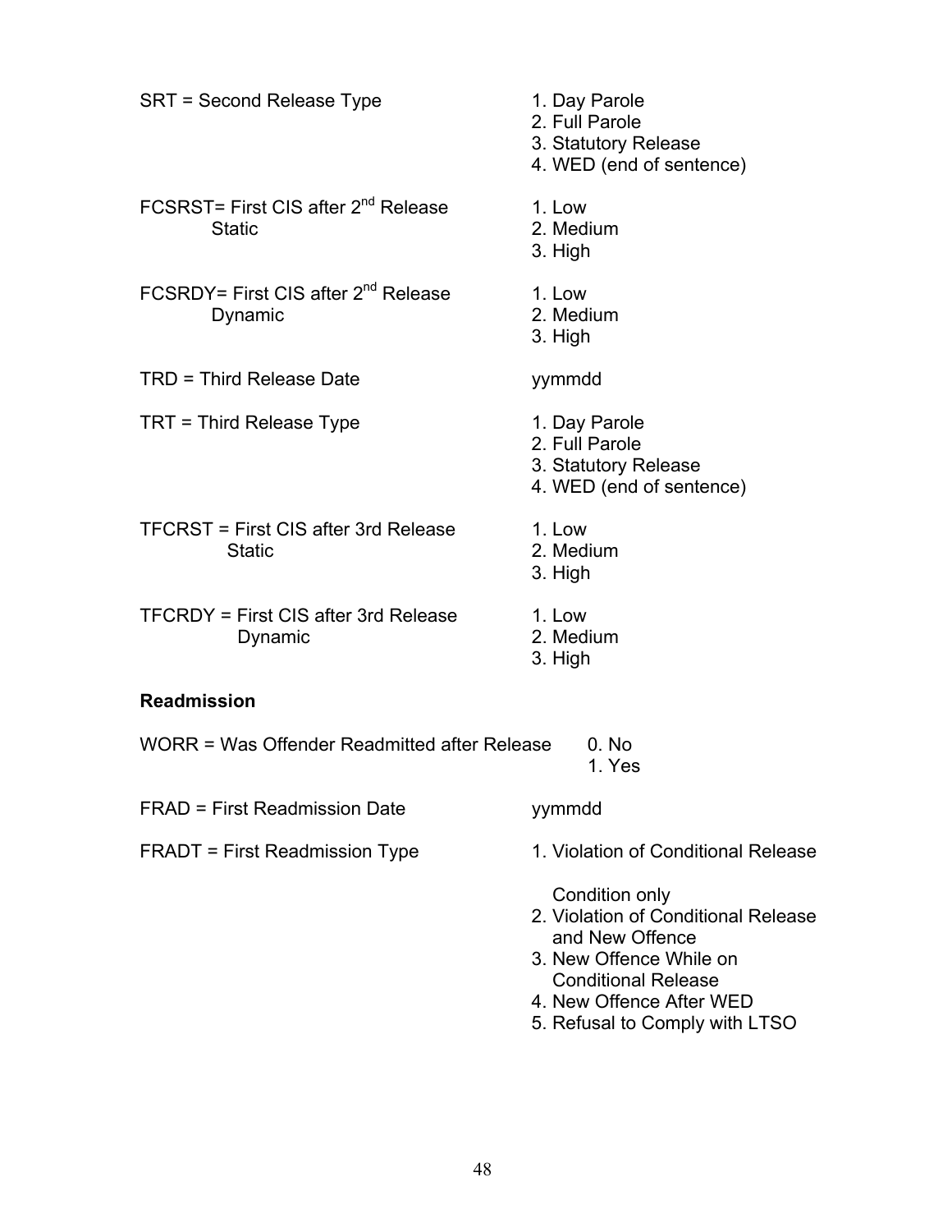SRT = Second Release Type

1. Day Parole
2. Full Parole
3. Statutory Release
4. WED (end of sentence)

FCSRST= First CIS after 2nd Release Static

1. Low
2. Medium
3. High

FCSRDY= First CIS after 2nd Release Dynamic

1. Low
2. Medium
3. High

TRD = Third Release Date — yymmdd

TRT = Third Release Type

1. Day Parole
2. Full Parole
3. Statutory Release
4. WED (end of sentence)

TFCRST = First CIS after 3rd Release Static

1. Low
2. Medium
3. High

TFCRDY = First CIS after 3rd Release Dynamic

1. Low
2. Medium
3. High

**Readmission**

WORR = Was Offender Readmitted after Release

0. No
1. Yes

FRAD = First Readmission Date — yymmdd

FRADT = First Readmission Type

1. Violation of Conditional Release Condition only
2. Violation of Conditional Release and New Offence
3. New Offence While on Conditional Release
4. New Offence After WED
5. Refusal to Comply with LTSO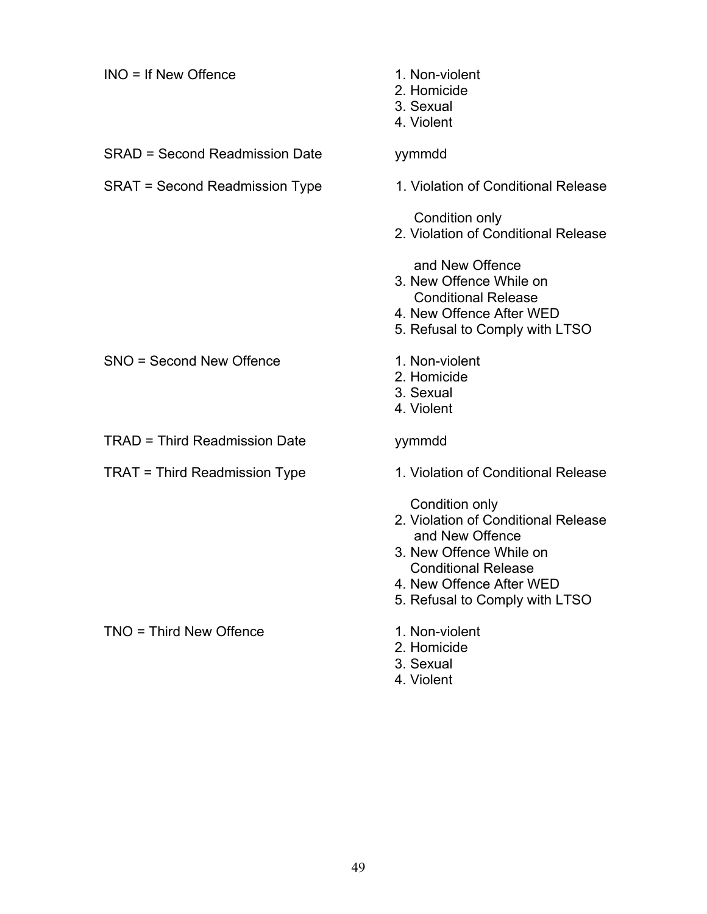| Variable | Values |
|---|---|
| INO = If New Offence | 1. Non-violent<br>2. Homicide<br>3. Sexual<br>4. Violent |
| SRAD = Second Readmission Date | yymmdd |
| SRAT = Second Readmission Type | 1. Violation of Conditional Release Condition only<br>2. Violation of Conditional Release and New Offence<br>3. New Offence While on Conditional Release<br>4. New Offence After WED<br>5. Refusal to Comply with LTSO |
| SNO = Second New Offence | 1. Non-violent<br>2. Homicide<br>3. Sexual<br>4. Violent |
| TRAD = Third Readmission Date | yymmdd |
| TRAT = Third Readmission Type | 1. Violation of Conditional Release Condition only<br>2. Violation of Conditional Release and New Offence<br>3. New Offence While on Conditional Release<br>4. New Offence After WED<br>5. Refusal to Comply with LTSO |
| TNO = Third New Offence | 1. Non-violent<br>2. Homicide<br>3. Sexual<br>4. Violent |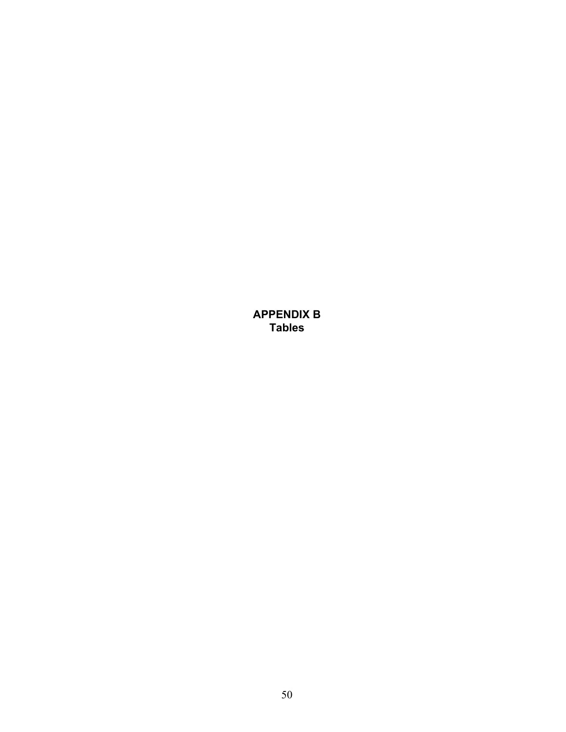# APPENDIX B
## Tables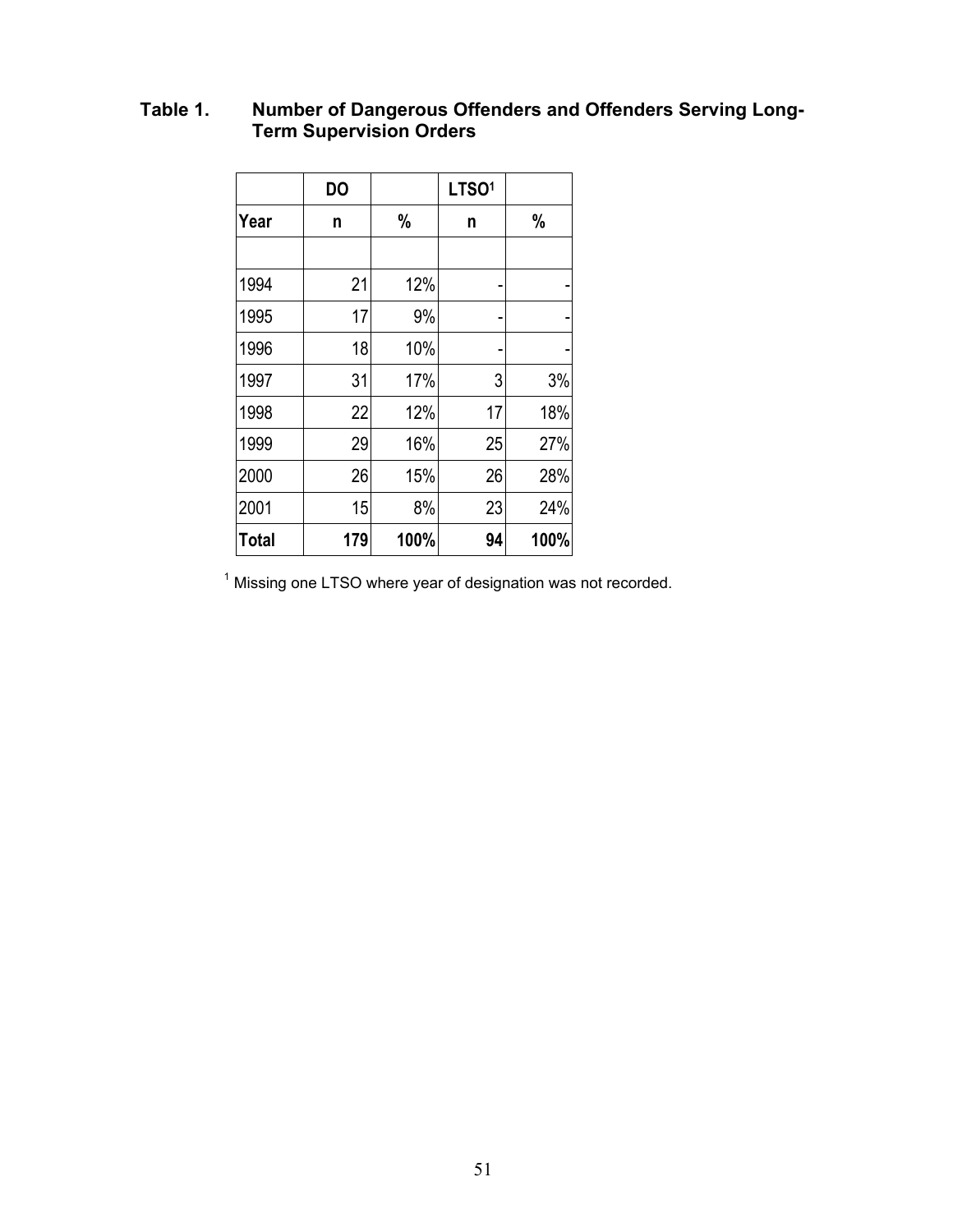**Table 1. Number of Dangerous Offenders and Offenders Serving Long-Term Supervision Orders**

| | DO | | LTSO[1] | |
|---|---|---|---|---|
| Year | n | % | n | % |
| | | | | |
| 1994 | 21 | 12% | - | - |
| 1995 | 17 | 9% | - | - |
| 1996 | 18 | 10% | - | - |
| 1997 | 31 | 17% | 3 | 3% |
| 1998 | 22 | 12% | 17 | 18% |
| 1999 | 29 | 16% | 25 | 27% |
| 2000 | 26 | 15% | 26 | 28% |
| 2001 | 15 | 8% | 23 | 24% |
| **Total** | **179** | **100%** | **94** | **100%** |

[1] Missing one LTSO where year of designation was not recorded.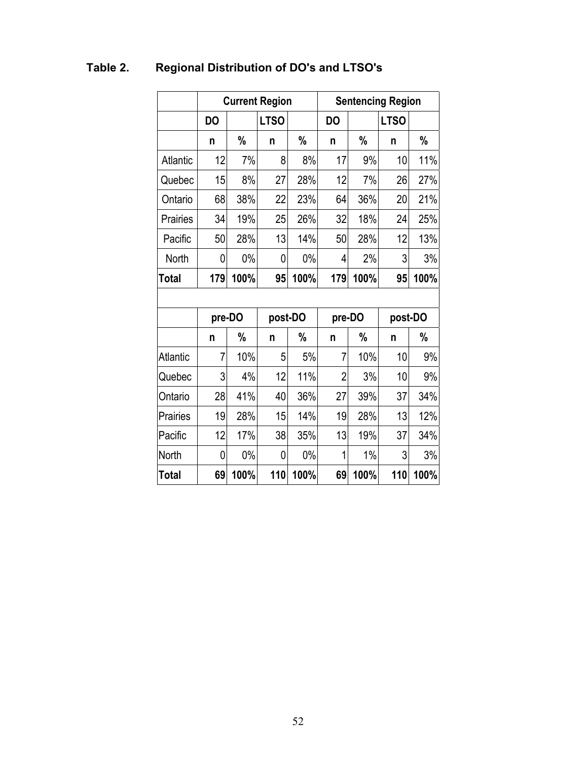**Table 2. Regional Distribution of DO's and LTSO's**

| | Current Region | | | | Sentencing Region | | | |
|---|---|---|---|---|---|---|---|---|
| | DO | | LTSO | | DO | | LTSO | |
| | n | % | n | % | n | % | n | % |
| Atlantic | 12 | 7% | 8 | 8% | 17 | 9% | 10 | 11% |
| Quebec | 15 | 8% | 27 | 28% | 12 | 7% | 26 | 27% |
| Ontario | 68 | 38% | 22 | 23% | 64 | 36% | 20 | 21% |
| Prairies | 34 | 19% | 25 | 26% | 32 | 18% | 24 | 25% |
| Pacific | 50 | 28% | 13 | 14% | 50 | 28% | 12 | 13% |
| North | 0 | 0% | 0 | 0% | 4 | 2% | 3 | 3% |
| **Total** | **179** | **100%** | **95** | **100%** | **179** | **100%** | **95** | **100%** |
| | | | | | | | | |
| | **pre-DO** | | **post-DO** | | **pre-DO** | | **post-DO** | |
| | **n** | **%** | **n** | **%** | **n** | **%** | **n** | **%** |
| Atlantic | 7 | 10% | 5 | 5% | 7 | 10% | 10 | 9% |
| Quebec | 3 | 4% | 12 | 11% | 2 | 3% | 10 | 9% |
| Ontario | 28 | 41% | 40 | 36% | 27 | 39% | 37 | 34% |
| Prairies | 19 | 28% | 15 | 14% | 19 | 28% | 13 | 12% |
| Pacific | 12 | 17% | 38 | 35% | 13 | 19% | 37 | 34% |
| North | 0 | 0% | 0 | 0% | 1 | 1% | 3 | 3% |
| **Total** | **69** | **100%** | **110** | **100%** | **69** | **100%** | **110** | **100%** |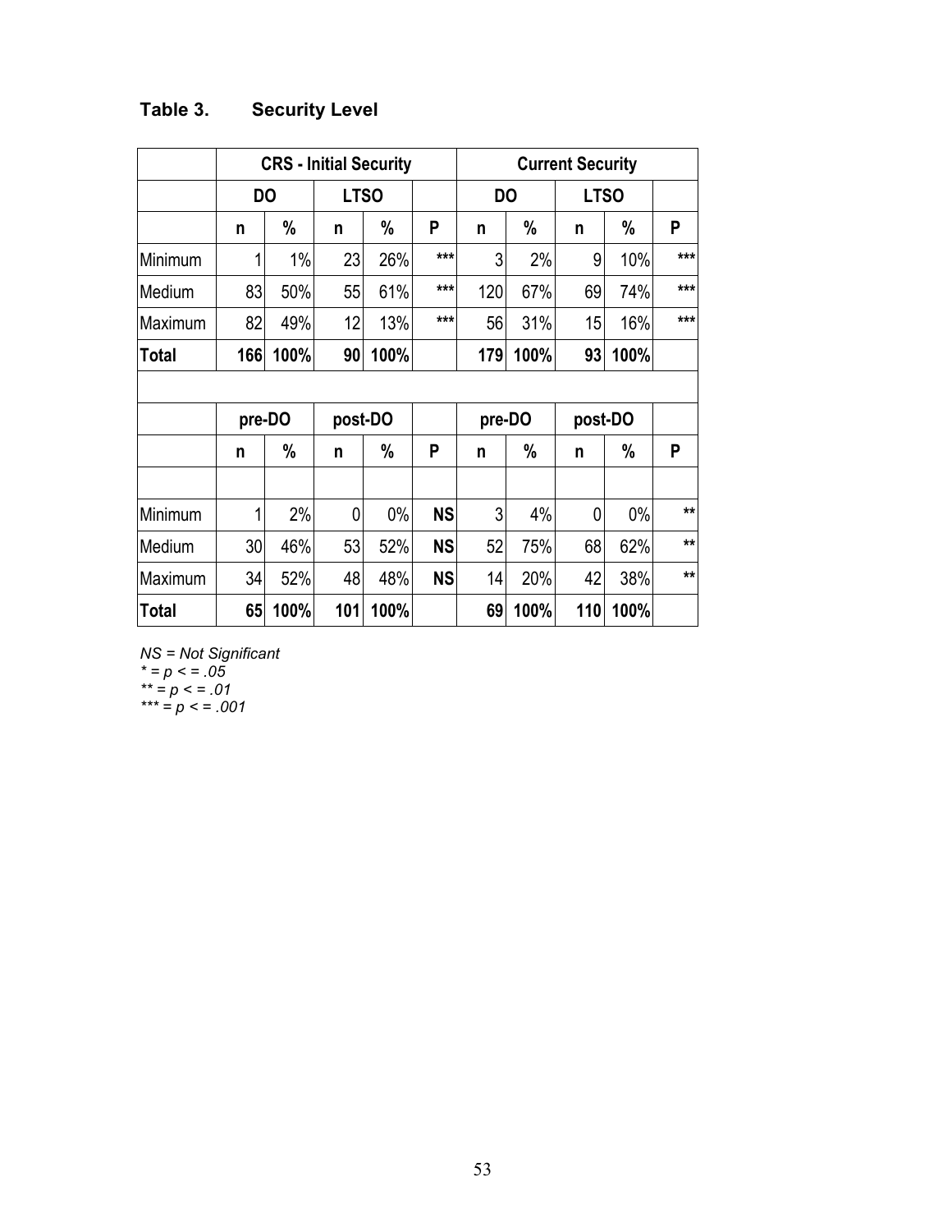**Table 3. Security Level**

| | CRS - Initial Security | | | | | Current Security | | | | |
|---|---|---|---|---|---|---|---|---|---|---|
| | DO | | LTSO | | | DO | | LTSO | | |
| | n | % | n | % | P | n | % | n | % | P |
| Minimum | 1 | 1% | 23 | 26% | *** | 3 | 2% | 9 | 10% | *** |
| Medium | 83 | 50% | 55 | 61% | *** | 120 | 67% | 69 | 74% | *** |
| Maximum | 82 | 49% | 12 | 13% | *** | 56 | 31% | 15 | 16% | *** |
| **Total** | **166** | **100%** | **90** | **100%** | | **179** | **100%** | **93** | **100%** | |
| | | | | | | | | | | |
| | pre-DO | | post-DO | | | pre-DO | | post-DO | | |
| | n | % | n | % | P | n | % | n | % | P |
| | | | | | | | | | | |
| Minimum | 1 | 2% | 0 | 0% | NS | 3 | 4% | 0 | 0% | ** |
| Medium | 30 | 46% | 53 | 52% | NS | 52 | 75% | 68 | 62% | ** |
| Maximum | 34 | 52% | 48 | 48% | NS | 14 | 20% | 42 | 38% | ** |
| **Total** | **65** | **100%** | **101** | **100%** | | **69** | **100%** | **110** | **100%** | |

*NS = Not Significant*  
*\* = p < = .05*  
*\*\* = p < = .01*  
*\*\*\* = p < = .001*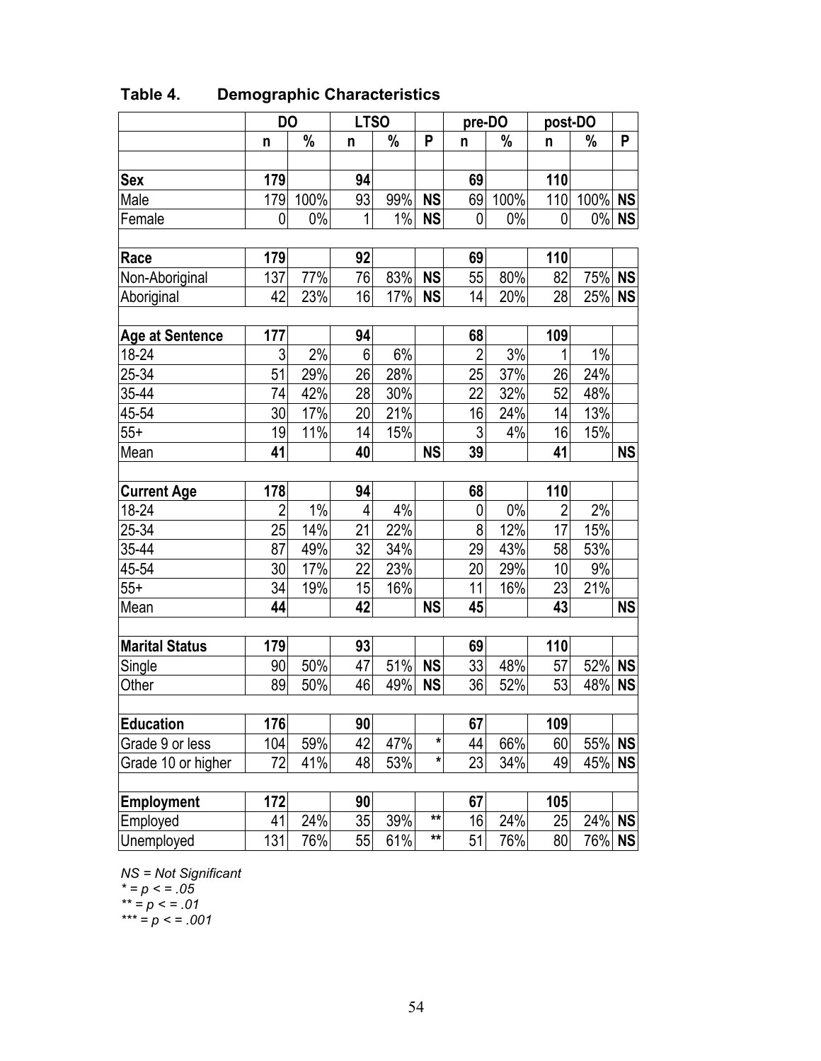## Table 4. Demographic Characteristics

| | DO | | LTSO | | | pre-DO | | post-DO | | |
|---|---|---|---|---|---|---|---|---|---|---|
| | n | % | n | % | P | n | % | n | % | P |
| **Sex** | **179** | | **94** | | | **69** | | **110** | | |
| Male | 179 | 100% | 93 | 99% | **NS** | 69 | 100% | 110 | 100% | **NS** |
| Female | 0 | 0% | 1 | 1% | **NS** | 0 | 0% | 0 | 0% | **NS** |
| **Race** | **179** | | **92** | | | **69** | | **110** | | |
| Non-Aboriginal | 137 | 77% | 76 | 83% | **NS** | 55 | 80% | 82 | 75% | **NS** |
| Aboriginal | 42 | 23% | 16 | 17% | **NS** | 14 | 20% | 28 | 25% | **NS** |
| **Age at Sentence** | **177** | | **94** | | | **68** | | **109** | | |
| 18-24 | 3 | 2% | 6 | 6% | | 2 | 3% | 1 | 1% | |
| 25-34 | 51 | 29% | 26 | 28% | | 25 | 37% | 26 | 24% | |
| 35-44 | 74 | 42% | 28 | 30% | | 22 | 32% | 52 | 48% | |
| 45-54 | 30 | 17% | 20 | 21% | | 16 | 24% | 14 | 13% | |
| 55+ | 19 | 11% | 14 | 15% | | 3 | 4% | 16 | 15% | |
| Mean | **41** | | **40** | | **NS** | **39** | | **41** | | **NS** |
| **Current Age** | **178** | | **94** | | | **68** | | **110** | | |
| 18-24 | 2 | 1% | 4 | 4% | | 0 | 0% | 2 | 2% | |
| 25-34 | 25 | 14% | 21 | 22% | | 8 | 12% | 17 | 15% | |
| 35-44 | 87 | 49% | 32 | 34% | | 29 | 43% | 58 | 53% | |
| 45-54 | 30 | 17% | 22 | 23% | | 20 | 29% | 10 | 9% | |
| 55+ | 34 | 19% | 15 | 16% | | 11 | 16% | 23 | 21% | |
| Mean | **44** | | **42** | | **NS** | **45** | | **43** | | **NS** |
| **Marital Status** | **179** | | **93** | | | **69** | | **110** | | |
| Single | 90 | 50% | 47 | 51% | **NS** | 33 | 48% | 57 | 52% | **NS** |
| Other | 89 | 50% | 46 | 49% | **NS** | 36 | 52% | 53 | 48% | **NS** |
| **Education** | **176** | | **90** | | | **67** | | **109** | | |
| Grade 9 or less | 104 | 59% | 42 | 47% | * | 44 | 66% | 60 | 55% | **NS** |
| Grade 10 or higher | 72 | 41% | 48 | 53% | * | 23 | 34% | 49 | 45% | **NS** |
| **Employment** | **172** | | **90** | | | **67** | | **105** | | |
| Employed | 41 | 24% | 35 | 39% | ** | 16 | 24% | 25 | 24% | **NS** |
| Unemployed | 131 | 76% | 55 | 61% | ** | 51 | 76% | 80 | 76% | **NS** |

*NS = Not Significant*
*\* = p < = .05*
*\*\* = p < = .01*
*\*\*\* = p < = .001*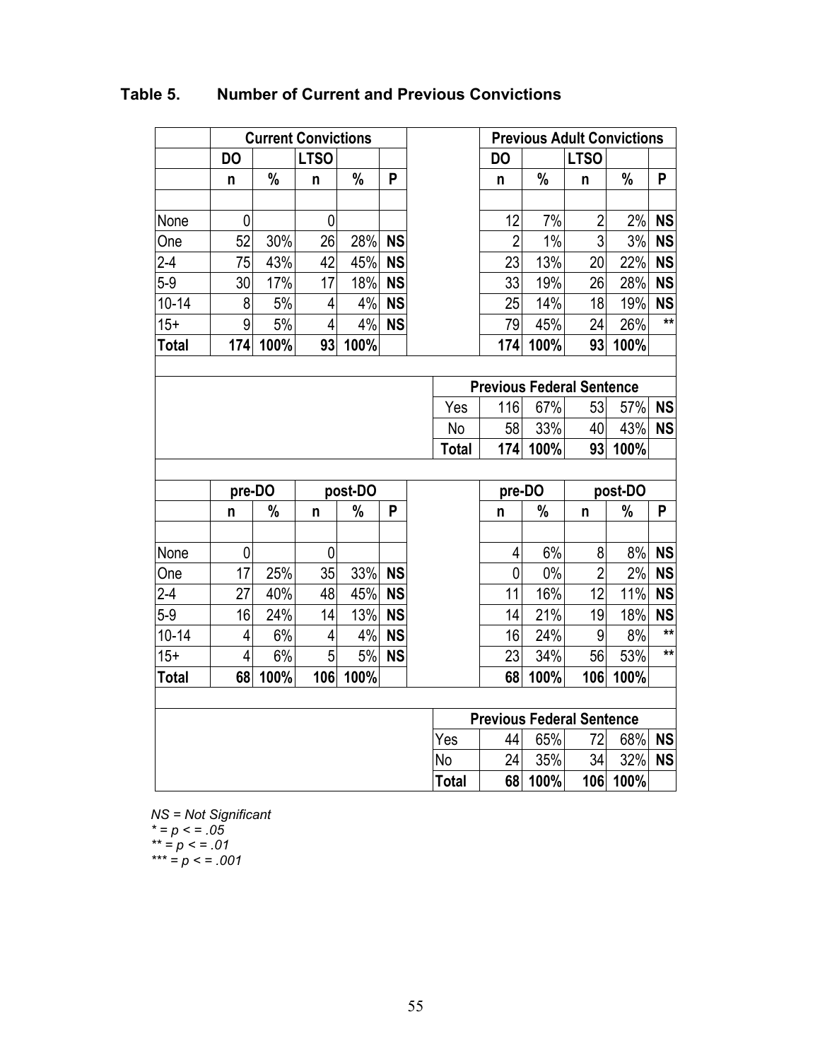**Table 5. Number of Current and Previous Convictions**

| | Current Convictions | | | | | | Previous Adult Convictions | | | | |
|---|---|---|---|---|---|---|---|---|---|---|---|
| | DO | | LTSO | | | | DO | | LTSO | | |
| | n | % | n | % | P | | n | % | n | % | P |
| None | 0 | | 0 | | | | 12 | 7% | 2 | 2% | NS |
| One | 52 | 30% | 26 | 28% | NS | | 2 | 1% | 3 | 3% | NS |
| 2-4 | 75 | 43% | 42 | 45% | NS | | 23 | 13% | 20 | 22% | NS |
| 5-9 | 30 | 17% | 17 | 18% | NS | | 33 | 19% | 26 | 28% | NS |
| 10-14 | 8 | 5% | 4 | 4% | NS | | 25 | 14% | 18 | 19% | NS |
| 15+ | 9 | 5% | 4 | 4% | NS | | 79 | 45% | 24 | 26% | ** |
| **Total** | **174** | **100%** | **93** | **100%** | | | **174** | **100%** | **93** | **100%** | |
| | | | | | | | Previous Federal Sentence | | | | |
| | | | | | | Yes | 116 | 67% | 53 | 57% | NS |
| | | | | | | No | 58 | 33% | 40 | 43% | NS |
| | | | | | | **Total** | **174** | **100%** | **93** | **100%** | |

| | pre-DO | | post-DO | | | | pre-DO | | post-DO | | |
|---|---|---|---|---|---|---|---|---|---|---|---|
| | n | % | n | % | P | | n | % | n | % | P |
| None | 0 | | 0 | | | | 4 | 6% | 8 | 8% | NS |
| One | 17 | 25% | 35 | 33% | NS | | 0 | 0% | 2 | 2% | NS |
| 2-4 | 27 | 40% | 48 | 45% | NS | | 11 | 16% | 12 | 11% | NS |
| 5-9 | 16 | 24% | 14 | 13% | NS | | 14 | 21% | 19 | 18% | NS |
| 10-14 | 4 | 6% | 4 | 4% | NS | | 16 | 24% | 9 | 8% | ** |
| 15+ | 4 | 6% | 5 | 5% | NS | | 23 | 34% | 56 | 53% | ** |
| **Total** | **68** | **100%** | **106** | **100%** | | | **68** | **100%** | **106** | **100%** | |
| | | | | | | | Previous Federal Sentence | | | | |
| | | | | | | Yes | 44 | 65% | 72 | 68% | NS |
| | | | | | | No | 24 | 35% | 34 | 32% | NS |
| | | | | | | **Total** | **68** | **100%** | **106** | **100%** | |

*NS = Not Significant*
*\* = p < = .05*
*\*\* = p < = .01*
*\*\*\* = p < = .001*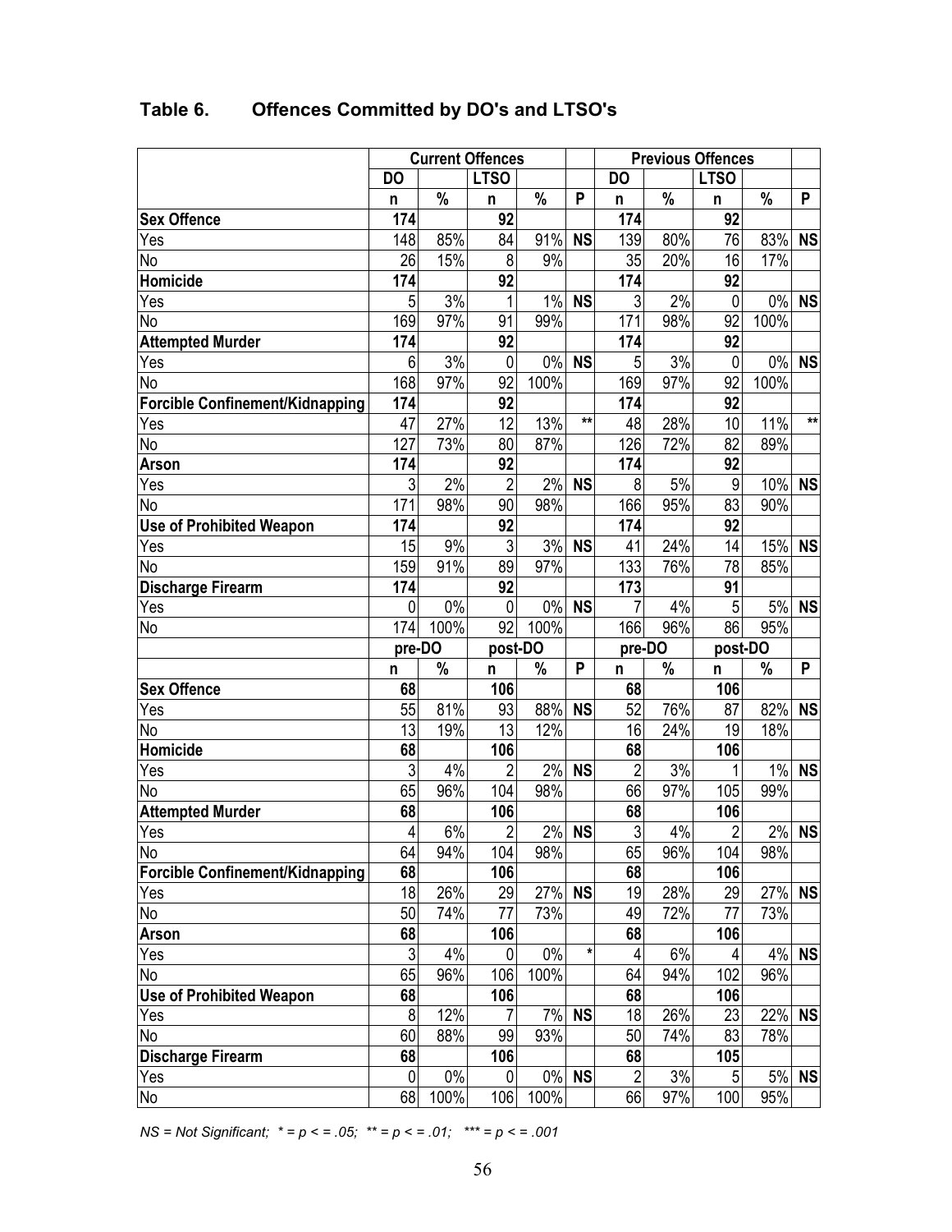## Table 6. Offences Committed by DO's and LTSO's

| | Current Offences | | | | | Previous Offences | | | | |
|---|---|---|---|---|---|---|---|---|---|---|
| | DO | | LTSO | | | DO | | LTSO | | |
| | n | % | n | % | P | n | % | n | % | P |
| **Sex Offence** | 174 | | 92 | | | 174 | | 92 | | |
| Yes | 148 | 85% | 84 | 91% | NS | 139 | 80% | 76 | 83% | NS |
| No | 26 | 15% | 8 | 9% | | 35 | 20% | 16 | 17% | |
| **Homicide** | 174 | | 92 | | | 174 | | 92 | | |
| Yes | 5 | 3% | 1 | 1% | NS | 3 | 2% | 0 | 0% | NS |
| No | 169 | 97% | 91 | 99% | | 171 | 98% | 92 | 100% | |
| **Attempted Murder** | 174 | | 92 | | | 174 | | 92 | | |
| Yes | 6 | 3% | 0 | 0% | NS | 5 | 3% | 0 | 0% | NS |
| No | 168 | 97% | 92 | 100% | | 169 | 97% | 92 | 100% | |
| **Forcible Confinement/Kidnapping** | 174 | | 92 | | | 174 | | 92 | | |
| Yes | 47 | 27% | 12 | 13% | ** | 48 | 28% | 10 | 11% | ** |
| No | 127 | 73% | 80 | 87% | | 126 | 72% | 82 | 89% | |
| **Arson** | 174 | | 92 | | | 174 | | 92 | | |
| Yes | 3 | 2% | 2 | 2% | NS | 8 | 5% | 9 | 10% | NS |
| No | 171 | 98% | 90 | 98% | | 166 | 95% | 83 | 90% | |
| **Use of Prohibited Weapon** | 174 | | 92 | | | 174 | | 92 | | |
| Yes | 15 | 9% | 3 | 3% | NS | 41 | 24% | 14 | 15% | NS |
| No | 159 | 91% | 89 | 97% | | 133 | 76% | 78 | 85% | |
| **Discharge Firearm** | 174 | | 92 | | | 173 | | 91 | | |
| Yes | 0 | 0% | 0 | 0% | NS | 7 | 4% | 5 | 5% | NS |
| No | 174 | 100% | 92 | 100% | | 166 | 96% | 86 | 95% | |
| | pre-DO | | post-DO | | | pre-DO | | post-DO | | |
| | n | % | n | % | P | n | % | n | % | P |
| **Sex Offence** | 68 | | 106 | | | 68 | | 106 | | |
| Yes | 55 | 81% | 93 | 88% | NS | 52 | 76% | 87 | 82% | NS |
| No | 13 | 19% | 13 | 12% | | 16 | 24% | 19 | 18% | |
| **Homicide** | 68 | | 106 | | | 68 | | 106 | | |
| Yes | 3 | 4% | 2 | 2% | NS | 2 | 3% | 1 | 1% | NS |
| No | 65 | 96% | 104 | 98% | | 66 | 97% | 105 | 99% | |
| **Attempted Murder** | 68 | | 106 | | | 68 | | 106 | | |
| Yes | 4 | 6% | 2 | 2% | NS | 3 | 4% | 2 | 2% | NS |
| No | 64 | 94% | 104 | 98% | | 65 | 96% | 104 | 98% | |
| **Forcible Confinement/Kidnapping** | 68 | | 106 | | | 68 | | 106 | | |
| Yes | 18 | 26% | 29 | 27% | NS | 19 | 28% | 29 | 27% | NS |
| No | 50 | 74% | 77 | 73% | | 49 | 72% | 77 | 73% | |
| **Arson** | 68 | | 106 | | | 68 | | 106 | | |
| Yes | 3 | 4% | 0 | 0% | * | 4 | 6% | 4 | 4% | NS |
| No | 65 | 96% | 106 | 100% | | 64 | 94% | 102 | 96% | |
| **Use of Prohibited Weapon** | 68 | | 106 | | | 68 | | 106 | | |
| Yes | 8 | 12% | 7 | 7% | NS | 18 | 26% | 23 | 22% | NS |
| No | 60 | 88% | 99 | 93% | | 50 | 74% | 83 | 78% | |
| **Discharge Firearm** | 68 | | 106 | | | 68 | | 105 | | |
| Yes | 0 | 0% | 0 | 0% | NS | 2 | 3% | 5 | 5% | NS |
| No | 68 | 100% | 106 | 100% | | 66 | 97% | 100 | 95% | |

*NS = Not Significant; * = p < = .05; ** = p < = .01; *** = p < = .001*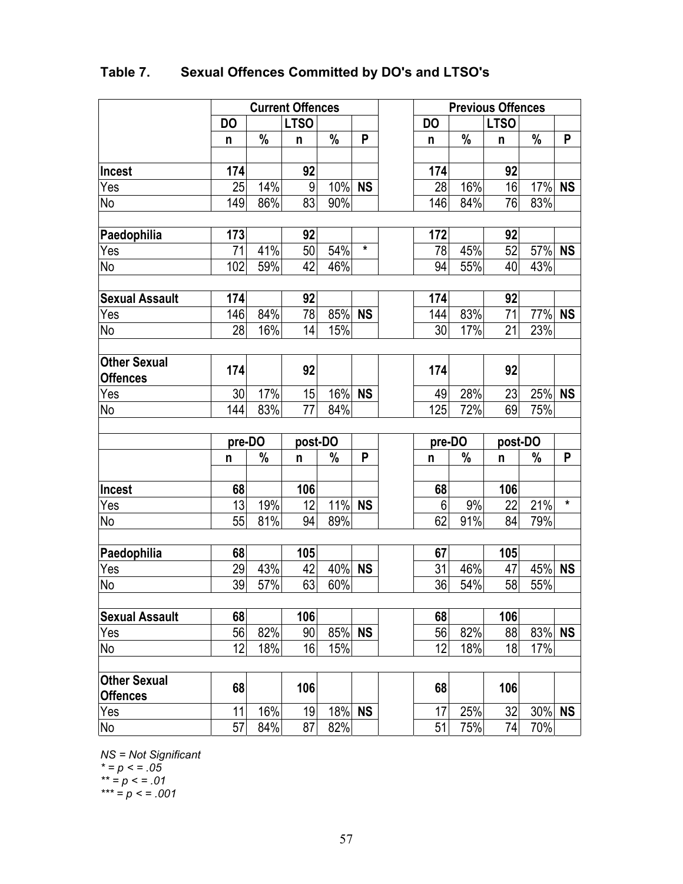## Table 7. Sexual Offences Committed by DO's and LTSO's

| | Current Offences | | | | | | Previous Offences | | | | |
|---|---|---|---|---|---|---|---|---|---|---|---|
| | DO | | LTSO | | | | DO | | LTSO | | |
| | n | % | n | % | P | | n | % | n | % | P |
| **Incest** | **174** | | **92** | | | | **174** | | **92** | | |
| Yes | 25 | 14% | 9 | 10% | **NS** | | 28 | 16% | 16 | 17% | **NS** |
| No | 149 | 86% | 83 | 90% | | | 146 | 84% | 76 | 83% | |
| **Paedophilia** | **173** | | **92** | | | | **172** | | **92** | | |
| Yes | 71 | 41% | 50 | 54% | * | | 78 | 45% | 52 | 57% | **NS** |
| No | 102 | 59% | 42 | 46% | | | 94 | 55% | 40 | 43% | |
| **Sexual Assault** | **174** | | **92** | | | | **174** | | **92** | | |
| Yes | 146 | 84% | 78 | 85% | **NS** | | 144 | 83% | 71 | 77% | **NS** |
| No | 28 | 16% | 14 | 15% | | | 30 | 17% | 21 | 23% | |
| **Other Sexual Offences** | **174** | | **92** | | | | **174** | | **92** | | |
| Yes | 30 | 17% | 15 | 16% | **NS** | | 49 | 28% | 23 | 25% | **NS** |
| No | 144 | 83% | 77 | 84% | | | 125 | 72% | 69 | 75% | |
| | pre-DO | | post-DO | | | | pre-DO | | post-DO | | |
| | n | % | n | % | P | | n | % | n | % | P |
| **Incest** | **68** | | **106** | | | | **68** | | **106** | | |
| Yes | 13 | 19% | 12 | 11% | **NS** | | 6 | 9% | 22 | 21% | * |
| No | 55 | 81% | 94 | 89% | | | 62 | 91% | 84 | 79% | |
| **Paedophilia** | **68** | | **105** | | | | **67** | | **105** | | |
| Yes | 29 | 43% | 42 | 40% | **NS** | | 31 | 46% | 47 | 45% | **NS** |
| No | 39 | 57% | 63 | 60% | | | 36 | 54% | 58 | 55% | |
| **Sexual Assault** | **68** | | **106** | | | | **68** | | **106** | | |
| Yes | 56 | 82% | 90 | 85% | **NS** | | 56 | 82% | 88 | 83% | **NS** |
| No | 12 | 18% | 16 | 15% | | | 12 | 18% | 18 | 17% | |
| **Other Sexual Offences** | **68** | | **106** | | | | **68** | | **106** | | |
| Yes | 11 | 16% | 19 | 18% | **NS** | | 17 | 25% | 32 | 30% | **NS** |
| No | 57 | 84% | 87 | 82% | | | 51 | 75% | 74 | 70% | |

*NS = Not Significant*
*\* = p < = .05*
*\*\* = p < = .01*
*\*\*\* = p < = .001*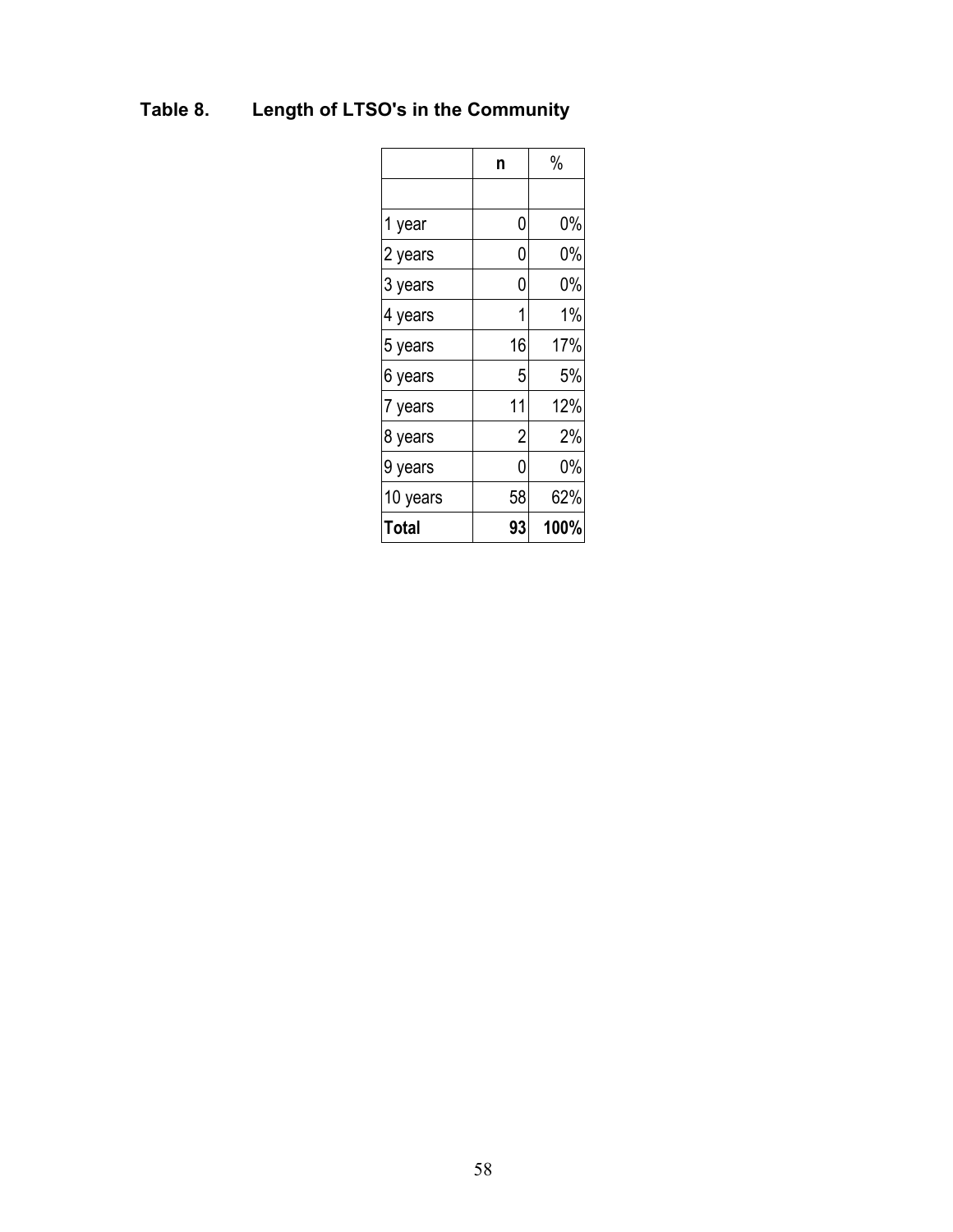**Table 8. Length of LTSO's in the Community**

| | n | % |
|---|---|---|
| | | |
| 1 year | 0 | 0% |
| 2 years | 0 | 0% |
| 3 years | 0 | 0% |
| 4 years | 1 | 1% |
| 5 years | 16 | 17% |
| 6 years | 5 | 5% |
| 7 years | 11 | 12% |
| 8 years | 2 | 2% |
| 9 years | 0 | 0% |
| 10 years | 58 | 62% |
| **Total** | **93** | **100%** |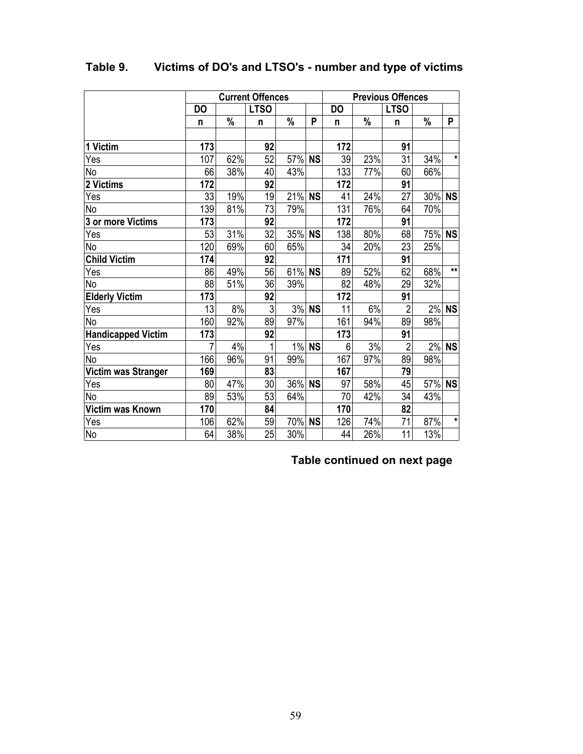**Table 9. Victims of DO's and LTSO's - number and type of victims**

| | Current Offences | | | | | Previous Offences | | | | |
|---|---|---|---|---|---|---|---|---|---|---|
| | DO | | LTSO | | | DO | | LTSO | | |
| | n | % | n | % | P | n | % | n | % | P |
| **1 Victim** | **173** | | **92** | | | **172** | | **91** | | |
| Yes | 107 | 62% | 52 | 57% | **NS** | 39 | 23% | 31 | 34% | * |
| No | 66 | 38% | 40 | 43% | | 133 | 77% | 60 | 66% | |
| **2 Victims** | **172** | | **92** | | | **172** | | **91** | | |
| Yes | 33 | 19% | 19 | 21% | **NS** | 41 | 24% | 27 | 30% | **NS** |
| No | 139 | 81% | 73 | 79% | | 131 | 76% | 64 | 70% | |
| **3 or more Victims** | **173** | | **92** | | | **172** | | **91** | | |
| Yes | 53 | 31% | 32 | 35% | **NS** | 138 | 80% | 68 | 75% | **NS** |
| No | 120 | 69% | 60 | 65% | | 34 | 20% | 23 | 25% | |
| **Child Victim** | **174** | | **92** | | | **171** | | **91** | | |
| Yes | 86 | 49% | 56 | 61% | **NS** | 89 | 52% | 62 | 68% | ** |
| No | 88 | 51% | 36 | 39% | | 82 | 48% | 29 | 32% | |
| **Elderly Victim** | **173** | | **92** | | | **172** | | **91** | | |
| Yes | 13 | 8% | 3 | 3% | **NS** | 11 | 6% | 2 | 2% | **NS** |
| No | 160 | 92% | 89 | 97% | | 161 | 94% | 89 | 98% | |
| **Handicapped Victim** | **173** | | **92** | | | **173** | | **91** | | |
| Yes | 7 | 4% | 1 | 1% | **NS** | 6 | 3% | 2 | 2% | **NS** |
| No | 166 | 96% | 91 | 99% | | 167 | 97% | 89 | 98% | |
| **Victim was Stranger** | **169** | | **83** | | | **167** | | **79** | | |
| Yes | 80 | 47% | 30 | 36% | **NS** | 97 | 58% | 45 | 57% | **NS** |
| No | 89 | 53% | 53 | 64% | | 70 | 42% | 34 | 43% | |
| **Victim was Known** | **170** | | **84** | | | **170** | | **82** | | |
| Yes | 106 | 62% | 59 | 70% | **NS** | 126 | 74% | 71 | 87% | * |
| No | 64 | 38% | 25 | 30% | | 44 | 26% | 11 | 13% | |

**Table continued on next page**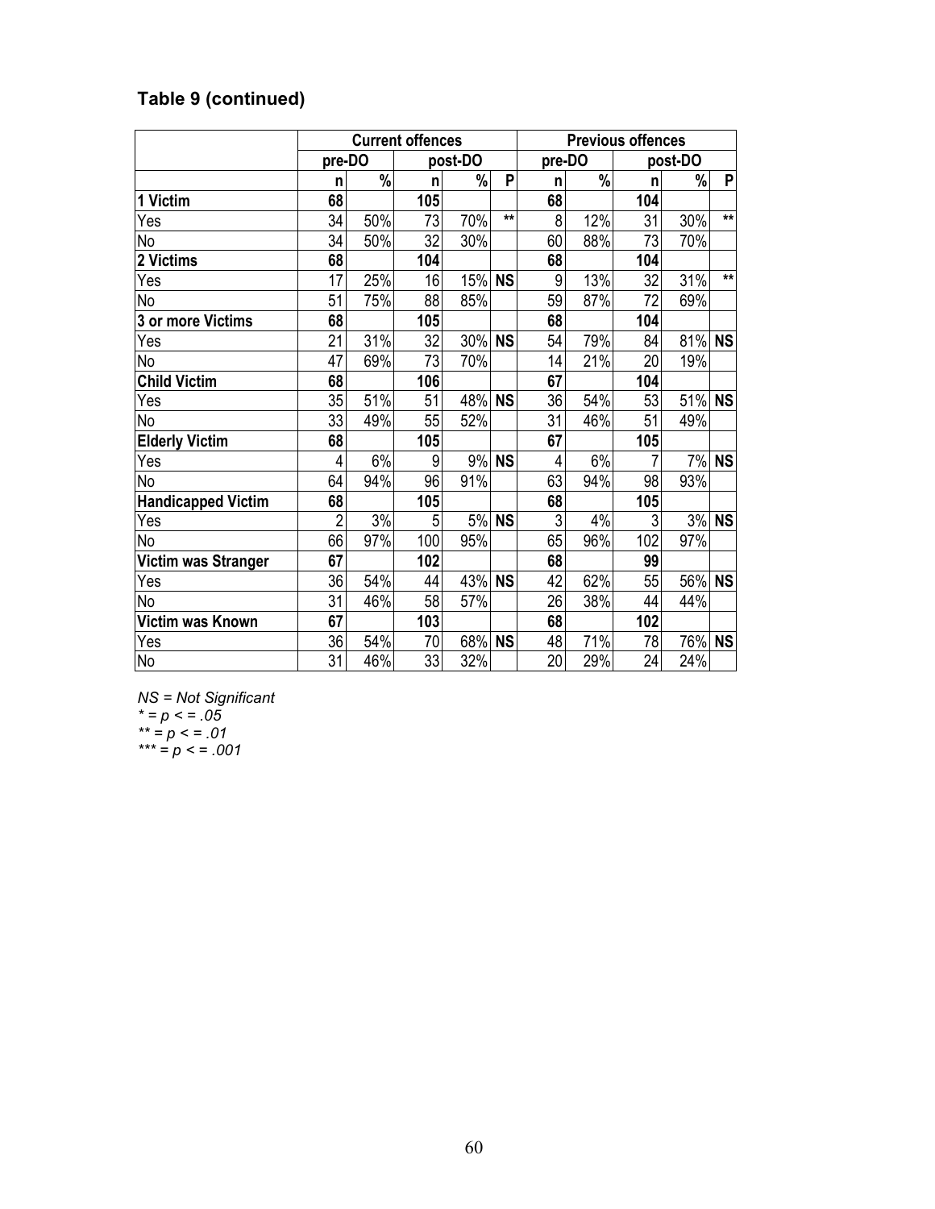## Table 9 (continued)

| | Current offences | | | | | Previous offences | | | | |
|---|---|---|---|---|---|---|---|---|---|---|
| | pre-DO | | post-DO | | | pre-DO | | post-DO | | |
| | n | % | n | % | P | n | % | n | % | P |
| **1 Victim** | **68** | | **105** | | | **68** | | **104** | | |
| Yes | 34 | 50% | 73 | 70% | ** | 8 | 12% | 31 | 30% | ** |
| No | 34 | 50% | 32 | 30% | | 60 | 88% | 73 | 70% | |
| **2 Victims** | **68** | | **104** | | | **68** | | **104** | | |
| Yes | 17 | 25% | 16 | 15% | **NS** | 9 | 13% | 32 | 31% | ** |
| No | 51 | 75% | 88 | 85% | | 59 | 87% | 72 | 69% | |
| **3 or more Victims** | **68** | | **105** | | | **68** | | **104** | | |
| Yes | 21 | 31% | 32 | 30% | **NS** | 54 | 79% | 84 | 81% | **NS** |
| No | 47 | 69% | 73 | 70% | | 14 | 21% | 20 | 19% | |
| **Child Victim** | **68** | | **106** | | | **67** | | **104** | | |
| Yes | 35 | 51% | 51 | 48% | **NS** | 36 | 54% | 53 | 51% | **NS** |
| No | 33 | 49% | 55 | 52% | | 31 | 46% | 51 | 49% | |
| **Elderly Victim** | **68** | | **105** | | | **67** | | **105** | | |
| Yes | 4 | 6% | 9 | 9% | **NS** | 4 | 6% | 7 | 7% | **NS** |
| No | 64 | 94% | 96 | 91% | | 63 | 94% | 98 | 93% | |
| **Handicapped Victim** | **68** | | **105** | | | **68** | | **105** | | |
| Yes | 2 | 3% | 5 | 5% | **NS** | 3 | 4% | 3 | 3% | **NS** |
| No | 66 | 97% | 100 | 95% | | 65 | 96% | 102 | 97% | |
| **Victim was Stranger** | **67** | | **102** | | | **68** | | **99** | | |
| Yes | 36 | 54% | 44 | 43% | **NS** | 42 | 62% | 55 | 56% | **NS** |
| No | 31 | 46% | 58 | 57% | | 26 | 38% | 44 | 44% | |
| **Victim was Known** | **67** | | **103** | | | **68** | | **102** | | |
| Yes | 36 | 54% | 70 | 68% | **NS** | 48 | 71% | 78 | 76% | **NS** |
| No | 31 | 46% | 33 | 32% | | 20 | 29% | 24 | 24% | |

*NS = Not Significant*
*\* = p < = .05*
*\*\* = p < = .01*
*\*\*\* = p < = .001*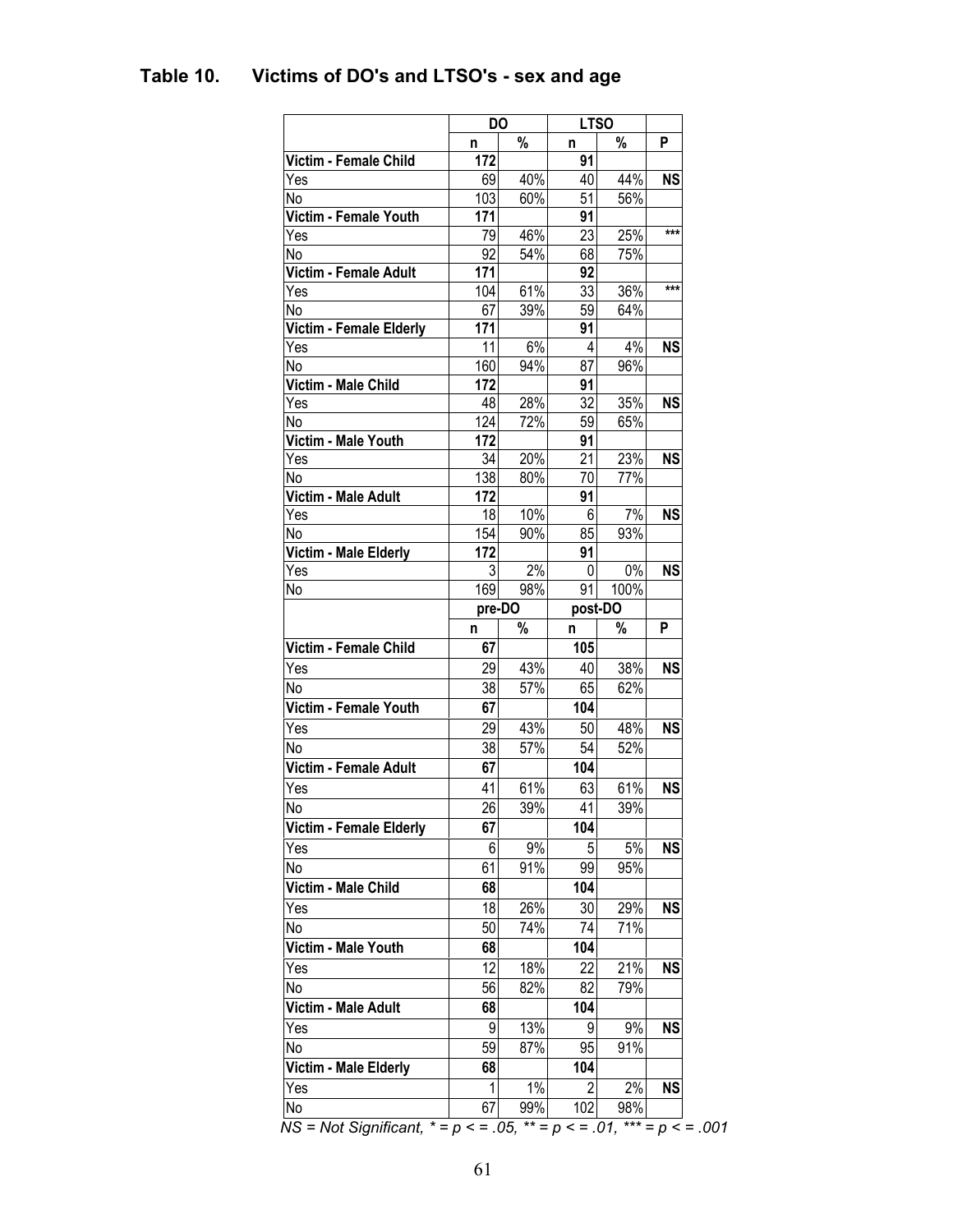## Table 10. Victims of DO's and LTSO's - sex and age

| | DO | | LTSO | | |
|---|---|---|---|---|---|
| | n | % | n | % | P |
| **Victim - Female Child** | **172** | | **91** | | |
| Yes | 69 | 40% | 40 | 44% | **NS** |
| No | 103 | 60% | 51 | 56% | |
| **Victim - Female Youth** | **171** | | **91** | | |
| Yes | 79 | 46% | 23 | 25% | *** |
| No | 92 | 54% | 68 | 75% | |
| **Victim - Female Adult** | **171** | | **92** | | |
| Yes | 104 | 61% | 33 | 36% | *** |
| No | 67 | 39% | 59 | 64% | |
| **Victim - Female Elderly** | **171** | | **91** | | |
| Yes | 11 | 6% | 4 | 4% | **NS** |
| No | 160 | 94% | 87 | 96% | |
| **Victim - Male Child** | **172** | | **91** | | |
| Yes | 48 | 28% | 32 | 35% | **NS** |
| No | 124 | 72% | 59 | 65% | |
| **Victim - Male Youth** | **172** | | **91** | | |
| Yes | 34 | 20% | 21 | 23% | **NS** |
| No | 138 | 80% | 70 | 77% | |
| **Victim - Male Adult** | **172** | | **91** | | |
| Yes | 18 | 10% | 6 | 7% | **NS** |
| No | 154 | 90% | 85 | 93% | |
| **Victim - Male Elderly** | **172** | | **91** | | |
| Yes | 3 | 2% | 0 | 0% | **NS** |
| No | 169 | 98% | 91 | 100% | |
| | **pre-DO** | | **post-DO** | | |
| | n | % | n | % | P |
| **Victim - Female Child** | **67** | | **105** | | |
| Yes | 29 | 43% | 40 | 38% | **NS** |
| No | 38 | 57% | 65 | 62% | |
| **Victim - Female Youth** | **67** | | **104** | | |
| Yes | 29 | 43% | 50 | 48% | **NS** |
| No | 38 | 57% | 54 | 52% | |
| **Victim - Female Adult** | **67** | | **104** | | |
| Yes | 41 | 61% | 63 | 61% | **NS** |
| No | 26 | 39% | 41 | 39% | |
| **Victim - Female Elderly** | **67** | | **104** | | |
| Yes | 6 | 9% | 5 | 5% | **NS** |
| No | 61 | 91% | 99 | 95% | |
| **Victim - Male Child** | **68** | | **104** | | |
| Yes | 18 | 26% | 30 | 29% | **NS** |
| No | 50 | 74% | 74 | 71% | |
| **Victim - Male Youth** | **68** | | **104** | | |
| Yes | 12 | 18% | 22 | 21% | **NS** |
| No | 56 | 82% | 82 | 79% | |
| **Victim - Male Adult** | **68** | | **104** | | |
| Yes | 9 | 13% | 9 | 9% | **NS** |
| No | 59 | 87% | 95 | 91% | |
| **Victim - Male Elderly** | **68** | | **104** | | |
| Yes | 1 | 1% | 2 | 2% | **NS** |
| No | 67 | 99% | 102 | 98% | |

*NS = Not Significant, * = p < = .05, ** = p < = .01, *** = p < = .001*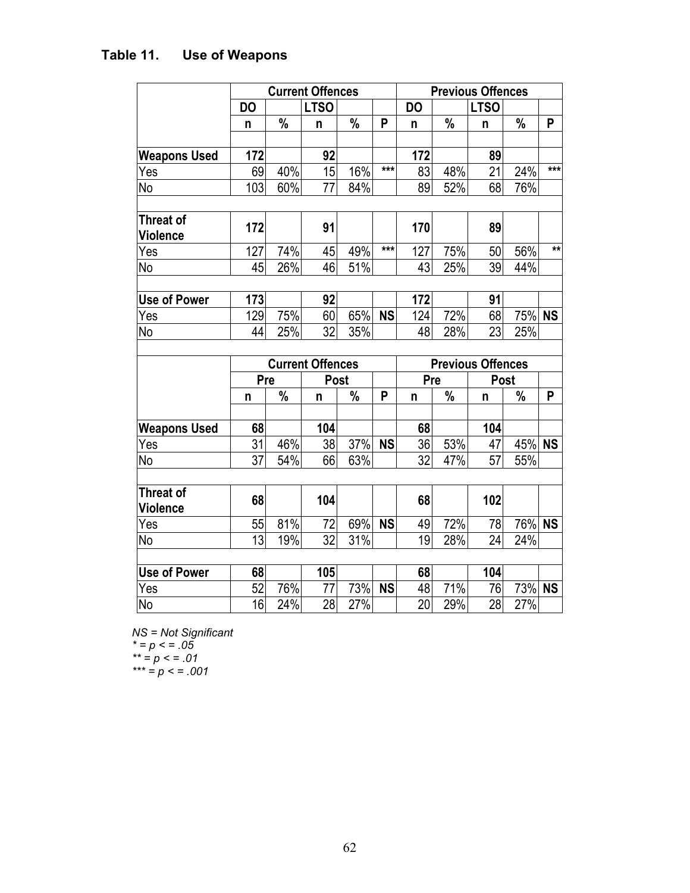**Table 11. Use of Weapons**

| | Current Offences | | | | | Previous Offences | | | | |
|---|---|---|---|---|---|---|---|---|---|---|
| | DO | | LTSO | | | DO | | LTSO | | |
| | n | % | n | % | P | n | % | n | % | P |
| **Weapons Used** | **172** | | **92** | | | **172** | | **89** | | |
| Yes | 69 | 40% | 15 | 16% | *** | 83 | 48% | 21 | 24% | *** |
| No | 103 | 60% | 77 | 84% | | 89 | 52% | 68 | 76% | |
| **Threat of Violence** | **172** | | **91** | | | **170** | | **89** | | |
| Yes | 127 | 74% | 45 | 49% | *** | 127 | 75% | 50 | 56% | ** |
| No | 45 | 26% | 46 | 51% | | 43 | 25% | 39 | 44% | |
| **Use of Power** | **173** | | **92** | | | **172** | | **91** | | |
| Yes | 129 | 75% | 60 | 65% | **NS** | 124 | 72% | 68 | 75% | **NS** |
| No | 44 | 25% | 32 | 35% | | 48 | 28% | 23 | 25% | |

| | Current Offences | | | | | Previous Offences | | | | |
|---|---|---|---|---|---|---|---|---|---|---|
| | Pre | | Post | | | Pre | | Post | | |
| | n | % | n | % | P | n | % | n | % | P |
| **Weapons Used** | **68** | | **104** | | | **68** | | **104** | | |
| Yes | 31 | 46% | 38 | 37% | **NS** | 36 | 53% | 47 | 45% | **NS** |
| No | 37 | 54% | 66 | 63% | | 32 | 47% | 57 | 55% | |
| **Threat of Violence** | **68** | | **104** | | | **68** | | **102** | | |
| Yes | 55 | 81% | 72 | 69% | **NS** | 49 | 72% | 78 | 76% | **NS** |
| No | 13 | 19% | 32 | 31% | | 19 | 28% | 24 | 24% | |
| **Use of Power** | **68** | | **105** | | | **68** | | **104** | | |
| Yes | 52 | 76% | 77 | 73% | **NS** | 48 | 71% | 76 | 73% | **NS** |
| No | 16 | 24% | 28 | 27% | | 20 | 29% | 28 | 27% | |

*NS = Not Significant*
*\* = p < = .05*
*\*\* = p < = .01*
*\*\*\* = p < = .001*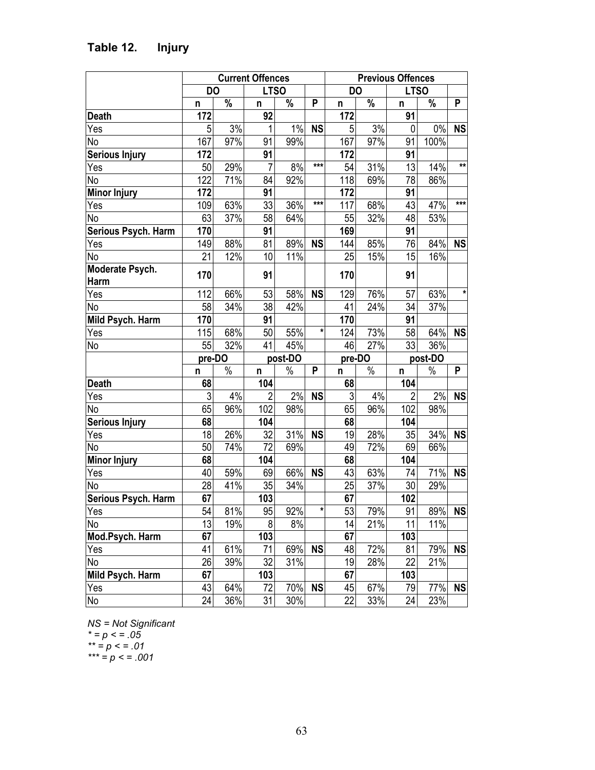## Table 12. Injury

| | Current Offences | | | | | Previous Offences | | | | |
|---|---|---|---|---|---|---|---|---|---|---|
| | DO | | LTSO | | | DO | | LTSO | | |
| | n | % | n | % | P | n | % | n | % | P |
| **Death** | **172** | | **92** | | | **172** | | **91** | | |
| Yes | 5 | 3% | 1 | 1% | **NS** | 5 | 3% | 0 | 0% | **NS** |
| No | 167 | 97% | 91 | 99% | | 167 | 97% | 91 | 100% | |
| **Serious Injury** | **172** | | **91** | | | **172** | | **91** | | |
| Yes | 50 | 29% | 7 | 8% | *** | 54 | 31% | 13 | 14% | ** |
| No | 122 | 71% | 84 | 92% | | 118 | 69% | 78 | 86% | |
| **Minor Injury** | **172** | | **91** | | | **172** | | **91** | | |
| Yes | 109 | 63% | 33 | 36% | *** | 117 | 68% | 43 | 47% | *** |
| No | 63 | 37% | 58 | 64% | | 55 | 32% | 48 | 53% | |
| **Serious Psych. Harm** | **170** | | **91** | | | **169** | | **91** | | |
| Yes | 149 | 88% | 81 | 89% | **NS** | 144 | 85% | 76 | 84% | **NS** |
| No | 21 | 12% | 10 | 11% | | 25 | 15% | 15 | 16% | |
| **Moderate Psych. Harm** | **170** | | **91** | | | **170** | | **91** | | |
| Yes | 112 | 66% | 53 | 58% | **NS** | 129 | 76% | 57 | 63% | * |
| No | 58 | 34% | 38 | 42% | | 41 | 24% | 34 | 37% | |
| **Mild Psych. Harm** | **170** | | **91** | | | **170** | | **91** | | |
| Yes | 115 | 68% | 50 | 55% | * | 124 | 73% | 58 | 64% | **NS** |
| No | 55 | 32% | 41 | 45% | | 46 | 27% | 33 | 36% | |
| | **pre-DO** | | **post-DO** | | | **pre-DO** | | **post-DO** | | |
| | n | % | n | % | P | n | % | n | % | P |
| **Death** | **68** | | **104** | | | **68** | | **104** | | |
| Yes | 3 | 4% | 2 | 2% | **NS** | 3 | 4% | 2 | 2% | **NS** |
| No | 65 | 96% | 102 | 98% | | 65 | 96% | 102 | 98% | |
| **Serious Injury** | **68** | | **104** | | | **68** | | **104** | | |
| Yes | 18 | 26% | 32 | 31% | **NS** | 19 | 28% | 35 | 34% | **NS** |
| No | 50 | 74% | 72 | 69% | | 49 | 72% | 69 | 66% | |
| **Minor Injury** | **68** | | **104** | | | **68** | | **104** | | |
| Yes | 40 | 59% | 69 | 66% | **NS** | 43 | 63% | 74 | 71% | **NS** |
| No | 28 | 41% | 35 | 34% | | 25 | 37% | 30 | 29% | |
| **Serious Psych. Harm** | **67** | | **103** | | | **67** | | **102** | | |
| Yes | 54 | 81% | 95 | 92% | * | 53 | 79% | 91 | 89% | **NS** |
| No | 13 | 19% | 8 | 8% | | 14 | 21% | 11 | 11% | |
| **Mod.Psych. Harm** | **67** | | **103** | | | **67** | | **103** | | |
| Yes | 41 | 61% | 71 | 69% | **NS** | 48 | 72% | 81 | 79% | **NS** |
| No | 26 | 39% | 32 | 31% | | 19 | 28% | 22 | 21% | |
| **Mild Psych. Harm** | **67** | | **103** | | | **67** | | **103** | | |
| Yes | 43 | 64% | 72 | 70% | **NS** | 45 | 67% | 79 | 77% | **NS** |
| No | 24 | 36% | 31 | 30% | | 22 | 33% | 24 | 23% | |

*NS = Not Significant*
*\* = p < = .05*
*\*\* = p < = .01*
*\*\*\* = p < = .001*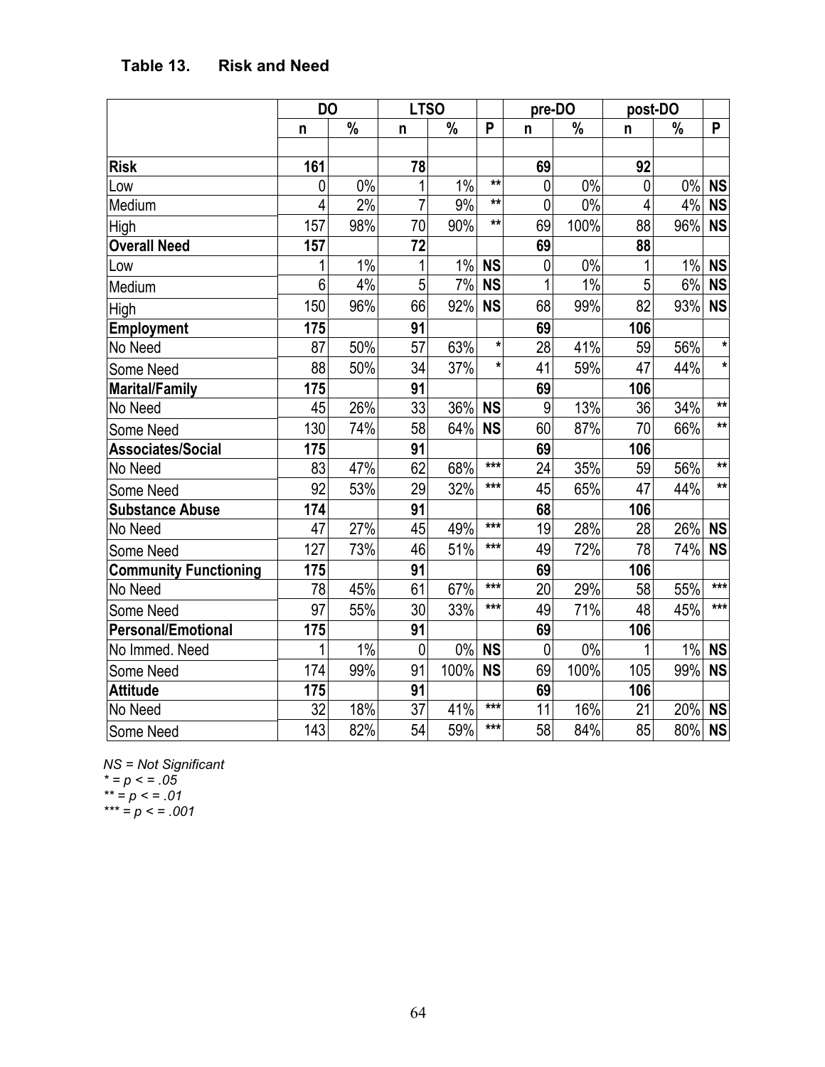### Table 13. Risk and Need

| | DO | | LTSO | | | pre-DO | | post-DO | | |
|---|---|---|---|---|---|---|---|---|---|---|
| | n | % | n | % | P | n | % | n | % | P |
| **Risk** | **161** | | **78** | | | **69** | | **92** | | |
| Low | 0 | 0% | 1 | 1% | ** | 0 | 0% | 0 | 0% | **NS** |
| Medium | 4 | 2% | 7 | 9% | ** | 0 | 0% | 4 | 4% | **NS** |
| High | 157 | 98% | 70 | 90% | ** | 69 | 100% | 88 | 96% | **NS** |
| **Overall Need** | **157** | | **72** | | | **69** | | **88** | | |
| Low | 1 | 1% | 1 | 1% | **NS** | 0 | 0% | 1 | 1% | **NS** |
| Medium | 6 | 4% | 5 | 7% | **NS** | 1 | 1% | 5 | 6% | **NS** |
| High | 150 | 96% | 66 | 92% | **NS** | 68 | 99% | 82 | 93% | **NS** |
| **Employment** | **175** | | **91** | | | **69** | | **106** | | |
| No Need | 87 | 50% | 57 | 63% | * | 28 | 41% | 59 | 56% | * |
| Some Need | 88 | 50% | 34 | 37% | * | 41 | 59% | 47 | 44% | * |
| **Marital/Family** | **175** | | **91** | | | **69** | | **106** | | |
| No Need | 45 | 26% | 33 | 36% | **NS** | 9 | 13% | 36 | 34% | ** |
| Some Need | 130 | 74% | 58 | 64% | **NS** | 60 | 87% | 70 | 66% | ** |
| **Associates/Social** | **175** | | **91** | | | **69** | | **106** | | |
| No Need | 83 | 47% | 62 | 68% | *** | 24 | 35% | 59 | 56% | ** |
| Some Need | 92 | 53% | 29 | 32% | *** | 45 | 65% | 47 | 44% | ** |
| **Substance Abuse** | **174** | | **91** | | | **68** | | **106** | | |
| No Need | 47 | 27% | 45 | 49% | *** | 19 | 28% | 28 | 26% | **NS** |
| Some Need | 127 | 73% | 46 | 51% | *** | 49 | 72% | 78 | 74% | **NS** |
| **Community Functioning** | **175** | | **91** | | | **69** | | **106** | | |
| No Need | 78 | 45% | 61 | 67% | *** | 20 | 29% | 58 | 55% | *** |
| Some Need | 97 | 55% | 30 | 33% | *** | 49 | 71% | 48 | 45% | *** |
| **Personal/Emotional** | **175** | | **91** | | | **69** | | **106** | | |
| No Immed. Need | 1 | 1% | 0 | 0% | **NS** | 0 | 0% | 1 | 1% | **NS** |
| Some Need | 174 | 99% | 91 | 100% | **NS** | 69 | 100% | 105 | 99% | **NS** |
| **Attitude** | **175** | | **91** | | | **69** | | **106** | | |
| No Need | 32 | 18% | 37 | 41% | *** | 11 | 16% | 21 | 20% | **NS** |
| Some Need | 143 | 82% | 54 | 59% | *** | 58 | 84% | 85 | 80% | **NS** |

*NS = Not Significant*
*\* = p < = .05*
*\*\* = p < = .01*
*\*\*\* = p < = .001*